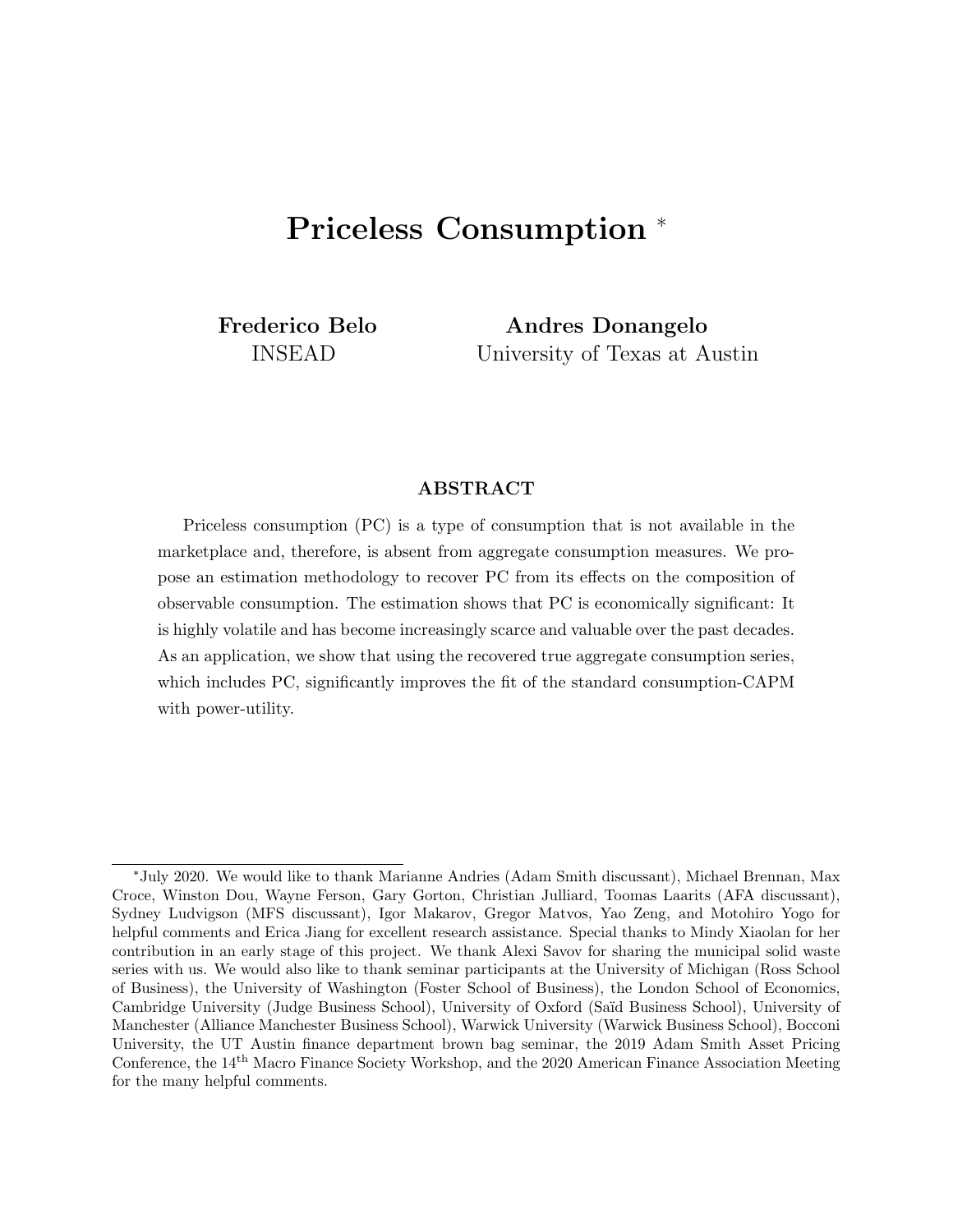# Priceless Consumption [*]

**Frederico Belo**
INSEAD

**Andres Donangelo**
University of Texas at Austin

### ABSTRACT

Priceless consumption (PC) is a type of consumption that is not available in the marketplace and, therefore, is absent from aggregate consumption measures. We propose an estimation methodology to recover PC from its effects on the composition of observable consumption. The estimation shows that PC is economically significant: It is highly volatile and has become increasingly scarce and valuable over the past decades. As an application, we show that using the recovered true aggregate consumption series, which includes PC, significantly improves the fit of the standard consumption-CAPM with power-utility.

---

[*] July 2020. We would like to thank Marianne Andries (Adam Smith discussant), Michael Brennan, Max Croce, Winston Dou, Wayne Ferson, Gary Gorton, Christian Julliard, Toomas Laarits (AFA discussant), Sydney Ludvigson (MFS discussant), Igor Makarov, Gregor Matvos, Yao Zeng, and Motohiro Yogo for helpful comments and Erica Jiang for excellent research assistance. Special thanks to Mindy Xiaolan for her contribution in an early stage of this project. We thank Alexi Savov for sharing the municipal solid waste series with us. We would also like to thank seminar participants at the University of Michigan (Ross School of Business), the University of Washington (Foster School of Business), the London School of Economics, Cambridge University (Judge Business School), University of Oxford (Saïd Business School), University of Manchester (Alliance Manchester Business School), Warwick University (Warwick Business School), Bocconi University, the UT Austin finance department brown bag seminar, the 2019 Adam Smith Asset Pricing Conference, the 14th Macro Finance Society Workshop, and the 2020 American Finance Association Meeting for the many helpful comments.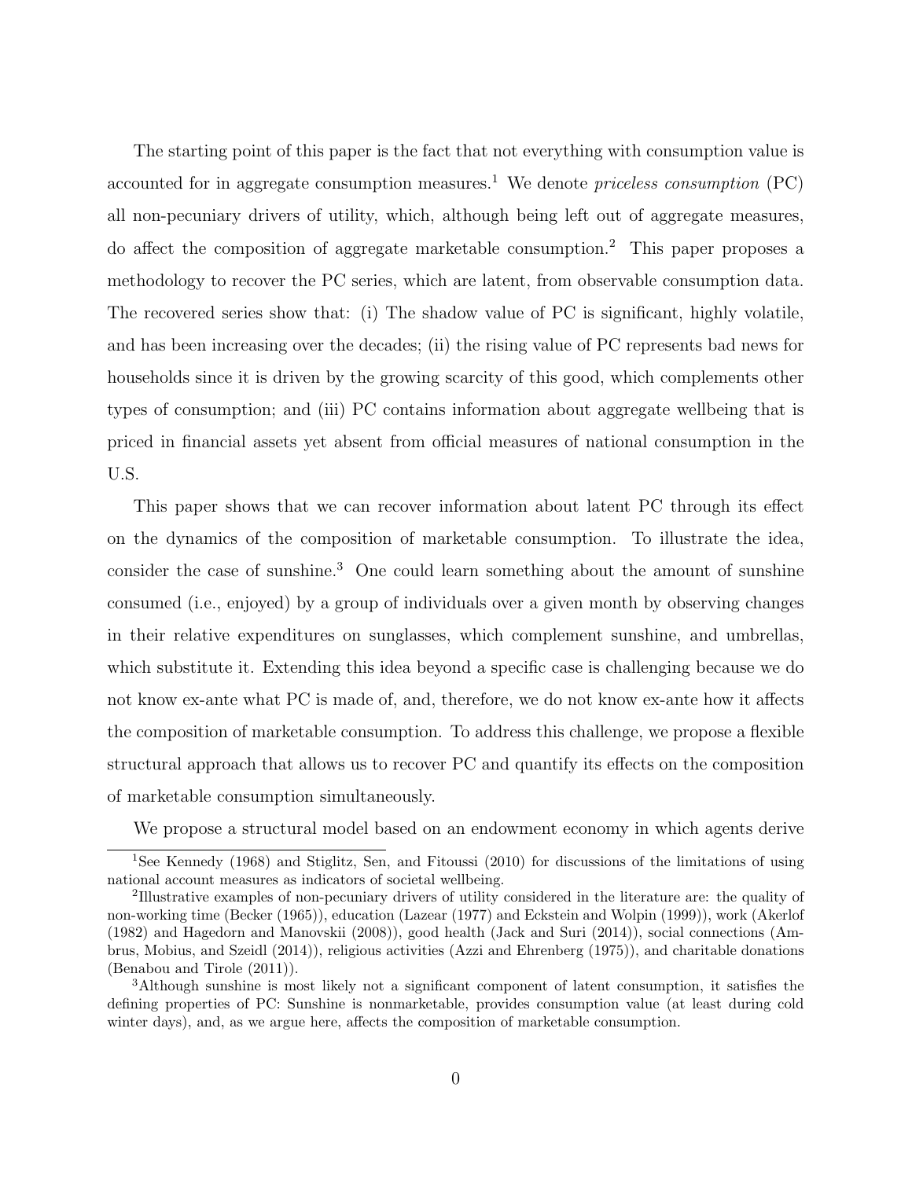The starting point of this paper is the fact that not everything with consumption value is accounted for in aggregate consumption measures.[1] We denote *priceless consumption* (PC) all non-pecuniary drivers of utility, which, although being left out of aggregate measures, do affect the composition of aggregate marketable consumption.[2] This paper proposes a methodology to recover the PC series, which are latent, from observable consumption data. The recovered series show that: (i) The shadow value of PC is significant, highly volatile, and has been increasing over the decades; (ii) the rising value of PC represents bad news for households since it is driven by the growing scarcity of this good, which complements other types of consumption; and (iii) PC contains information about aggregate wellbeing that is priced in financial assets yet absent from official measures of national consumption in the U.S.

This paper shows that we can recover information about latent PC through its effect on the dynamics of the composition of marketable consumption. To illustrate the idea, consider the case of sunshine.[3] One could learn something about the amount of sunshine consumed (i.e., enjoyed) by a group of individuals over a given month by observing changes in their relative expenditures on sunglasses, which complement sunshine, and umbrellas, which substitute it. Extending this idea beyond a specific case is challenging because we do not know ex-ante what PC is made of, and, therefore, we do not know ex-ante how it affects the composition of marketable consumption. To address this challenge, we propose a flexible structural approach that allows us to recover PC and quantify its effects on the composition of marketable consumption simultaneously.

We propose a structural model based on an endowment economy in which agents derive

[1] See Kennedy (1968) and Stiglitz, Sen, and Fitoussi (2010) for discussions of the limitations of using national account measures as indicators of societal wellbeing.

[2] Illustrative examples of non-pecuniary drivers of utility considered in the literature are: the quality of non-working time (Becker (1965)), education (Lazear (1977) and Eckstein and Wolpin (1999)), work (Akerlof (1982) and Hagedorn and Manovskii (2008)), good health (Jack and Suri (2014)), social connections (Ambrus, Mobius, and Szeidl (2014)), religious activities (Azzi and Ehrenberg (1975)), and charitable donations (Benabou and Tirole (2011)).

[3] Although sunshine is most likely not a significant component of latent consumption, it satisfies the defining properties of PC: Sunshine is nonmarketable, provides consumption value (at least during cold winter days), and, as we argue here, affects the composition of marketable consumption.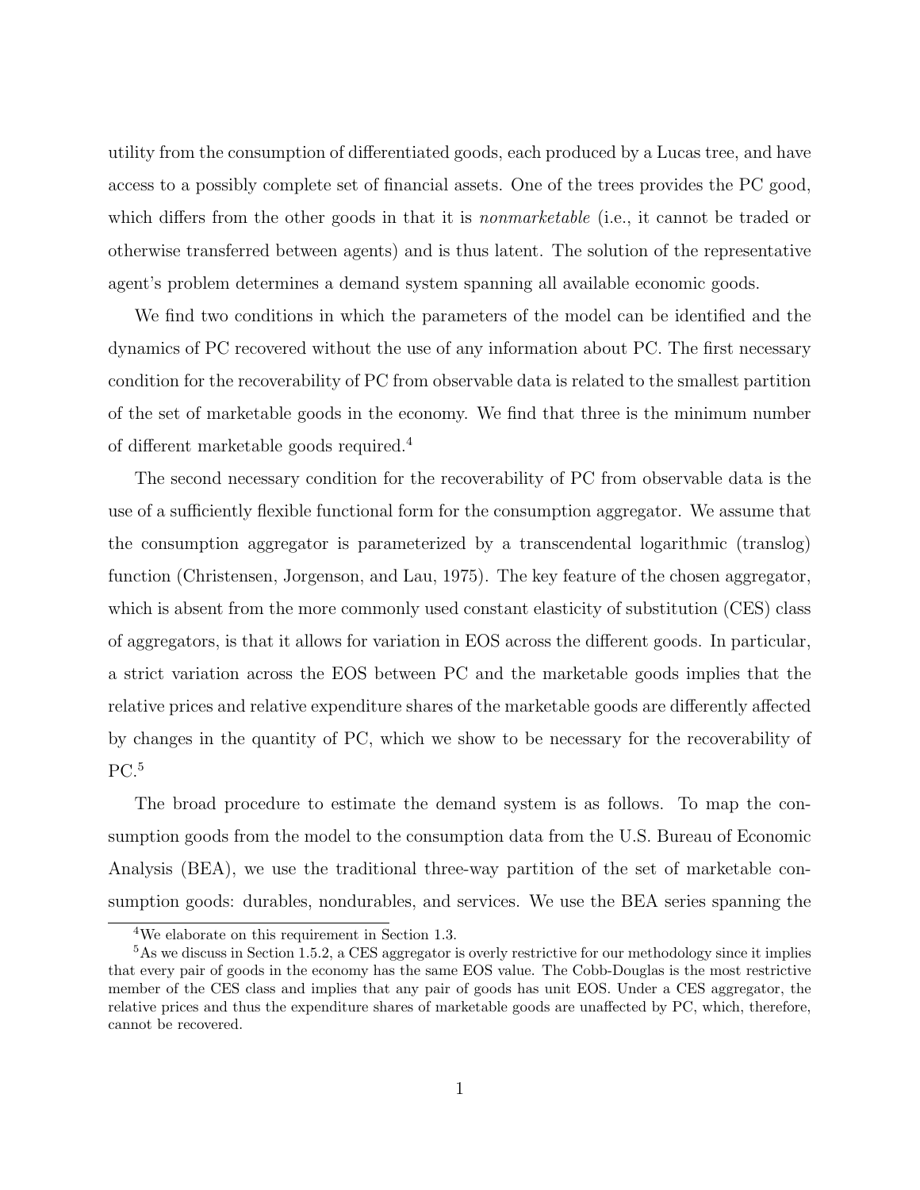utility from the consumption of differentiated goods, each produced by a Lucas tree, and have access to a possibly complete set of financial assets. One of the trees provides the PC good, which differs from the other goods in that it is *nonmarketable* (i.e., it cannot be traded or otherwise transferred between agents) and is thus latent. The solution of the representative agent's problem determines a demand system spanning all available economic goods.

We find two conditions in which the parameters of the model can be identified and the dynamics of PC recovered without the use of any information about PC. The first necessary condition for the recoverability of PC from observable data is related to the smallest partition of the set of marketable goods in the economy. We find that three is the minimum number of different marketable goods required.[4]

The second necessary condition for the recoverability of PC from observable data is the use of a sufficiently flexible functional form for the consumption aggregator. We assume that the consumption aggregator is parameterized by a transcendental logarithmic (translog) function (Christensen, Jorgenson, and Lau, 1975). The key feature of the chosen aggregator, which is absent from the more commonly used constant elasticity of substitution (CES) class of aggregators, is that it allows for variation in EOS across the different goods. In particular, a strict variation across the EOS between PC and the marketable goods implies that the relative prices and relative expenditure shares of the marketable goods are differently affected by changes in the quantity of PC, which we show to be necessary for the recoverability of PC.[5]

The broad procedure to estimate the demand system is as follows. To map the consumption goods from the model to the consumption data from the U.S. Bureau of Economic Analysis (BEA), we use the traditional three-way partition of the set of marketable consumption goods: durables, nondurables, and services. We use the BEA series spanning the

[4] We elaborate on this requirement in Section 1.3.

[5] As we discuss in Section 1.5.2, a CES aggregator is overly restrictive for our methodology since it implies that every pair of goods in the economy has the same EOS value. The Cobb-Douglas is the most restrictive member of the CES class and implies that any pair of goods has unit EOS. Under a CES aggregator, the relative prices and thus the expenditure shares of marketable goods are unaffected by PC, which, therefore, cannot be recovered.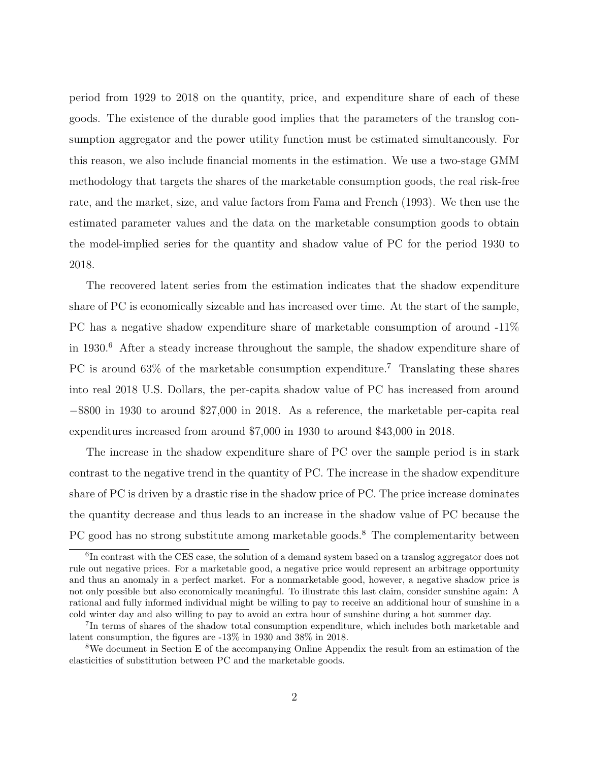period from 1929 to 2018 on the quantity, price, and expenditure share of each of these goods. The existence of the durable good implies that the parameters of the translog consumption aggregator and the power utility function must be estimated simultaneously. For this reason, we also include financial moments in the estimation. We use a two-stage GMM methodology that targets the shares of the marketable consumption goods, the real risk-free rate, and the market, size, and value factors from Fama and French (1993). We then use the estimated parameter values and the data on the marketable consumption goods to obtain the model-implied series for the quantity and shadow value of PC for the period 1930 to 2018.

The recovered latent series from the estimation indicates that the shadow expenditure share of PC is economically sizeable and has increased over time. At the start of the sample, PC has a negative shadow expenditure share of marketable consumption of around -11% in 1930.[6] After a steady increase throughout the sample, the shadow expenditure share of PC is around 63% of the marketable consumption expenditure.[7] Translating these shares into real 2018 U.S. Dollars, the per-capita shadow value of PC has increased from around −\$800 in 1930 to around \$27,000 in 2018. As a reference, the marketable per-capita real expenditures increased from around \$7,000 in 1930 to around \$43,000 in 2018.

The increase in the shadow expenditure share of PC over the sample period is in stark contrast to the negative trend in the quantity of PC. The increase in the shadow expenditure share of PC is driven by a drastic rise in the shadow price of PC. The price increase dominates the quantity decrease and thus leads to an increase in the shadow value of PC because the PC good has no strong substitute among marketable goods.[8] The complementarity between

[6] In contrast with the CES case, the solution of a demand system based on a translog aggregator does not rule out negative prices. For a marketable good, a negative price would represent an arbitrage opportunity and thus an anomaly in a perfect market. For a nonmarketable good, however, a negative shadow price is not only possible but also economically meaningful. To illustrate this last claim, consider sunshine again: A rational and fully informed individual might be willing to pay to receive an additional hour of sunshine in a cold winter day and also willing to pay to avoid an extra hour of sunshine during a hot summer day.

[7] In terms of shares of the shadow total consumption expenditure, which includes both marketable and latent consumption, the figures are -13% in 1930 and 38% in 2018.

[8] We document in Section E of the accompanying Online Appendix the result from an estimation of the elasticities of substitution between PC and the marketable goods.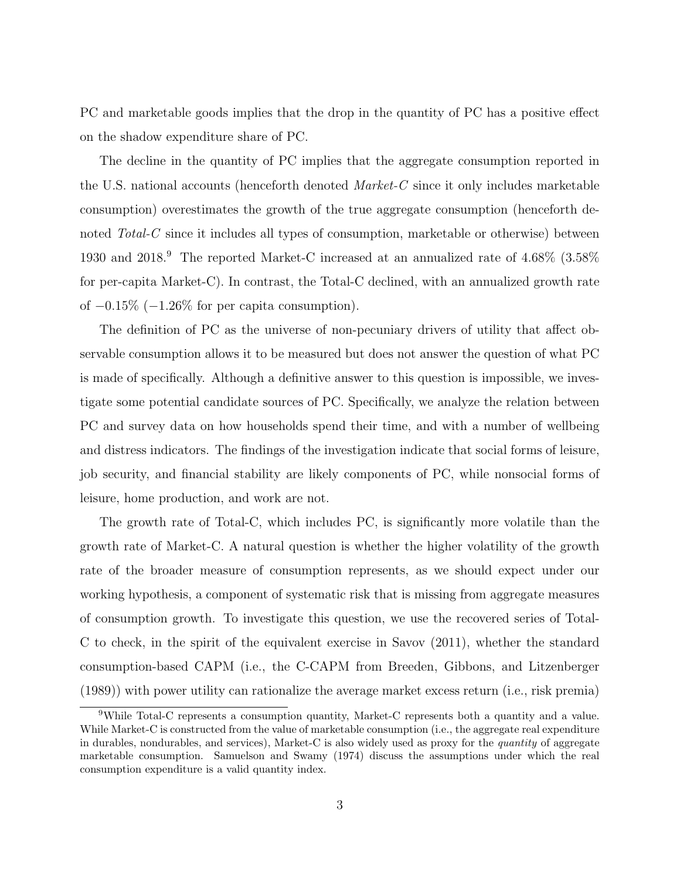PC and marketable goods implies that the drop in the quantity of PC has a positive effect on the shadow expenditure share of PC.

The decline in the quantity of PC implies that the aggregate consumption reported in the U.S. national accounts (henceforth denoted *Market-C* since it only includes marketable consumption) overestimates the growth of the true aggregate consumption (henceforth denoted *Total-C* since it includes all types of consumption, marketable or otherwise) between 1930 and 2018.[9] The reported Market-C increased at an annualized rate of 4.68% (3.58% for per-capita Market-C). In contrast, the Total-C declined, with an annualized growth rate of $-0.15\%$ ($-1.26\%$ for per capita consumption).

The definition of PC as the universe of non-pecuniary drivers of utility that affect observable consumption allows it to be measured but does not answer the question of what PC is made of specifically. Although a definitive answer to this question is impossible, we investigate some potential candidate sources of PC. Specifically, we analyze the relation between PC and survey data on how households spend their time, and with a number of wellbeing and distress indicators. The findings of the investigation indicate that social forms of leisure, job security, and financial stability are likely components of PC, while nonsocial forms of leisure, home production, and work are not.

The growth rate of Total-C, which includes PC, is significantly more volatile than the growth rate of Market-C. A natural question is whether the higher volatility of the growth rate of the broader measure of consumption represents, as we should expect under our working hypothesis, a component of systematic risk that is missing from aggregate measures of consumption growth. To investigate this question, we use the recovered series of Total-C to check, in the spirit of the equivalent exercise in Savov (2011), whether the standard consumption-based CAPM (i.e., the C-CAPM from Breeden, Gibbons, and Litzenberger (1989)) with power utility can rationalize the average market excess return (i.e., risk premia)

[9] While Total-C represents a consumption quantity, Market-C represents both a quantity and a value. While Market-C is constructed from the value of marketable consumption (i.e., the aggregate real expenditure in durables, nondurables, and services), Market-C is also widely used as proxy for the *quantity* of aggregate marketable consumption. Samuelson and Swamy (1974) discuss the assumptions under which the real consumption expenditure is a valid quantity index.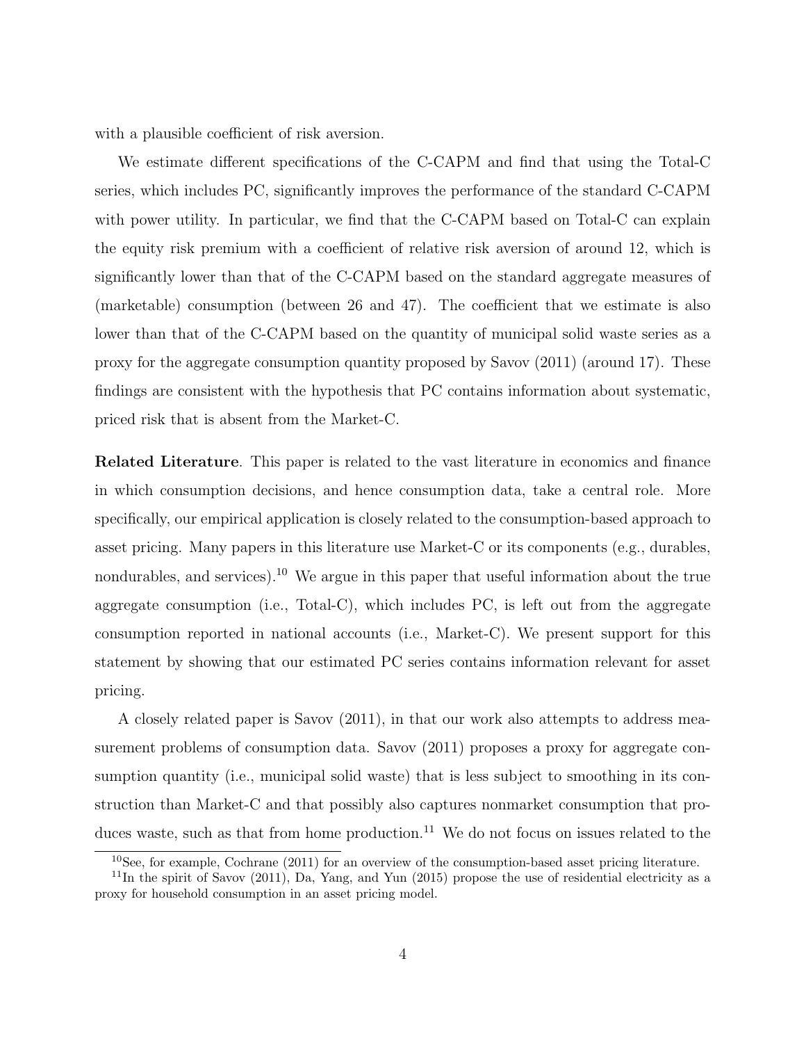with a plausible coefficient of risk aversion.

We estimate different specifications of the C-CAPM and find that using the Total-C series, which includes PC, significantly improves the performance of the standard C-CAPM with power utility. In particular, we find that the C-CAPM based on Total-C can explain the equity risk premium with a coefficient of relative risk aversion of around 12, which is significantly lower than that of the C-CAPM based on the standard aggregate measures of (marketable) consumption (between 26 and 47). The coefficient that we estimate is also lower than that of the C-CAPM based on the quantity of municipal solid waste series as a proxy for the aggregate consumption quantity proposed by Savov (2011) (around 17). These findings are consistent with the hypothesis that PC contains information about systematic, priced risk that is absent from the Market-C.

**Related Literature**. This paper is related to the vast literature in economics and finance in which consumption decisions, and hence consumption data, take a central role. More specifically, our empirical application is closely related to the consumption-based approach to asset pricing. Many papers in this literature use Market-C or its components (e.g., durables, nondurables, and services).[10] We argue in this paper that useful information about the true aggregate consumption (i.e., Total-C), which includes PC, is left out from the aggregate consumption reported in national accounts (i.e., Market-C). We present support for this statement by showing that our estimated PC series contains information relevant for asset pricing.

A closely related paper is Savov (2011), in that our work also attempts to address measurement problems of consumption data. Savov (2011) proposes a proxy for aggregate consumption quantity (i.e., municipal solid waste) that is less subject to smoothing in its construction than Market-C and that possibly also captures nonmarket consumption that produces waste, such as that from home production.[11] We do not focus on issues related to the

[10] See, for example, Cochrane (2011) for an overview of the consumption-based asset pricing literature.

[11] In the spirit of Savov (2011), Da, Yang, and Yun (2015) propose the use of residential electricity as a proxy for household consumption in an asset pricing model.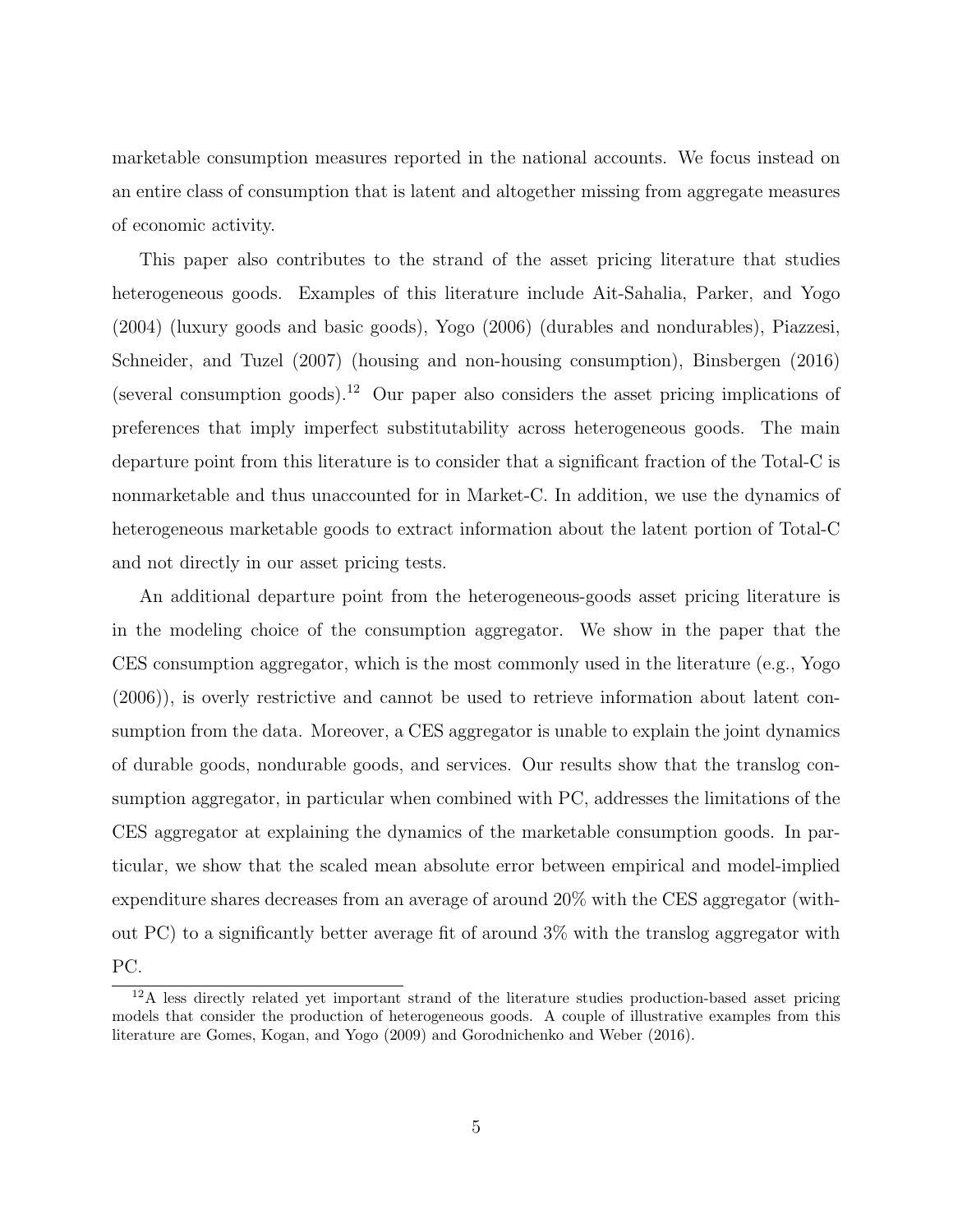marketable consumption measures reported in the national accounts. We focus instead on an entire class of consumption that is latent and altogether missing from aggregate measures of economic activity.

This paper also contributes to the strand of the asset pricing literature that studies heterogeneous goods. Examples of this literature include Ait-Sahalia, Parker, and Yogo (2004) (luxury goods and basic goods), Yogo (2006) (durables and nondurables), Piazzesi, Schneider, and Tuzel (2007) (housing and non-housing consumption), Binsbergen (2016) (several consumption goods).[12] Our paper also considers the asset pricing implications of preferences that imply imperfect substitutability across heterogeneous goods. The main departure point from this literature is to consider that a significant fraction of the Total-C is nonmarketable and thus unaccounted for in Market-C. In addition, we use the dynamics of heterogeneous marketable goods to extract information about the latent portion of Total-C and not directly in our asset pricing tests.

An additional departure point from the heterogeneous-goods asset pricing literature is in the modeling choice of the consumption aggregator. We show in the paper that the CES consumption aggregator, which is the most commonly used in the literature (e.g., Yogo (2006)), is overly restrictive and cannot be used to retrieve information about latent consumption from the data. Moreover, a CES aggregator is unable to explain the joint dynamics of durable goods, nondurable goods, and services. Our results show that the translog consumption aggregator, in particular when combined with PC, addresses the limitations of the CES aggregator at explaining the dynamics of the marketable consumption goods. In particular, we show that the scaled mean absolute error between empirical and model-implied expenditure shares decreases from an average of around 20% with the CES aggregator (without PC) to a significantly better average fit of around 3% with the translog aggregator with PC.

[12] A less directly related yet important strand of the literature studies production-based asset pricing models that consider the production of heterogeneous goods. A couple of illustrative examples from this literature are Gomes, Kogan, and Yogo (2009) and Gorodnichenko and Weber (2016).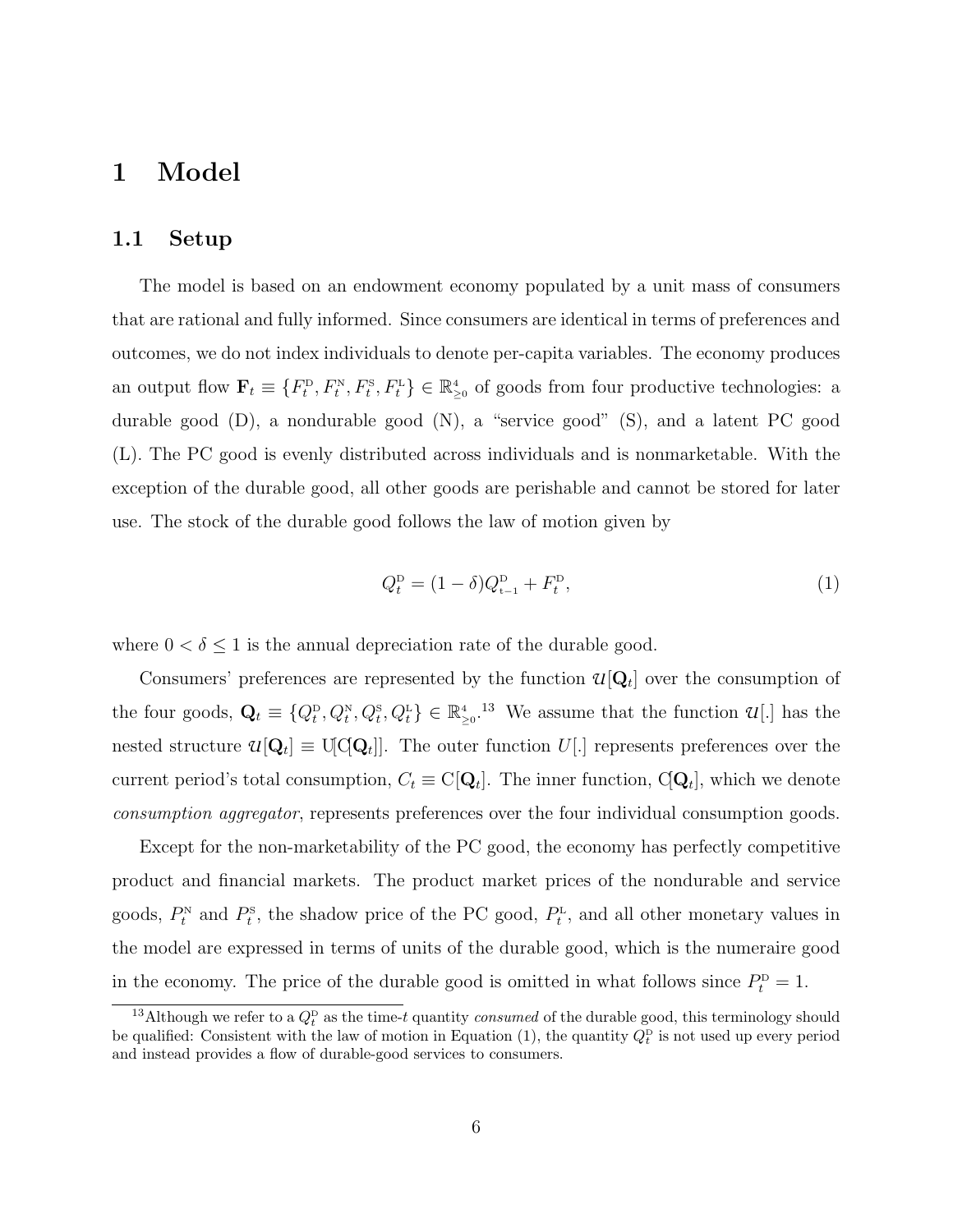# 1 Model

## 1.1 Setup

The model is based on an endowment economy populated by a unit mass of consumers that are rational and fully informed. Since consumers are identical in terms of preferences and outcomes, we do not index individuals to denote per-capita variables. The economy produces an output flow $\mathbf{F}_t \equiv \{F_t^{\text{D}}, F_t^{\text{N}}, F_t^{\text{S}}, F_t^{\text{L}}\} \in \mathbb{R}^4_{\geq 0}$ of goods from four productive technologies: a durable good (D), a nondurable good (N), a "service good" (S), and a latent PC good (L). The PC good is evenly distributed across individuals and is nonmarketable. With the exception of the durable good, all other goods are perishable and cannot be stored for later use. The stock of the durable good follows the law of motion given by

$$Q_t^{\text{D}} = (1 - \delta) Q_{t-1}^{\text{D}} + F_t^{\text{D}}, \tag{1}$$

where $0 < \delta \leq 1$ is the annual depreciation rate of the durable good.

Consumers' preferences are represented by the function $\mathcal{U}[\mathbf{Q}_t]$ over the consumption of the four goods, $\mathbf{Q}_t \equiv \{Q_t^{\text{D}}, Q_t^{\text{N}}, Q_t^{\text{S}}, Q_t^{\text{L}}\} \in \mathbb{R}^4_{\geq 0}$.[13] We assume that the function $\mathcal{U}[.]$ has the nested structure $\mathcal{U}[\mathbf{Q}_t] \equiv \text{U}[\text{C}[\mathbf{Q}_t]]$. The outer function $U[.]$ represents preferences over the current period's total consumption, $C_t \equiv \text{C}[\mathbf{Q}_t]$. The inner function, $\text{C}[\mathbf{Q}_t]$, which we denote *consumption aggregator*, represents preferences over the four individual consumption goods.

Except for the non-marketability of the PC good, the economy has perfectly competitive product and financial markets. The product market prices of the nondurable and service goods, $P_t^{\text{N}}$ and $P_t^{\text{S}}$, the shadow price of the PC good, $P_t^{\text{L}}$, and all other monetary values in the model are expressed in terms of units of the durable good, which is the numeraire good in the economy. The price of the durable good is omitted in what follows since $P_t^{\text{D}} = 1$.

[13] Although we refer to a $Q_t^{\text{D}}$ as the time-$t$ quantity *consumed* of the durable good, this terminology should be qualified: Consistent with the law of motion in Equation (1), the quantity $Q_t^{\text{D}}$ is not used up every period and instead provides a flow of durable-good services to consumers.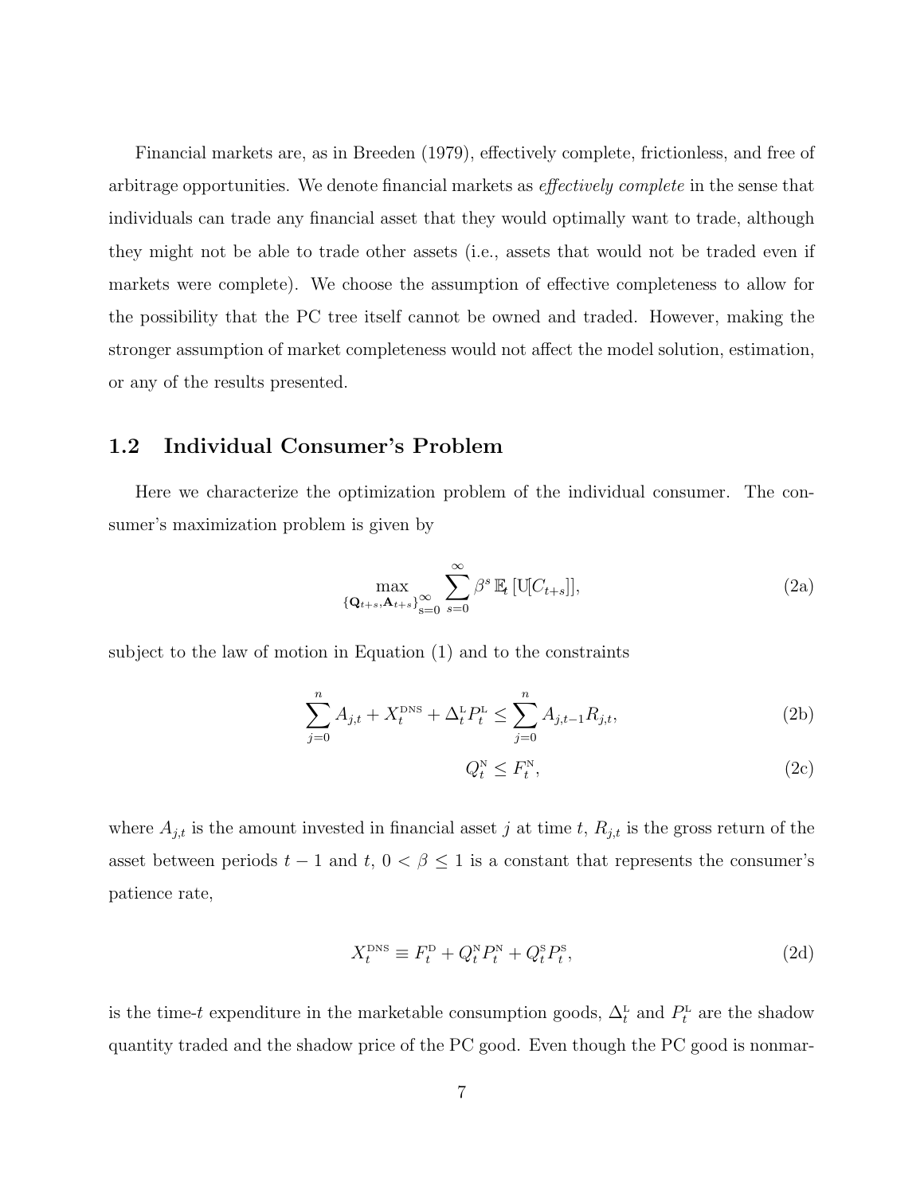Financial markets are, as in Breeden (1979), effectively complete, frictionless, and free of arbitrage opportunities. We denote financial markets as *effectively complete* in the sense that individuals can trade any financial asset that they would optimally want to trade, although they might not be able to trade other assets (i.e., assets that would not be traded even if markets were complete). We choose the assumption of effective completeness to allow for the possibility that the PC tree itself cannot be owned and traded. However, making the stronger assumption of market completeness would not affect the model solution, estimation, or any of the results presented.

## 1.2 Individual Consumer's Problem

Here we characterize the optimization problem of the individual consumer. The consumer's maximization problem is given by

$$\max_{\{\mathbf{Q}_{t+s},\mathbf{A}_{t+s}\}_{s=0}^{\infty}} \sum_{s=0}^{\infty} \beta^s \, \mathbb{E}_t \left[\mathrm{U}[C_{t+s}]\right], \tag{2a}$$

subject to the law of motion in Equation (1) and to the constraints

$$\sum_{j=0}^{n} A_{j,t} + X_t^{\text{DNS}} + \Delta_t^{\text{L}} P_t^{\text{L}} \leq \sum_{j=0}^{n} A_{j,t-1} R_{j,t}, \tag{2b}$$

$$Q_t^{\text{N}} \leq F_t^{\text{N}}, \tag{2c}$$

where $A_{j,t}$ is the amount invested in financial asset $j$ at time $t$, $R_{j,t}$ is the gross return of the asset between periods $t-1$ and $t$, $0 < \beta \leq 1$ is a constant that represents the consumer's patience rate,

$$X_t^{\text{DNS}} \equiv F_t^{\text{D}} + Q_t^{\text{N}} P_t^{\text{N}} + Q_t^{\text{S}} P_t^{\text{S}}, \tag{2d}$$

is the time-$t$ expenditure in the marketable consumption goods, $\Delta_t^{\text{L}}$ and $P_t^{\text{L}}$ are the shadow quantity traded and the shadow price of the PC good. Even though the PC good is nonmar-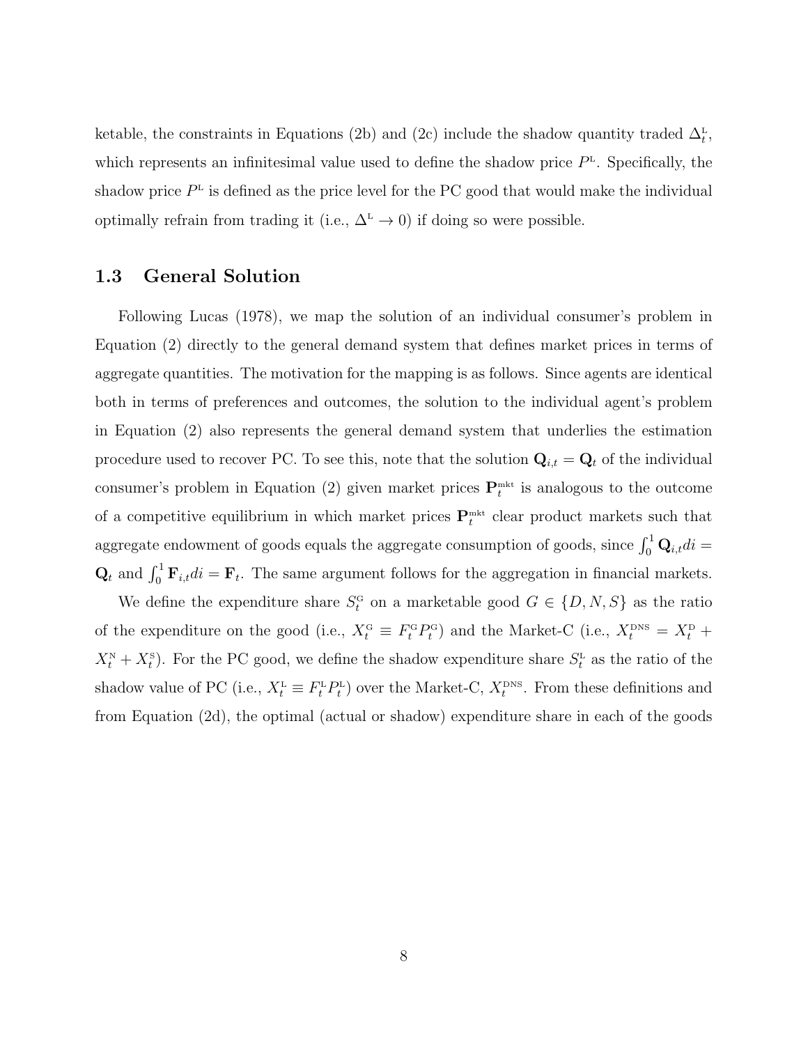ketable, the constraints in Equations (2b) and (2c) include the shadow quantity traded $\Delta_t^{\text{L}}$, which represents an infinitesimal value used to define the shadow price $P^{\text{L}}$. Specifically, the shadow price $P^{\text{L}}$ is defined as the price level for the PC good that would make the individual optimally refrain from trading it (i.e., $\Delta^{\text{L}} \to 0$) if doing so were possible.

### 1.3 General Solution

Following Lucas (1978), we map the solution of an individual consumer's problem in Equation (2) directly to the general demand system that defines market prices in terms of aggregate quantities. The motivation for the mapping is as follows. Since agents are identical both in terms of preferences and outcomes, the solution to the individual agent's problem in Equation (2) also represents the general demand system that underlies the estimation procedure used to recover PC. To see this, note that the solution $\mathbf{Q}_{i,t} = \mathbf{Q}_t$ of the individual consumer's problem in Equation (2) given market prices $\mathbf{P}_t^{\text{mkt}}$ is analogous to the outcome of a competitive equilibrium in which market prices $\mathbf{P}_t^{\text{mkt}}$ clear product markets such that aggregate endowment of goods equals the aggregate consumption of goods, since $\int_0^1 \mathbf{Q}_{i,t} di = \mathbf{Q}_t$ and $\int_0^1 \mathbf{F}_{i,t} di = \mathbf{F}_t$. The same argument follows for the aggregation in financial markets.

We define the expenditure share $S_t^{\text{G}}$ on a marketable good $G \in \{D, N, S\}$ as the ratio of the expenditure on the good (i.e., $X_t^{\text{G}} \equiv F_t^{\text{G}} P_t^{\text{G}}$) and the Market-C (i.e., $X_t^{\text{DNS}} = X_t^{\text{D}} + X_t^{\text{N}} + X_t^{\text{S}}$). For the PC good, we define the shadow expenditure share $S_t^{\text{L}}$ as the ratio of the shadow value of PC (i.e., $X_t^{\text{L}} \equiv F_t^{\text{L}} P_t^{\text{L}}$) over the Market-C, $X_t^{\text{DNS}}$. From these definitions and from Equation (2d), the optimal (actual or shadow) expenditure share in each of the goods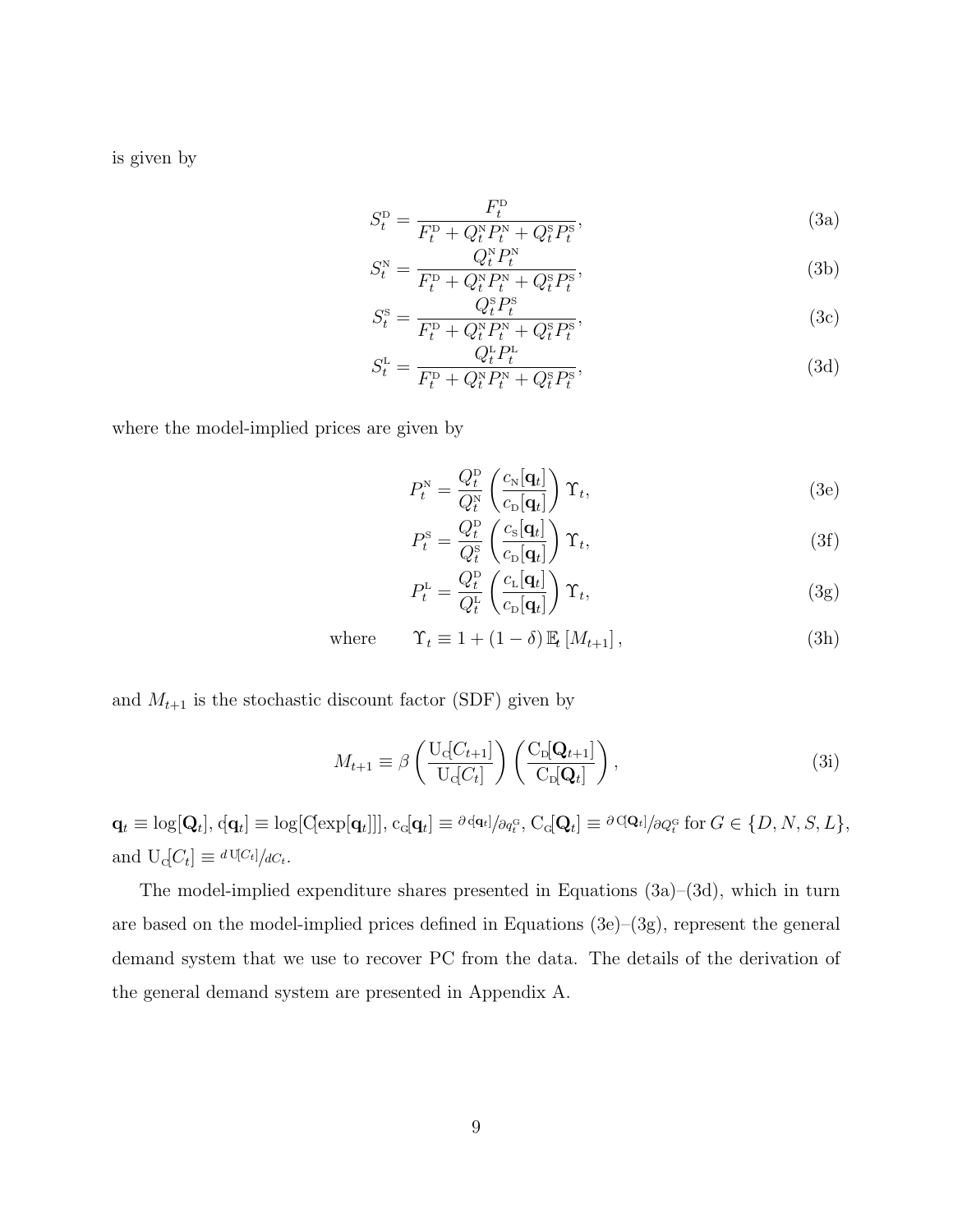is given by

$$S_t^{\text{D}} = \frac{F_t^{\text{D}}}{F_t^{\text{D}} + Q_t^{\text{N}} P_t^{\text{N}} + Q_t^{\text{S}} P_t^{\text{S}}}, \tag{3a}$$

$$S_t^{\text{N}} = \frac{Q_t^{\text{N}} P_t^{\text{N}}}{F_t^{\text{D}} + Q_t^{\text{N}} P_t^{\text{N}} + Q_t^{\text{S}} P_t^{\text{S}}}, \tag{3b}$$

$$S_t^{\text{S}} = \frac{Q_t^{\text{S}} P_t^{\text{S}}}{F_t^{\text{D}} + Q_t^{\text{N}} P_t^{\text{N}} + Q_t^{\text{S}} P_t^{\text{S}}}, \tag{3c}$$

$$S_t^{\text{L}} = \frac{Q_t^{\text{L}} P_t^{\text{L}}}{F_t^{\text{D}} + Q_t^{\text{N}} P_t^{\text{N}} + Q_t^{\text{S}} P_t^{\text{S}}}, \tag{3d}$$

where the model-implied prices are given by

$$P_t^{\text{N}} = \frac{Q_t^{\text{D}}}{Q_t^{\text{N}}} \left( \frac{c_{\text{N}}[\mathbf{q}_t]}{c_{\text{D}}[\mathbf{q}_t]} \right) \Upsilon_t, \tag{3e}$$

$$P_t^{\text{S}} = \frac{Q_t^{\text{D}}}{Q_t^{\text{S}}} \left( \frac{c_{\text{S}}[\mathbf{q}_t]}{c_{\text{D}}[\mathbf{q}_t]} \right) \Upsilon_t, \tag{3f}$$

$$P_t^{\text{L}} = \frac{Q_t^{\text{D}}}{Q_t^{\text{L}}} \left( \frac{c_{\text{L}}[\mathbf{q}_t]}{c_{\text{D}}[\mathbf{q}_t]} \right) \Upsilon_t, \tag{3g}$$

$$\text{where} \qquad \Upsilon_t \equiv 1 + (1 - \delta)\, \mathbb{E}_t \left[ M_{t+1} \right], \tag{3h}$$

and $M_{t+1}$ is the stochastic discount factor (SDF) given by

$$M_{t+1} \equiv \beta \left( \frac{\text{U}_{\text{C}}[C_{t+1}]}{\text{U}_{\text{C}}[C_t]} \right) \left( \frac{\text{C}_{\text{D}}[\mathbf{Q}_{t+1}]}{\text{C}_{\text{D}}[\mathbf{Q}_t]} \right), \tag{3i}$$

$\mathbf{q}_t \equiv \log[\mathbf{Q}_t]$, $c[\mathbf{q}_t] \equiv \log[\text{C}[\exp[\mathbf{q}_t]]]$, $c_{\text{G}}[\mathbf{q}_t] \equiv \partial\, c[\mathbf{q}_t] / \partial q_t^{\text{G}}$, $\text{C}_{\text{G}}[\mathbf{Q}_t] \equiv \partial\, \text{C}[\mathbf{Q}_t] / \partial Q_t^{\text{G}}$ for $G \in \{D, N, S, L\}$, and $\text{U}_{\text{C}}[C_t] \equiv d\, \text{U}[C_t] / dC_t$.

The model-implied expenditure shares presented in Equations (3a)–(3d), which in turn are based on the model-implied prices defined in Equations (3e)–(3g), represent the general demand system that we use to recover PC from the data. The details of the derivation of the general demand system are presented in Appendix A.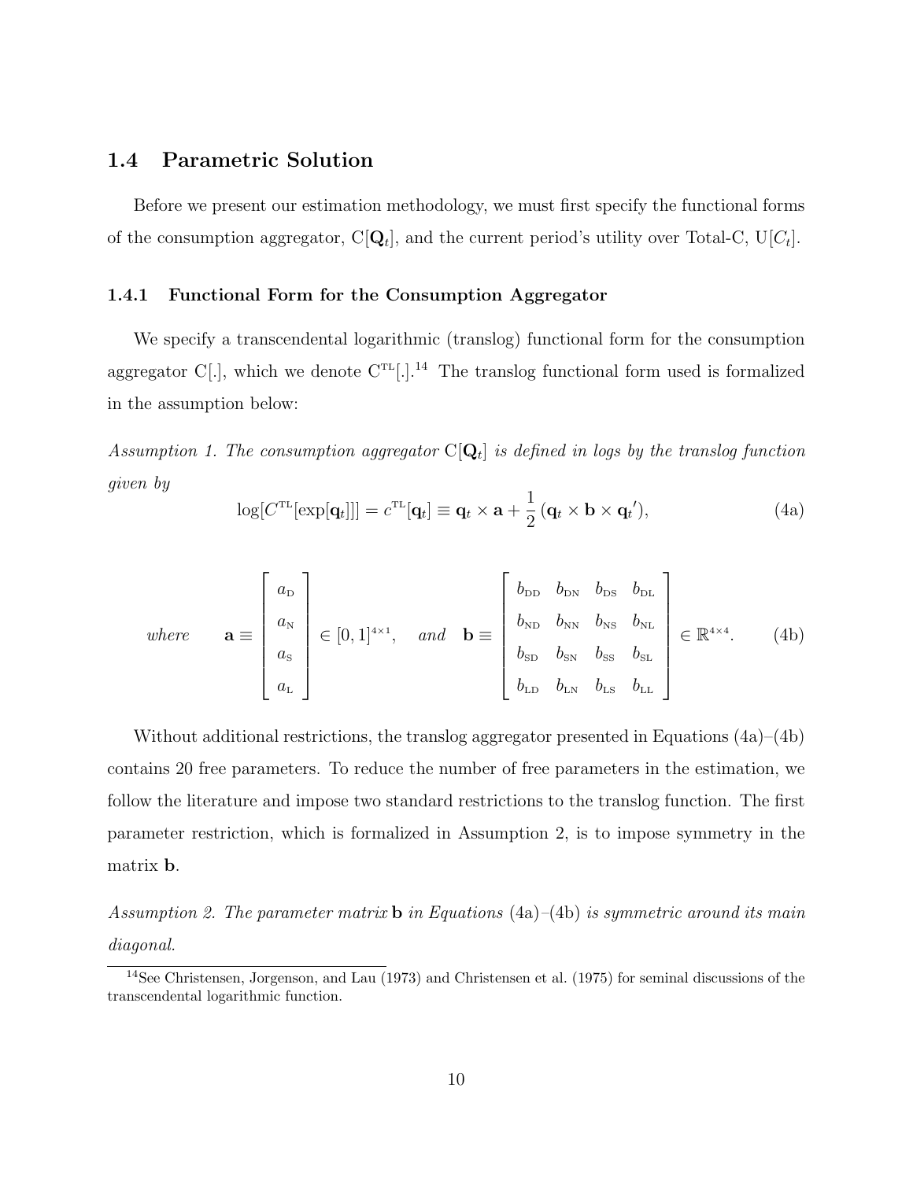### 1.4 Parametric Solution

Before we present our estimation methodology, we must first specify the functional forms of the consumption aggregator, $\mathrm{C}[\mathbf{Q}_t]$, and the current period's utility over Total-C, $\mathrm{U}[C_t]$.

#### 1.4.1 Functional Form for the Consumption Aggregator

We specify a transcendental logarithmic (translog) functional form for the consumption aggregator $\mathrm{C}[.]$, which we denote $\mathrm{C}^{\mathrm{TL}}[.]$.[14] The translog functional form used is formalized in the assumption below:

*Assumption 1. The consumption aggregator* $\mathrm{C}[\mathbf{Q}_t]$ *is defined in logs by the translog function given by*

$$\log[C^{\mathrm{TL}}[\exp[\mathbf{q}_t]]] = c^{\mathrm{TL}}[\mathbf{q}_t] \equiv \mathbf{q}_t \times \mathbf{a} + \frac{1}{2}\left(\mathbf{q}_t \times \mathbf{b} \times \mathbf{q}_t{}'\right), \tag{4a}$$

$$\textit{where} \qquad \mathbf{a} \equiv \begin{bmatrix} a_{\mathrm{D}} \\ a_{\mathrm{N}} \\ a_{\mathrm{S}} \\ a_{\mathrm{L}} \end{bmatrix} \in [0,1]^{4\times 1}, \quad \textit{and} \quad \mathbf{b} \equiv \begin{bmatrix} b_{\mathrm{DD}} & b_{\mathrm{DN}} & b_{\mathrm{DS}} & b_{\mathrm{DL}} \\ b_{\mathrm{ND}} & b_{\mathrm{NN}} & b_{\mathrm{NS}} & b_{\mathrm{NL}} \\ b_{\mathrm{SD}} & b_{\mathrm{SN}} & b_{\mathrm{SS}} & b_{\mathrm{SL}} \\ b_{\mathrm{LD}} & b_{\mathrm{LN}} & b_{\mathrm{LS}} & b_{\mathrm{LL}} \end{bmatrix} \in \mathbb{R}^{4\times 4}. \tag{4b}$$

Without additional restrictions, the translog aggregator presented in Equations (4a)–(4b) contains 20 free parameters. To reduce the number of free parameters in the estimation, we follow the literature and impose two standard restrictions to the translog function. The first parameter restriction, which is formalized in Assumption 2, is to impose symmetry in the matrix $\mathbf{b}$.

*Assumption 2. The parameter matrix* $\mathbf{b}$ *in Equations* (4a)–(4b) *is symmetric around its main diagonal.*

[14] See Christensen, Jorgenson, and Lau (1973) and Christensen et al. (1975) for seminal discussions of the transcendental logarithmic function.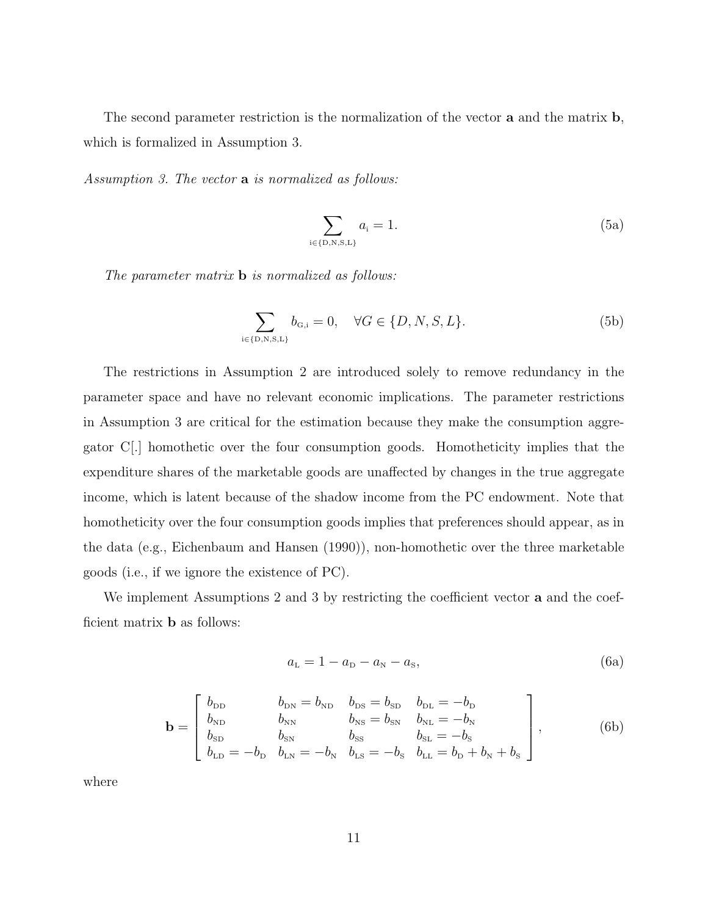The second parameter restriction is the normalization of the vector $\mathbf{a}$ and the matrix $\mathbf{b}$, which is formalized in Assumption 3.

*Assumption 3. The vector* $\mathbf{a}$ *is normalized as follows:*

$$\sum_{\mathrm{i}\in\{\mathrm{D,N,S,L}\}} a_{\mathrm{i}} = 1. \tag{5a}$$

*The parameter matrix* $\mathbf{b}$ *is normalized as follows:*

$$\sum_{\mathrm{i}\in\{\mathrm{D,N,S,L}\}} b_{\mathrm{G,i}} = 0, \quad \forall G \in \{D, N, S, L\}. \tag{5b}$$

The restrictions in Assumption 2 are introduced solely to remove redundancy in the parameter space and have no relevant economic implications. The parameter restrictions in Assumption 3 are critical for the estimation because they make the consumption aggregator C[.] homothetic over the four consumption goods. Homotheticity implies that the expenditure shares of the marketable goods are unaffected by changes in the true aggregate income, which is latent because of the shadow income from the PC endowment. Note that homotheticity over the four consumption goods implies that preferences should appear, as in the data (e.g., Eichenbaum and Hansen (1990)), non-homothetic over the three marketable goods (i.e., if we ignore the existence of PC).

We implement Assumptions 2 and 3 by restricting the coefficient vector $\mathbf{a}$ and the coefficient matrix $\mathbf{b}$ as follows:

$$a_{\mathrm{L}} = 1 - a_{\mathrm{D}} - a_{\mathrm{N}} - a_{\mathrm{S}}, \tag{6a}$$

$$\mathbf{b} = \begin{bmatrix} b_{\mathrm{DD}} & b_{\mathrm{DN}} = b_{\mathrm{ND}} & b_{\mathrm{DS}} = b_{\mathrm{SD}} & b_{\mathrm{DL}} = -b_{\mathrm{D}} \\ b_{\mathrm{ND}} & b_{\mathrm{NN}} & b_{\mathrm{NS}} = b_{\mathrm{SN}} & b_{\mathrm{NL}} = -b_{\mathrm{N}} \\ b_{\mathrm{SD}} & b_{\mathrm{SN}} & b_{\mathrm{SS}} & b_{\mathrm{SL}} = -b_{\mathrm{S}} \\ b_{\mathrm{LD}} = -b_{\mathrm{D}} & b_{\mathrm{LN}} = -b_{\mathrm{N}} & b_{\mathrm{LS}} = -b_{\mathrm{S}} & b_{\mathrm{LL}} = b_{\mathrm{D}} + b_{\mathrm{N}} + b_{\mathrm{S}} \end{bmatrix}, \tag{6b}$$

where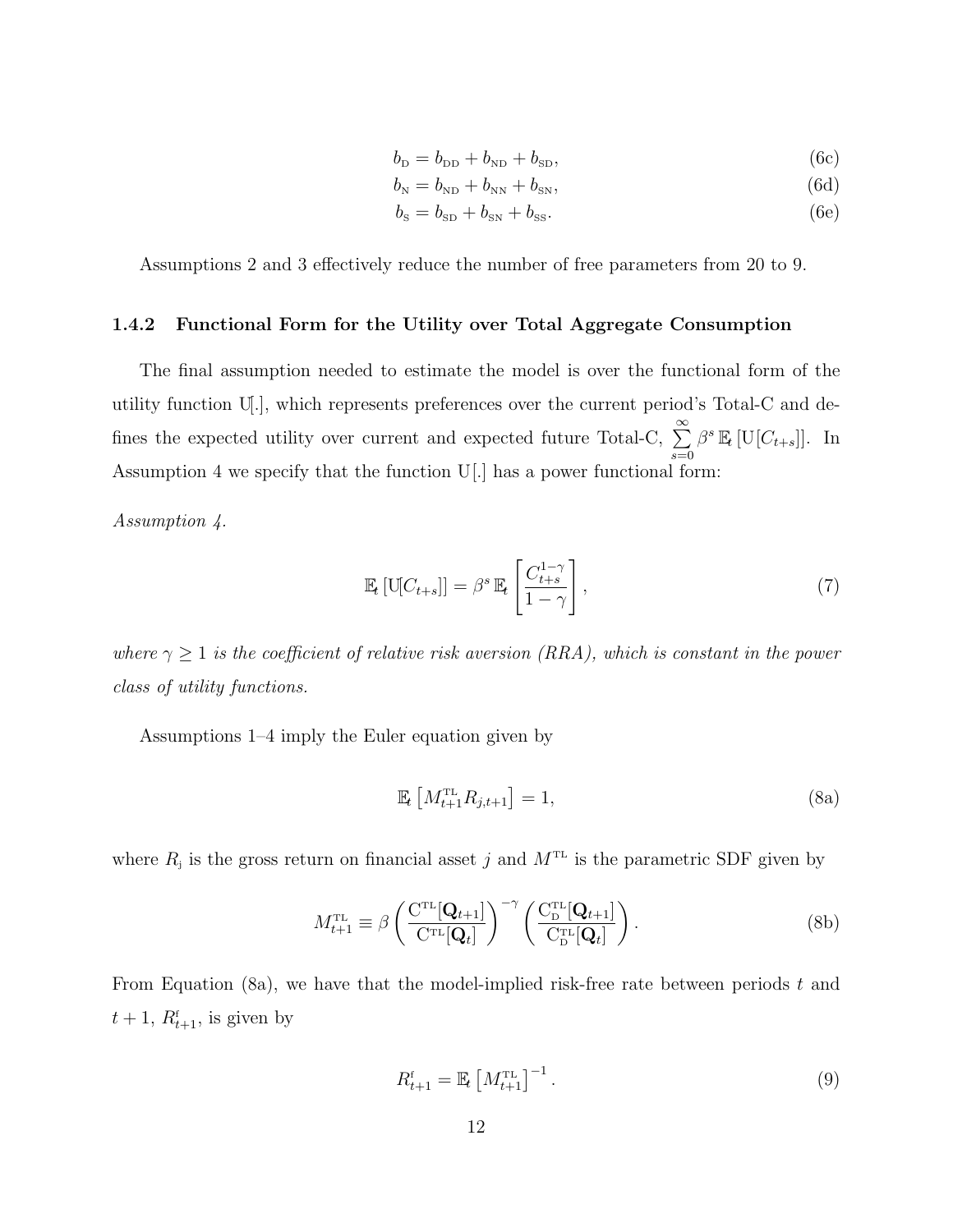$$b_{\text{D}} = b_{\text{DD}} + b_{\text{ND}} + b_{\text{SD}}, \tag{6c}$$

$$b_{\text{N}} = b_{\text{ND}} + b_{\text{NN}} + b_{\text{SN}}, \tag{6d}$$

$$b_{\text{S}} = b_{\text{SD}} + b_{\text{SN}} + b_{\text{SS}}. \tag{6e}$$

Assumptions 2 and 3 effectively reduce the number of free parameters from 20 to 9.

### 1.4.2 Functional Form for the Utility over Total Aggregate Consumption

The final assumption needed to estimate the model is over the functional form of the utility function U[.], which represents preferences over the current period's Total-C and defines the expected utility over current and expected future Total-C, $\sum_{s=0}^{\infty} \beta^s \, \mathbb{E}_t \left[\mathrm{U}[C_{t+s}]\right]$. In Assumption 4 we specify that the function U[.] has a power functional form:

*Assumption 4.*

$$\mathbb{E}_t \left[\mathrm{U}[C_{t+s}]\right] = \beta^s \, \mathbb{E}_t \left[ \frac{C_{t+s}^{1-\gamma}}{1-\gamma} \right], \tag{7}$$

*where $\gamma \geq 1$ is the coefficient of relative risk aversion (RRA), which is constant in the power class of utility functions.*

Assumptions 1–4 imply the Euler equation given by

$$\mathbb{E}_t \left[ M_{t+1}^{\text{TL}} R_{j,t+1} \right] = 1, \tag{8a}$$

where $R_{\text{j}}$ is the gross return on financial asset $j$ and $M^{\text{TL}}$ is the parametric SDF given by

$$M_{t+1}^{\text{TL}} \equiv \beta \left( \frac{\mathrm{C}^{\text{TL}}[\mathbf{Q}_{t+1}]}{\mathrm{C}^{\text{TL}}[\mathbf{Q}_{t}]} \right)^{-\gamma} \left( \frac{\mathrm{C}_{\text{D}}^{\text{TL}}[\mathbf{Q}_{t+1}]}{\mathrm{C}_{\text{D}}^{\text{TL}}[\mathbf{Q}_{t}]} \right). \tag{8b}$$

From Equation (8a), we have that the model-implied risk-free rate between periods $t$ and $t+1$, $R_{t+1}^{\text{f}}$, is given by

$$R_{t+1}^{\text{f}} = \mathbb{E}_t \left[ M_{t+1}^{\text{TL}} \right]^{-1}. \tag{9}$$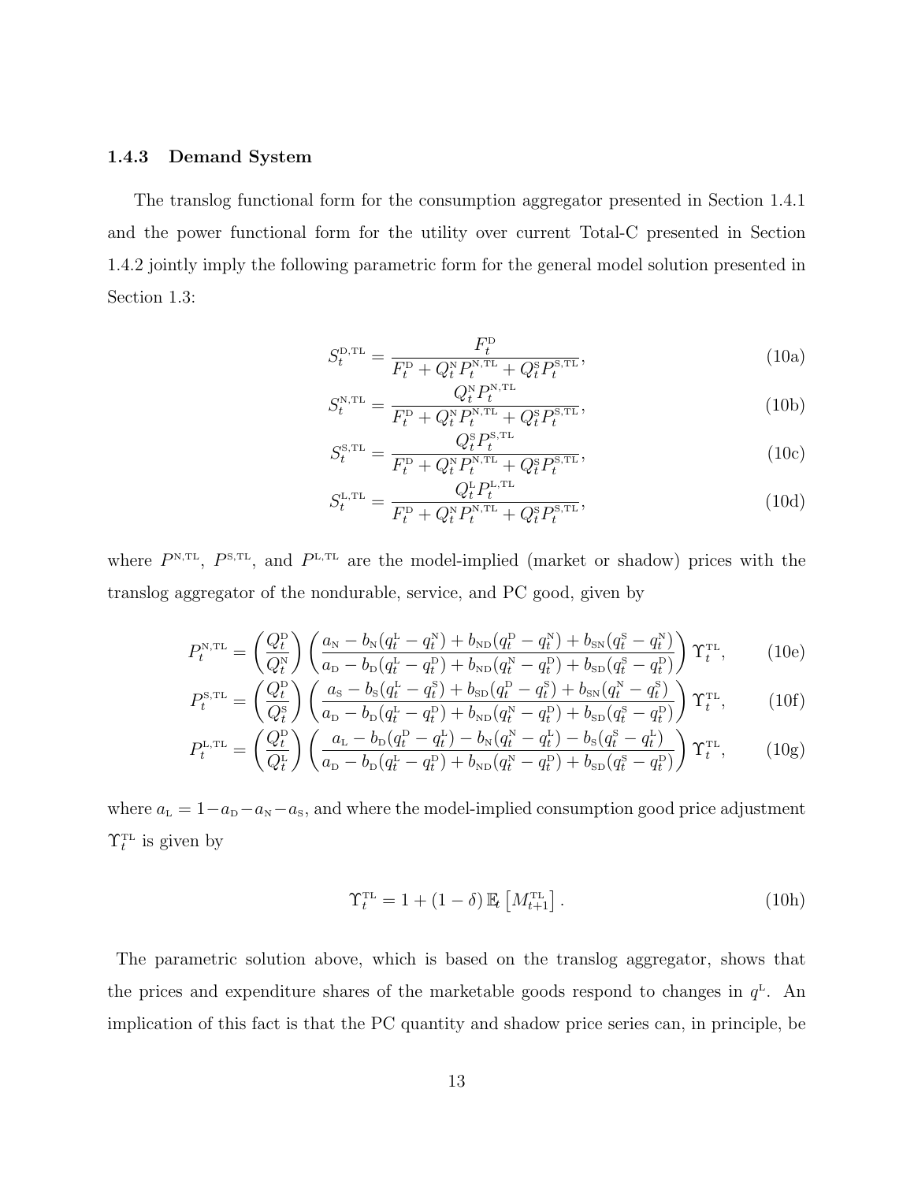### 1.4.3 Demand System

The translog functional form for the consumption aggregator presented in Section 1.4.1 and the power functional form for the utility over current Total-C presented in Section 1.4.2 jointly imply the following parametric form for the general model solution presented in Section 1.3:

$$S_t^{\text{D,TL}} = \frac{F_t^{\text{D}}}{F_t^{\text{D}} + Q_t^{\text{N}} P_t^{\text{N,TL}} + Q_t^{\text{S}} P_t^{\text{S,TL}}}, \tag{10a}$$

$$S_t^{\text{N,TL}} = \frac{Q_t^{\text{N}} P_t^{\text{N,TL}}}{F_t^{\text{D}} + Q_t^{\text{N}} P_t^{\text{N,TL}} + Q_t^{\text{S}} P_t^{\text{S,TL}}}, \tag{10b}$$

$$S_t^{\text{S,TL}} = \frac{Q_t^{\text{S}} P_t^{\text{S,TL}}}{F_t^{\text{D}} + Q_t^{\text{N}} P_t^{\text{N,TL}} + Q_t^{\text{S}} P_t^{\text{S,TL}}}, \tag{10c}$$

$$S_t^{\text{L,TL}} = \frac{Q_t^{\text{L}} P_t^{\text{L,TL}}}{F_t^{\text{D}} + Q_t^{\text{N}} P_t^{\text{N,TL}} + Q_t^{\text{S}} P_t^{\text{S,TL}}}, \tag{10d}$$

where $P^{\text{N,TL}}$, $P^{\text{S,TL}}$, and $P^{\text{L,TL}}$ are the model-implied (market or shadow) prices with the translog aggregator of the nondurable, service, and PC good, given by

$$P_t^{\text{N,TL}} = \left(\frac{Q_t^{\text{D}}}{Q_t^{\text{N}}}\right)\left(\frac{a_{\text{N}} - b_{\text{N}}(q_t^{\text{L}} - q_t^{\text{N}}) + b_{\text{ND}}(q_t^{\text{D}} - q_t^{\text{N}}) + b_{\text{SN}}(q_t^{\text{S}} - q_t^{\text{N}})}{a_{\text{D}} - b_{\text{D}}(q_t^{\text{L}} - q_t^{\text{D}}) + b_{\text{ND}}(q_t^{\text{N}} - q_t^{\text{D}}) + b_{\text{SD}}(q_t^{\text{S}} - q_t^{\text{D}})}\right)\Upsilon_t^{\text{TL}}, \tag{10e}$$

$$P_t^{\text{S,TL}} = \left(\frac{Q_t^{\text{D}}}{Q_t^{\text{S}}}\right)\left(\frac{a_{\text{S}} - b_{\text{S}}(q_t^{\text{L}} - q_t^{\text{S}}) + b_{\text{SD}}(q_t^{\text{D}} - q_t^{\text{S}}) + b_{\text{SN}}(q_t^{\text{N}} - q_t^{\text{S}})}{a_{\text{D}} - b_{\text{D}}(q_t^{\text{L}} - q_t^{\text{D}}) + b_{\text{ND}}(q_t^{\text{N}} - q_t^{\text{D}}) + b_{\text{SD}}(q_t^{\text{S}} - q_t^{\text{D}})}\right)\Upsilon_t^{\text{TL}}, \tag{10f}$$

$$P_t^{\text{L,TL}} = \left(\frac{Q_t^{\text{D}}}{Q_t^{\text{L}}}\right)\left(\frac{a_{\text{L}} - b_{\text{D}}(q_t^{\text{D}} - q_t^{\text{L}}) - b_{\text{N}}(q_t^{\text{N}} - q_t^{\text{L}}) - b_{\text{S}}(q_t^{\text{S}} - q_t^{\text{L}})}{a_{\text{D}} - b_{\text{D}}(q_t^{\text{L}} - q_t^{\text{D}}) + b_{\text{ND}}(q_t^{\text{N}} - q_t^{\text{D}}) + b_{\text{SD}}(q_t^{\text{S}} - q_t^{\text{D}})}\right)\Upsilon_t^{\text{TL}}, \tag{10g}$$

where $a_{\text{L}} = 1 - a_{\text{D}} - a_{\text{N}} - a_{\text{S}}$, and where the model-implied consumption good price adjustment $\Upsilon_t^{\text{TL}}$ is given by

$$\Upsilon_t^{\text{TL}} = 1 + (1 - \delta)\,\mathbb{E}_t\left[M_{t+1}^{\text{TL}}\right]. \tag{10h}$$

The parametric solution above, which is based on the translog aggregator, shows that the prices and expenditure shares of the marketable goods respond to changes in $q^{\text{L}}$. An implication of this fact is that the PC quantity and shadow price series can, in principle, be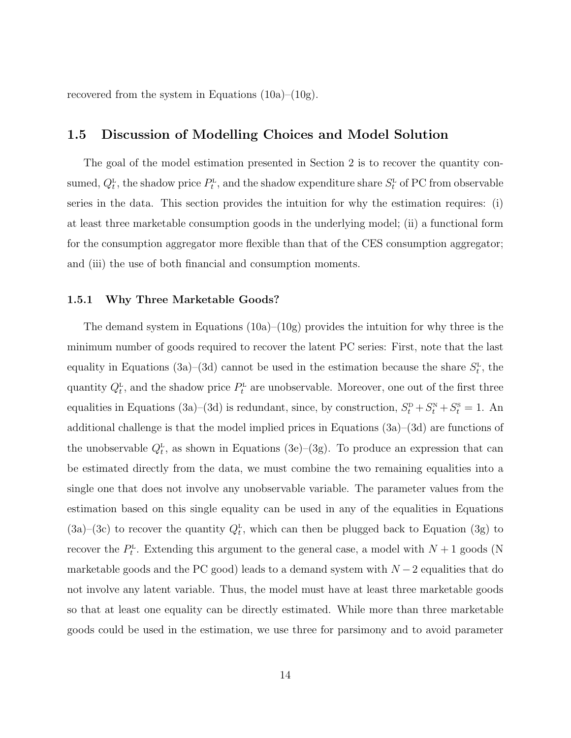recovered from the system in Equations (10a)–(10g).

## 1.5 Discussion of Modelling Choices and Model Solution

The goal of the model estimation presented in Section 2 is to recover the quantity consumed, $Q_t^{\text{L}}$, the shadow price $P_t^{\text{L}}$, and the shadow expenditure share $S_t^{\text{L}}$ of PC from observable series in the data. This section provides the intuition for why the estimation requires: (i) at least three marketable consumption goods in the underlying model; (ii) a functional form for the consumption aggregator more flexible than that of the CES consumption aggregator; and (iii) the use of both financial and consumption moments.

### 1.5.1 Why Three Marketable Goods?

The demand system in Equations (10a)–(10g) provides the intuition for why three is the minimum number of goods required to recover the latent PC series: First, note that the last equality in Equations (3a)–(3d) cannot be used in the estimation because the share $S_t^{\text{L}}$, the quantity $Q_t^{\text{L}}$, and the shadow price $P_t^{\text{L}}$ are unobservable. Moreover, one out of the first three equalities in Equations (3a)–(3d) is redundant, since, by construction, $S_t^{\text{D}} + S_t^{\text{N}} + S_t^{\text{S}} = 1$. An additional challenge is that the model implied prices in Equations (3a)–(3d) are functions of the unobservable $Q_t^{\text{L}}$, as shown in Equations (3e)–(3g). To produce an expression that can be estimated directly from the data, we must combine the two remaining equalities into a single one that does not involve any unobservable variable. The parameter values from the estimation based on this single equality can be used in any of the equalities in Equations (3a)–(3c) to recover the quantity $Q_t^{\text{L}}$, which can then be plugged back to Equation (3g) to recover the $P_t^{\text{L}}$. Extending this argument to the general case, a model with $N + 1$ goods (N marketable goods and the PC good) leads to a demand system with $N - 2$ equalities that do not involve any latent variable. Thus, the model must have at least three marketable goods so that at least one equality can be directly estimated. While more than three marketable goods could be used in the estimation, we use three for parsimony and to avoid parameter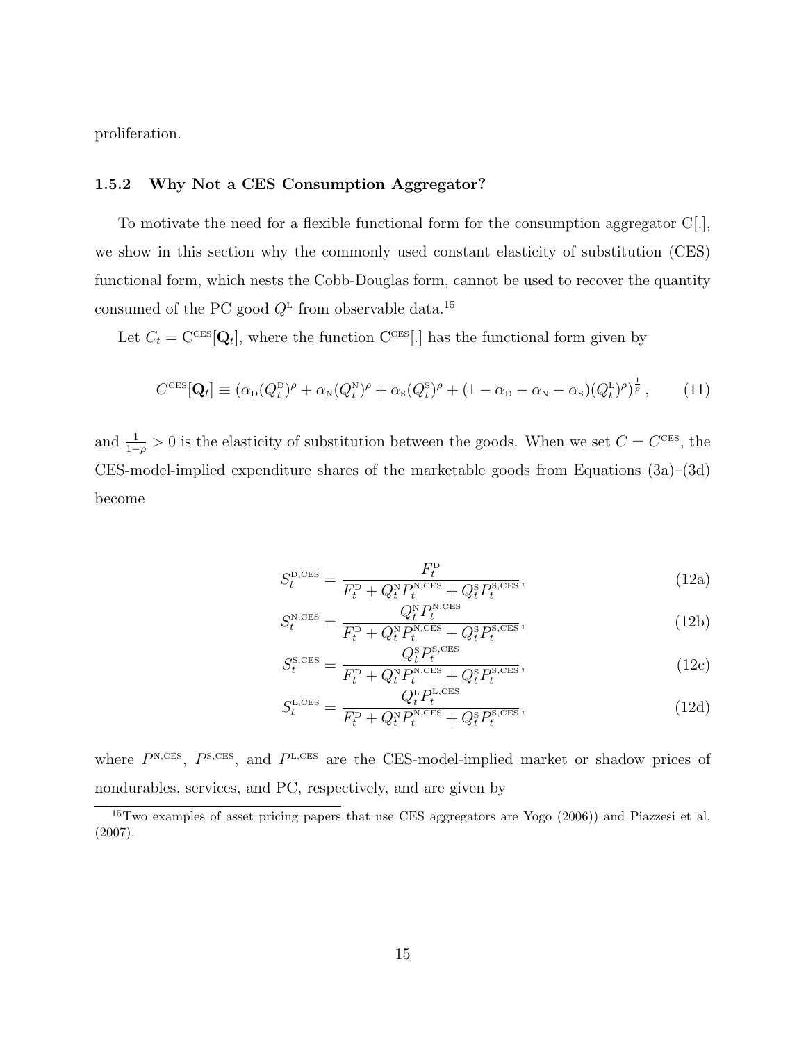proliferation.

### 1.5.2 Why Not a CES Consumption Aggregator?

To motivate the need for a flexible functional form for the consumption aggregator C[.], we show in this section why the commonly used constant elasticity of substitution (CES) functional form, which nests the Cobb-Douglas form, cannot be used to recover the quantity consumed of the PC good $Q^{\mathrm{L}}$ from observable data.[15]

Let $C_t = \mathrm{C}^{\mathrm{CES}}[\mathbf{Q}_t]$, where the function $\mathrm{C}^{\mathrm{CES}}[.]$ has the functional form given by

$$C^{\mathrm{CES}}[\mathbf{Q}_t] \equiv (\alpha_{\mathrm{D}}(Q_t^{\mathrm{D}})^{\rho} + \alpha_{\mathrm{N}}(Q_t^{\mathrm{N}})^{\rho} + \alpha_{\mathrm{S}}(Q_t^{\mathrm{S}})^{\rho} + (1 - \alpha_{\mathrm{D}} - \alpha_{\mathrm{N}} - \alpha_{\mathrm{S}})(Q_t^{\mathrm{L}})^{\rho})^{\frac{1}{\rho}}, \tag{11}$$

and $\frac{1}{1-\rho} > 0$ is the elasticity of substitution between the goods. When we set $C = C^{\mathrm{CES}}$, the CES-model-implied expenditure shares of the marketable goods from Equations (3a)–(3d) become

$$S_t^{\mathrm{D,CES}} = \frac{F_t^{\mathrm{D}}}{F_t^{\mathrm{D}} + Q_t^{\mathrm{N}} P_t^{\mathrm{N,CES}} + Q_t^{\mathrm{S}} P_t^{\mathrm{S,CES}}}, \tag{12a}$$

$$S_t^{\mathrm{N,CES}} = \frac{Q_t^{\mathrm{N}} P_t^{\mathrm{N,CES}}}{F_t^{\mathrm{D}} + Q_t^{\mathrm{N}} P_t^{\mathrm{N,CES}} + Q_t^{\mathrm{S}} P_t^{\mathrm{S,CES}}}, \tag{12b}$$

$$S_t^{\mathrm{S,CES}} = \frac{Q_t^{\mathrm{S}} P_t^{\mathrm{S,CES}}}{F_t^{\mathrm{D}} + Q_t^{\mathrm{N}} P_t^{\mathrm{N,CES}} + Q_t^{\mathrm{S}} P_t^{\mathrm{S,CES}}}, \tag{12c}$$

$$S_t^{\mathrm{L,CES}} = \frac{Q_t^{\mathrm{L}} P_t^{\mathrm{L,CES}}}{F_t^{\mathrm{D}} + Q_t^{\mathrm{N}} P_t^{\mathrm{N,CES}} + Q_t^{\mathrm{S}} P_t^{\mathrm{S,CES}}}, \tag{12d}$$

where $P^{\mathrm{N,CES}}$, $P^{\mathrm{S,CES}}$, and $P^{\mathrm{L,CES}}$ are the CES-model-implied market or shadow prices of nondurables, services, and PC, respectively, and are given by

[15] Two examples of asset pricing papers that use CES aggregators are Yogo (2006)) and Piazzesi et al. (2007).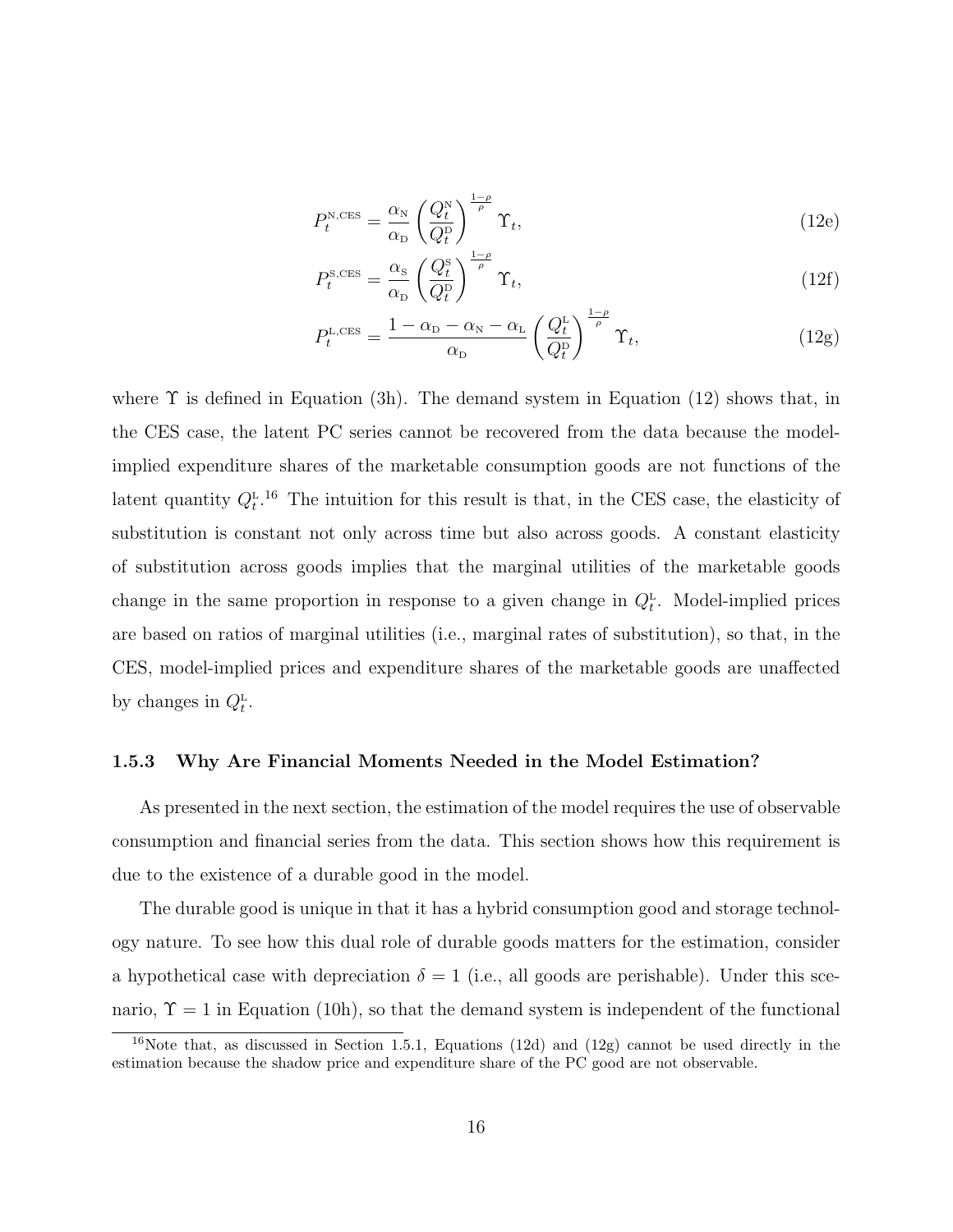$$P_t^{\text{N,CES}} = \frac{\alpha_{\text{N}}}{\alpha_{\text{D}}} \left( \frac{Q_t^{\text{N}}}{Q_t^{\text{D}}} \right)^{\frac{1-\rho}{\rho}} \Upsilon_t, \tag{12e}$$

$$P_t^{\text{S,CES}} = \frac{\alpha_{\text{S}}}{\alpha_{\text{D}}} \left( \frac{Q_t^{\text{S}}}{Q_t^{\text{D}}} \right)^{\frac{1-\rho}{\rho}} \Upsilon_t, \tag{12f}$$

$$P_t^{\text{L,CES}} = \frac{1 - \alpha_{\text{D}} - \alpha_{\text{N}} - \alpha_{\text{L}}}{\alpha_{\text{D}}} \left( \frac{Q_t^{\text{L}}}{Q_t^{\text{D}}} \right)^{\frac{1-\rho}{\rho}} \Upsilon_t, \tag{12g}$$

where $\Upsilon$ is defined in Equation (3h). The demand system in Equation (12) shows that, in the CES case, the latent PC series cannot be recovered from the data because the model-implied expenditure shares of the marketable consumption goods are not functions of the latent quantity $Q_t^{\text{L}}$.[16] The intuition for this result is that, in the CES case, the elasticity of substitution is constant not only across time but also across goods. A constant elasticity of substitution across goods implies that the marginal utilities of the marketable goods change in the same proportion in response to a given change in $Q_t^{\text{L}}$. Model-implied prices are based on ratios of marginal utilities (i.e., marginal rates of substitution), so that, in the CES, model-implied prices and expenditure shares of the marketable goods are unaffected by changes in $Q_t^{\text{L}}$.

### 1.5.3 Why Are Financial Moments Needed in the Model Estimation?

As presented in the next section, the estimation of the model requires the use of observable consumption and financial series from the data. This section shows how this requirement is due to the existence of a durable good in the model.

The durable good is unique in that it has a hybrid consumption good and storage technology nature. To see how this dual role of durable goods matters for the estimation, consider a hypothetical case with depreciation $\delta = 1$ (i.e., all goods are perishable). Under this scenario, $\Upsilon = 1$ in Equation (10h), so that the demand system is independent of the functional

[16] Note that, as discussed in Section 1.5.1, Equations (12d) and (12g) cannot be used directly in the estimation because the shadow price and expenditure share of the PC good are not observable.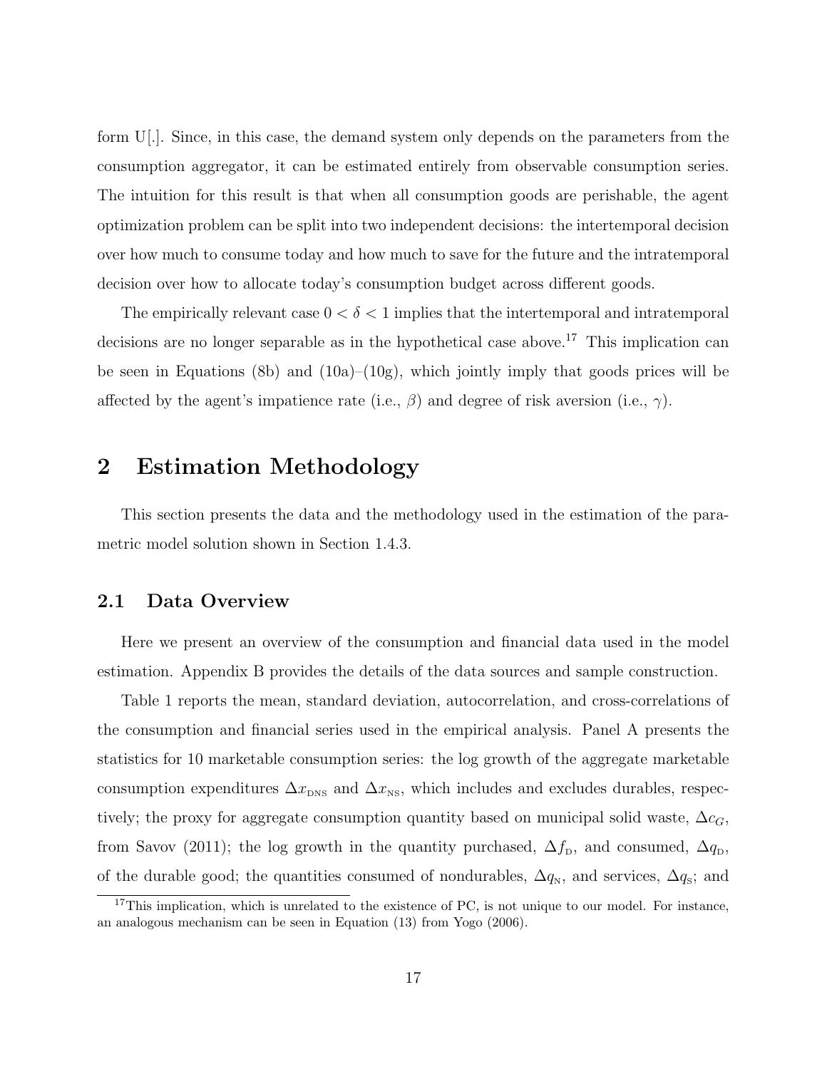form U[.]. Since, in this case, the demand system only depends on the parameters from the consumption aggregator, it can be estimated entirely from observable consumption series. The intuition for this result is that when all consumption goods are perishable, the agent optimization problem can be split into two independent decisions: the intertemporal decision over how much to consume today and how much to save for the future and the intratemporal decision over how to allocate today's consumption budget across different goods.

The empirically relevant case $0 < \delta < 1$ implies that the intertemporal and intratemporal decisions are no longer separable as in the hypothetical case above.[17] This implication can be seen in Equations (8b) and (10a)–(10g), which jointly imply that goods prices will be affected by the agent's impatience rate (i.e., $\beta$) and degree of risk aversion (i.e., $\gamma$).

# 2 Estimation Methodology

This section presents the data and the methodology used in the estimation of the parametric model solution shown in Section 1.4.3.

## 2.1 Data Overview

Here we present an overview of the consumption and financial data used in the model estimation. Appendix B provides the details of the data sources and sample construction.

Table 1 reports the mean, standard deviation, autocorrelation, and cross-correlations of the consumption and financial series used in the empirical analysis. Panel A presents the statistics for 10 marketable consumption series: the log growth of the aggregate marketable consumption expenditures $\Delta x_{\text{DNS}}$ and $\Delta x_{\text{NS}}$, which includes and excludes durables, respectively; the proxy for aggregate consumption quantity based on municipal solid waste, $\Delta c_G$, from Savov (2011); the log growth in the quantity purchased, $\Delta f_{\text{D}}$, and consumed, $\Delta q_{\text{D}}$, of the durable good; the quantities consumed of nondurables, $\Delta q_{\text{N}}$, and services, $\Delta q_{\text{S}}$; and

[17] This implication, which is unrelated to the existence of PC, is not unique to our model. For instance, an analogous mechanism can be seen in Equation (13) from Yogo (2006).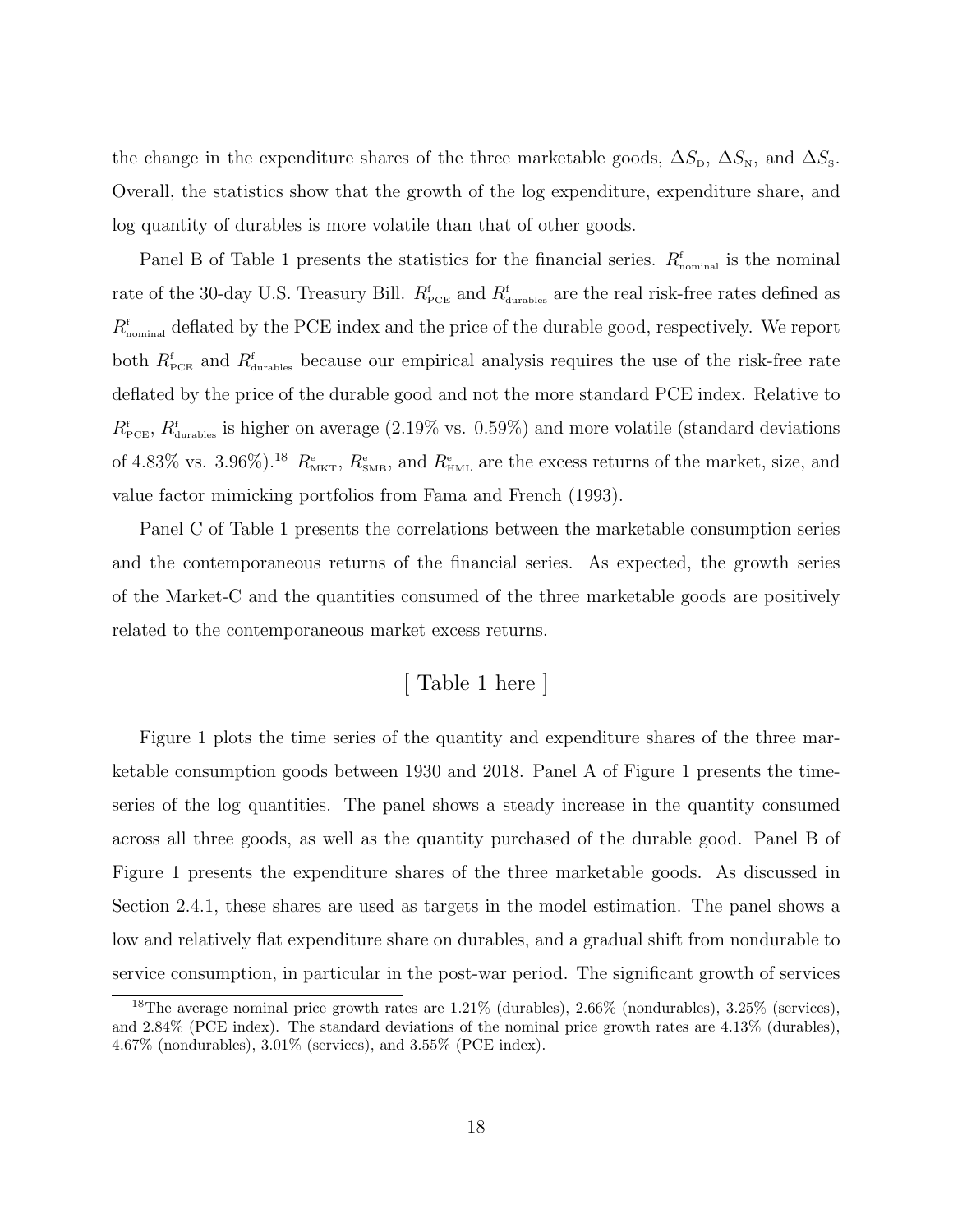the change in the expenditure shares of the three marketable goods, $\Delta S_{\text{D}}$, $\Delta S_{\text{N}}$, and $\Delta S_{\text{S}}$. Overall, the statistics show that the growth of the log expenditure, expenditure share, and log quantity of durables is more volatile than that of other goods.

Panel B of Table 1 presents the statistics for the financial series. $R^{\text{f}}_{\text{nominal}}$ is the nominal rate of the 30-day U.S. Treasury Bill. $R^{\text{f}}_{\text{PCE}}$ and $R^{\text{f}}_{\text{durables}}$ are the real risk-free rates defined as $R^{\text{f}}_{\text{nominal}}$ deflated by the PCE index and the price of the durable good, respectively. We report both $R^{\text{f}}_{\text{PCE}}$ and $R^{\text{f}}_{\text{durables}}$ because our empirical analysis requires the use of the risk-free rate deflated by the price of the durable good and not the more standard PCE index. Relative to $R^{\text{f}}_{\text{PCE}}$, $R^{\text{f}}_{\text{durables}}$ is higher on average (2.19% vs. 0.59%) and more volatile (standard deviations of 4.83% vs. 3.96%).[18] $R^{\text{e}}_{\text{MKT}}$, $R^{\text{e}}_{\text{SMB}}$, and $R^{\text{e}}_{\text{HML}}$ are the excess returns of the market, size, and value factor mimicking portfolios from Fama and French (1993).

Panel C of Table 1 presents the correlations between the marketable consumption series and the contemporaneous returns of the financial series. As expected, the growth series of the Market-C and the quantities consumed of the three marketable goods are positively related to the contemporaneous market excess returns.

[ Table 1 here ]

Figure 1 plots the time series of the quantity and expenditure shares of the three marketable consumption goods between 1930 and 2018. Panel A of Figure 1 presents the time-series of the log quantities. The panel shows a steady increase in the quantity consumed across all three goods, as well as the quantity purchased of the durable good. Panel B of Figure 1 presents the expenditure shares of the three marketable goods. As discussed in Section 2.4.1, these shares are used as targets in the model estimation. The panel shows a low and relatively flat expenditure share on durables, and a gradual shift from nondurable to service consumption, in particular in the post-war period. The significant growth of services

[18] The average nominal price growth rates are 1.21% (durables), 2.66% (nondurables), 3.25% (services), and 2.84% (PCE index). The standard deviations of the nominal price growth rates are 4.13% (durables), 4.67% (nondurables), 3.01% (services), and 3.55% (PCE index).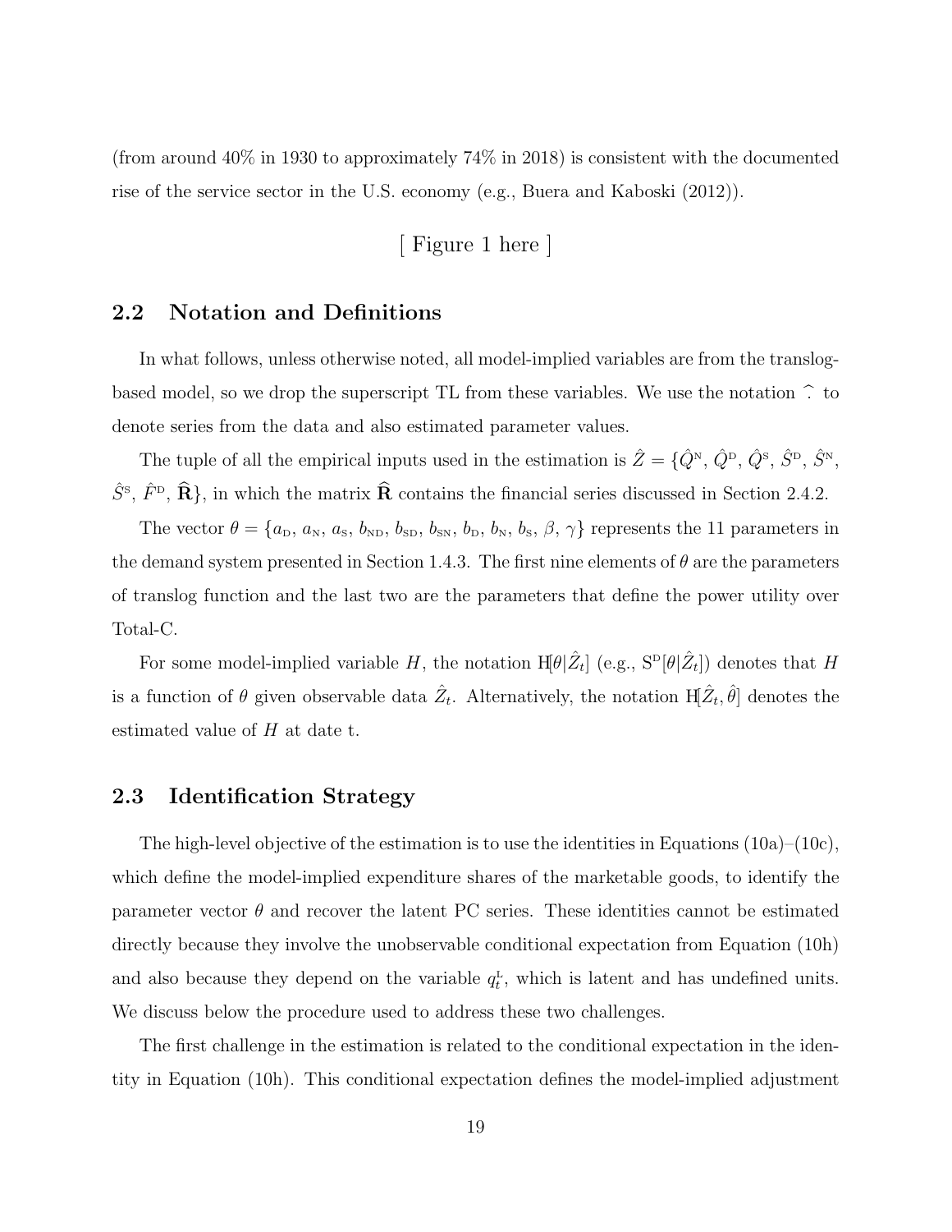(from around 40% in 1930 to approximately 74% in 2018) is consistent with the documented rise of the service sector in the U.S. economy (e.g., Buera and Kaboski (2012)).

[ Figure 1 here ]

## 2.2 Notation and Definitions

In what follows, unless otherwise noted, all model-implied variables are from the translog-based model, so we drop the superscript TL from these variables. We use the notation $\hat{\cdot}$ to denote series from the data and also estimated parameter values.

The tuple of all the empirical inputs used in the estimation is $\hat{Z} = \{\hat{Q}^{\text{N}}, \hat{Q}^{\text{D}}, \hat{Q}^{\text{S}}, \hat{S}^{\text{D}}, \hat{S}^{\text{N}}, \hat{S}^{\text{S}}, \hat{F}^{\text{D}}, \widehat{\mathbf{R}}\}$, in which the matrix $\widehat{\mathbf{R}}$ contains the financial series discussed in Section 2.4.2.

The vector $\theta = \{a_{\text{D}}, a_{\text{N}}, a_{\text{S}}, b_{\text{ND}}, b_{\text{SD}}, b_{\text{SN}}, b_{\text{D}}, b_{\text{N}}, b_{\text{S}}, \beta, \gamma\}$ represents the 11 parameters in the demand system presented in Section 1.4.3. The first nine elements of $\theta$ are the parameters of translog function and the last two are the parameters that define the power utility over Total-C.

For some model-implied variable $H$, the notation $\text{H}[\theta|\hat{Z}_t]$ (e.g., $\text{S}^{\text{D}}[\theta|\hat{Z}_t]$) denotes that $H$ is a function of $\theta$ given observable data $\hat{Z}_t$. Alternatively, the notation $\text{H}[\hat{Z}_t, \hat{\theta}]$ denotes the estimated value of $H$ at date t.

## 2.3 Identification Strategy

The high-level objective of the estimation is to use the identities in Equations (10a)–(10c), which define the model-implied expenditure shares of the marketable goods, to identify the parameter vector $\theta$ and recover the latent PC series. These identities cannot be estimated directly because they involve the unobservable conditional expectation from Equation (10h) and also because they depend on the variable $q_t^{\text{L}}$, which is latent and has undefined units. We discuss below the procedure used to address these two challenges.

The first challenge in the estimation is related to the conditional expectation in the identity in Equation (10h). This conditional expectation defines the model-implied adjustment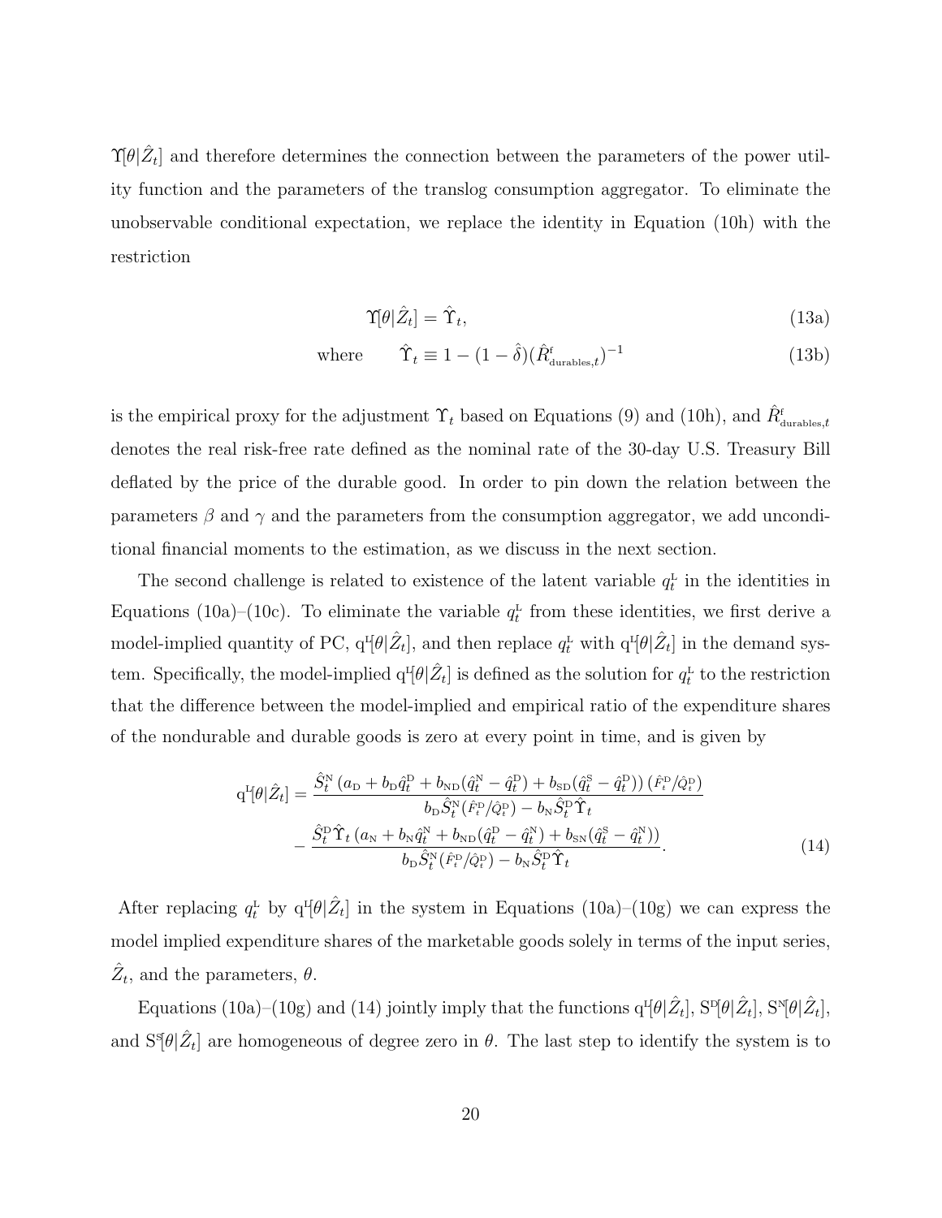$\Upsilon[\theta|\hat{Z}_t]$ and therefore determines the connection between the parameters of the power utility function and the parameters of the translog consumption aggregator. To eliminate the unobservable conditional expectation, we replace the identity in Equation (10h) with the restriction

$$\Upsilon[\theta|\hat{Z}_t] = \hat{\Upsilon}_t, \tag{13a}$$

$$\text{where} \qquad \hat{\Upsilon}_t \equiv 1 - (1 - \hat{\delta})(\hat{R}^{\text{f}}_{\text{durables},t})^{-1} \tag{13b}$$

is the empirical proxy for the adjustment $\Upsilon_t$ based on Equations (9) and (10h), and $\hat{R}^{\text{f}}_{\text{durables},t}$ denotes the real risk-free rate defined as the nominal rate of the 30-day U.S. Treasury Bill deflated by the price of the durable good. In order to pin down the relation between the parameters $\beta$ and $\gamma$ and the parameters from the consumption aggregator, we add unconditional financial moments to the estimation, as we discuss in the next section.

The second challenge is related to existence of the latent variable $q^{\text{L}}_t$ in the identities in Equations (10a)–(10c). To eliminate the variable $q^{\text{L}}_t$ from these identities, we first derive a model-implied quantity of PC, $\text{q}^{\text{L}}[\theta|\hat{Z}_t]$, and then replace $q^{\text{L}}_t$ with $\text{q}^{\text{L}}[\theta|\hat{Z}_t]$ in the demand system. Specifically, the model-implied $\text{q}^{\text{L}}[\theta|\hat{Z}_t]$ is defined as the solution for $q^{\text{L}}_t$ to the restriction that the difference between the model-implied and empirical ratio of the expenditure shares of the nondurable and durable goods is zero at every point in time, and is given by

$$\begin{aligned}
\text{q}^{\text{L}}[\theta|\hat{Z}_t] = & \frac{\hat{S}^{\text{N}}_t \left(a_{\text{D}} + b_{\text{D}}\hat{q}^{\text{D}}_t + b_{\text{ND}}(\hat{q}^{\text{N}}_t - \hat{q}^{\text{D}}_t) + b_{\text{SD}}(\hat{q}^{\text{S}}_t - \hat{q}^{\text{D}}_t)\right)(\hat{F}^{\text{D}}_t/\hat{Q}^{\text{D}}_t)}{b_{\text{D}}\hat{S}^{\text{N}}_t(\hat{F}^{\text{D}}_t/\hat{Q}^{\text{D}}_t) - b_{\text{N}}\hat{S}^{\text{D}}_t\hat{\Upsilon}_t} \\
& - \frac{\hat{S}^{\text{D}}_t\hat{\Upsilon}_t\left(a_{\text{N}} + b_{\text{N}}\hat{q}^{\text{N}}_t + b_{\text{ND}}(\hat{q}^{\text{D}}_t - \hat{q}^{\text{N}}_t) + b_{\text{SN}}(\hat{q}^{\text{S}}_t - \hat{q}^{\text{N}}_t)\right)}{b_{\text{D}}\hat{S}^{\text{N}}_t(\hat{F}^{\text{D}}_t/\hat{Q}^{\text{D}}_t) - b_{\text{N}}\hat{S}^{\text{D}}_t\hat{\Upsilon}_t}.
\end{aligned} \tag{14}$$

After replacing $q^{\text{L}}_t$ by $\text{q}^{\text{L}}[\theta|\hat{Z}_t]$ in the system in Equations (10a)–(10g) we can express the model implied expenditure shares of the marketable goods solely in terms of the input series, $\hat{Z}_t$, and the parameters, $\theta$.

Equations (10a)–(10g) and (14) jointly imply that the functions $\text{q}^{\text{L}}[\theta|\hat{Z}_t]$, $\text{S}^{\text{D}}[\theta|\hat{Z}_t]$, $\text{S}^{\text{N}}[\theta|\hat{Z}_t]$, and $\text{S}^{\text{S}}[\theta|\hat{Z}_t]$ are homogeneous of degree zero in $\theta$. The last step to identify the system is to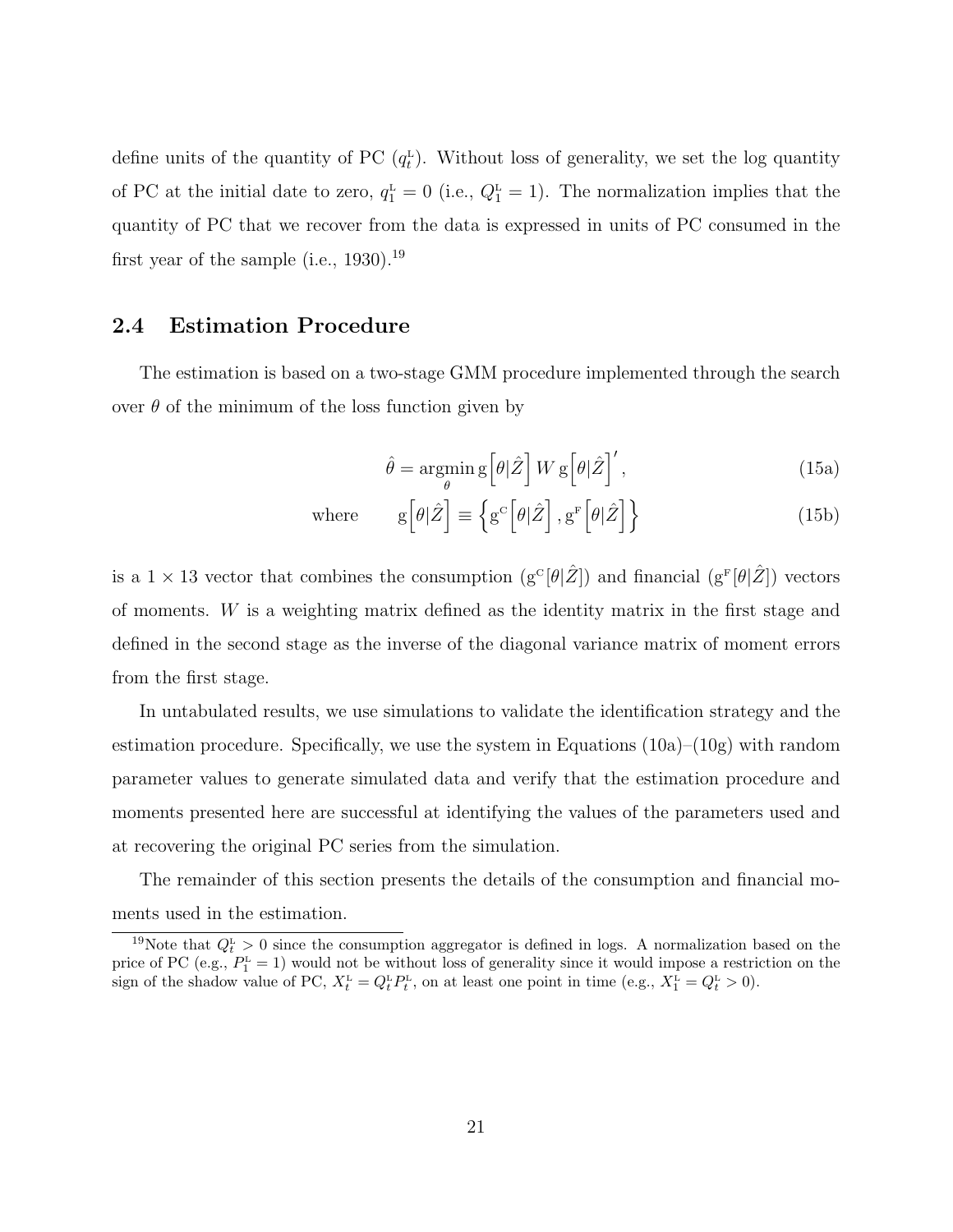define units of the quantity of PC ($q_t^{\text{L}}$). Without loss of generality, we set the log quantity of PC at the initial date to zero, $q_1^{\text{L}} = 0$ (i.e., $Q_1^{\text{L}} = 1$). The normalization implies that the quantity of PC that we recover from the data is expressed in units of PC consumed in the first year of the sample (i.e., 1930).[19]

## 2.4 Estimation Procedure

The estimation is based on a two-stage GMM procedure implemented through the search over $\theta$ of the minimum of the loss function given by

$$\hat{\theta} = \underset{\theta}{\operatorname{argmin}}\, \mathrm{g}\Big[\theta|\hat{Z}\Big]\, W\, \mathrm{g}\Big[\theta|\hat{Z}\Big]', \tag{15a}$$

$$\text{where} \qquad \mathrm{g}\Big[\theta|\hat{Z}\Big] \equiv \Big\{\mathrm{g}^{\text{C}}\Big[\theta|\hat{Z}\Big], \mathrm{g}^{\text{F}}\Big[\theta|\hat{Z}\Big]\Big\} \tag{15b}$$

is a $1 \times 13$ vector that combines the consumption ($\mathrm{g}^{\text{C}}[\theta|\hat{Z}]$) and financial ($\mathrm{g}^{\text{F}}[\theta|\hat{Z}]$) vectors of moments. $W$ is a weighting matrix defined as the identity matrix in the first stage and defined in the second stage as the inverse of the diagonal variance matrix of moment errors from the first stage.

In untabulated results, we use simulations to validate the identification strategy and the estimation procedure. Specifically, we use the system in Equations (10a)–(10g) with random parameter values to generate simulated data and verify that the estimation procedure and moments presented here are successful at identifying the values of the parameters used and at recovering the original PC series from the simulation.

The remainder of this section presents the details of the consumption and financial moments used in the estimation.

[19] Note that $Q_t^{\text{L}} > 0$ since the consumption aggregator is defined in logs. A normalization based on the price of PC (e.g., $P_1^{\text{L}} = 1$) would not be without loss of generality since it would impose a restriction on the sign of the shadow value of PC, $X_t^{\text{L}} = Q_t^{\text{L}} P_t^{\text{L}}$, on at least one point in time (e.g., $X_1^{\text{L}} = Q_t^{\text{L}} > 0$).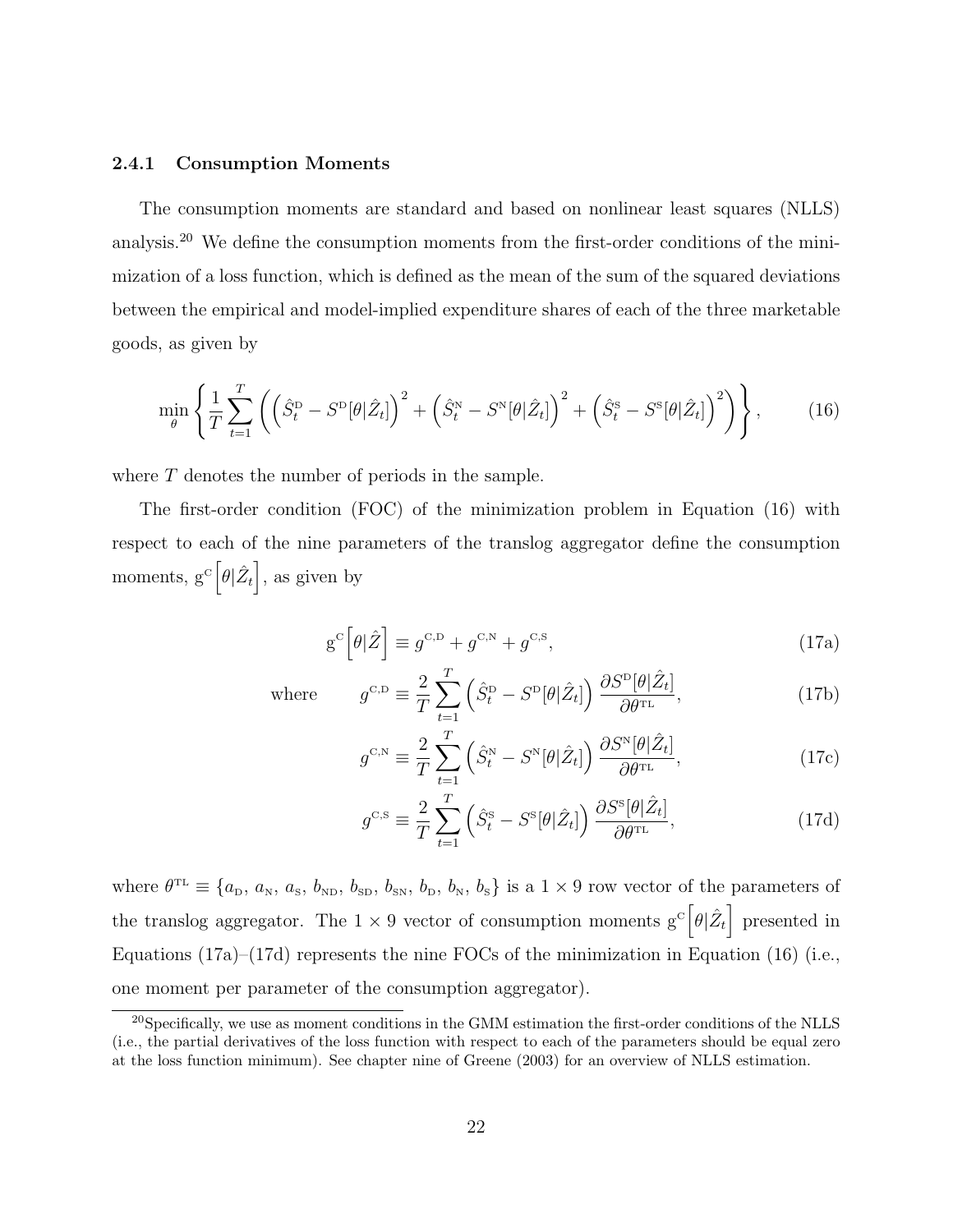### 2.4.1 Consumption Moments

The consumption moments are standard and based on nonlinear least squares (NLLS) analysis.[20] We define the consumption moments from the first-order conditions of the minimization of a loss function, which is defined as the mean of the sum of the squared deviations between the empirical and model-implied expenditure shares of each of the three marketable goods, as given by

$$\min_{\theta} \left\{ \frac{1}{T} \sum_{t=1}^{T} \left( \left( \hat{S}_t^{\text{D}} - S^{\text{D}}[\theta|\hat{Z}_t] \right)^2 + \left( \hat{S}_t^{\text{N}} - S^{\text{N}}[\theta|\hat{Z}_t] \right)^2 + \left( \hat{S}_t^{\text{S}} - S^{\text{S}}[\theta|\hat{Z}_t] \right)^2 \right) \right\}, \tag{16}$$

where $T$ denotes the number of periods in the sample.

The first-order condition (FOC) of the minimization problem in Equation (16) with respect to each of the nine parameters of the translog aggregator define the consumption moments, $\text{g}^{\text{C}}\left[\theta|\hat{Z}_t\right]$, as given by

$$\text{g}^{\text{C}}\left[\theta|\hat{Z}\right] \equiv g^{\text{C,D}} + g^{\text{C,N}} + g^{\text{C,S}}, \tag{17a}$$

where
$$g^{\text{C,D}} \equiv \frac{2}{T} \sum_{t=1}^{T} \left( \hat{S}_t^{\text{D}} - S^{\text{D}}[\theta|\hat{Z}_t] \right) \frac{\partial S^{\text{D}}[\theta|\hat{Z}_t]}{\partial \theta^{\text{TL}}}, \tag{17b}$$

$$g^{\text{C,N}} \equiv \frac{2}{T} \sum_{t=1}^{T} \left( \hat{S}_t^{\text{N}} - S^{\text{N}}[\theta|\hat{Z}_t] \right) \frac{\partial S^{\text{N}}[\theta|\hat{Z}_t]}{\partial \theta^{\text{TL}}}, \tag{17c}$$

$$g^{\text{C,S}} \equiv \frac{2}{T} \sum_{t=1}^{T} \left( \hat{S}_t^{\text{S}} - S^{\text{S}}[\theta|\hat{Z}_t] \right) \frac{\partial S^{\text{S}}[\theta|\hat{Z}_t]}{\partial \theta^{\text{TL}}}, \tag{17d}$$

where $\theta^{\text{TL}} \equiv \{a_{\text{D}},\, a_{\text{N}},\, a_{\text{S}},\, b_{\text{ND}},\, b_{\text{SD}},\, b_{\text{SN}},\, b_{\text{D}},\, b_{\text{N}},\, b_{\text{S}}\}$ is a $1 \times 9$ row vector of the parameters of the translog aggregator. The $1 \times 9$ vector of consumption moments $\text{g}^{\text{C}}\left[\theta|\hat{Z}_t\right]$ presented in Equations (17a)–(17d) represents the nine FOCs of the minimization in Equation (16) (i.e., one moment per parameter of the consumption aggregator).

[20] Specifically, we use as moment conditions in the GMM estimation the first-order conditions of the NLLS (i.e., the partial derivatives of the loss function with respect to each of the parameters should be equal zero at the loss function minimum). See chapter nine of Greene (2003) for an overview of NLLS estimation.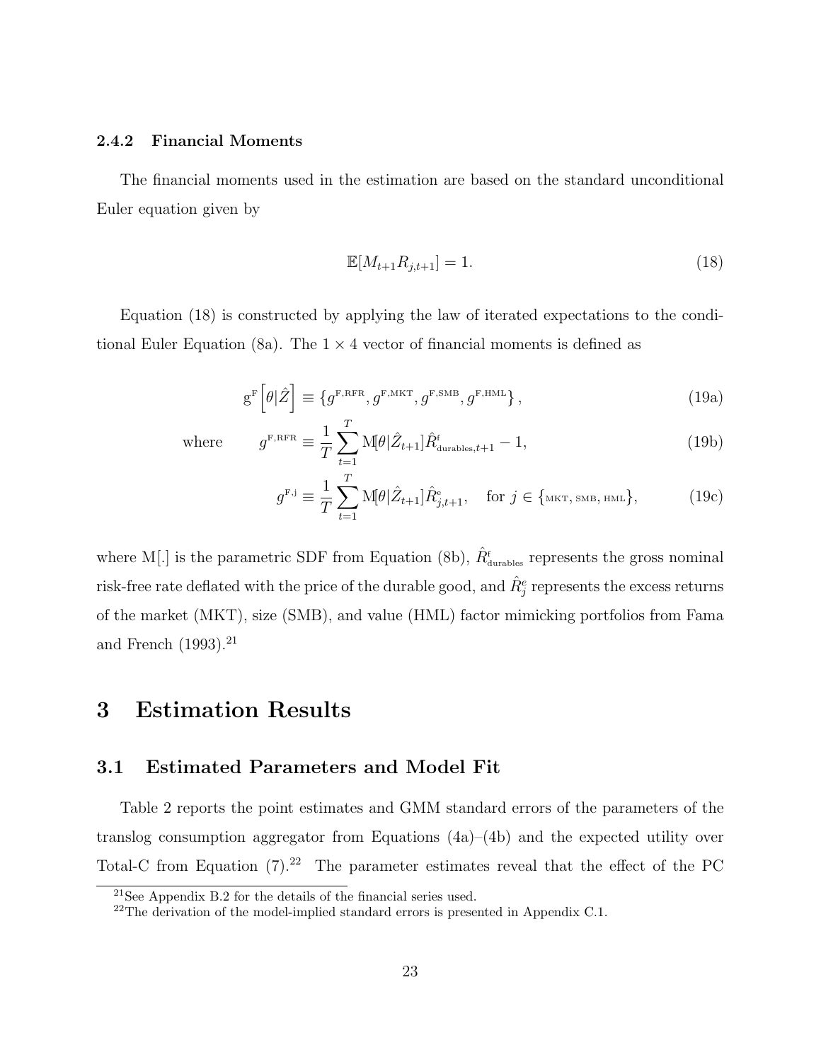### 2.4.2 Financial Moments

The financial moments used in the estimation are based on the standard unconditional Euler equation given by

$$\mathbb{E}[M_{t+1}R_{j,t+1}] = 1. \tag{18}$$

Equation (18) is constructed by applying the law of iterated expectations to the conditional Euler Equation (8a). The $1 \times 4$ vector of financial moments is defined as

$$\mathrm{g}^{\mathrm{F}}\left[\theta|\hat{Z}\right] \equiv \{g^{\mathrm{F,RFR}}, g^{\mathrm{F,MKT}}, g^{\mathrm{F,SMB}}, g^{\mathrm{F,HML}}\}, \tag{19a}$$

where
$$g^{\mathrm{F,RFR}} \equiv \frac{1}{T}\sum_{t=1}^{T} \mathrm{M}[\theta|\hat{Z}_{t+1}]\hat{R}^{\mathrm{f}}_{\mathrm{durables},t+1} - 1, \tag{19b}$$

$$g^{\mathrm{F,j}} \equiv \frac{1}{T}\sum_{t=1}^{T} \mathrm{M}[\theta|\hat{Z}_{t+1}]\hat{R}^{\mathrm{e}}_{j,t+1}, \quad \text{for } j \in \{\text{MKT}, \text{SMB}, \text{HML}\}, \tag{19c}$$

where M[.] is the parametric SDF from Equation (8b), $\hat{R}^{\mathrm{f}}_{\mathrm{durables}}$ represents the gross nominal risk-free rate deflated with the price of the durable good, and $\hat{R}^{e}_{j}$ represents the excess returns of the market (MKT), size (SMB), and value (HML) factor mimicking portfolios from Fama and French (1993).[21]

# 3 Estimation Results

## 3.1 Estimated Parameters and Model Fit

Table 2 reports the point estimates and GMM standard errors of the parameters of the translog consumption aggregator from Equations (4a)–(4b) and the expected utility over Total-C from Equation (7).[22] The parameter estimates reveal that the effect of the PC

[21] See Appendix B.2 for the details of the financial series used.

[22] The derivation of the model-implied standard errors is presented in Appendix C.1.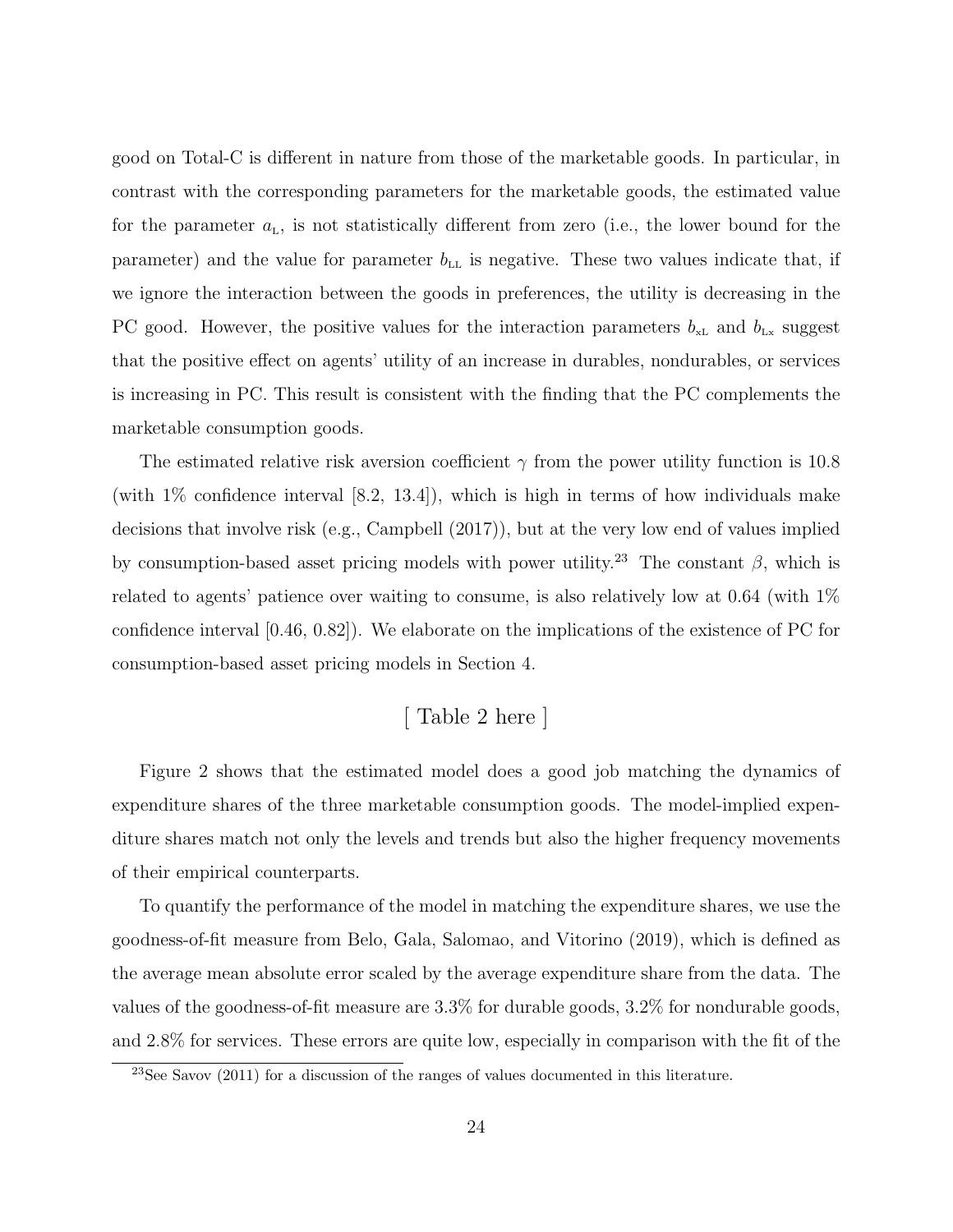good on Total-C is different in nature from those of the marketable goods. In particular, in contrast with the corresponding parameters for the marketable goods, the estimated value for the parameter $a_{\text{L}}$, is not statistically different from zero (i.e., the lower bound for the parameter) and the value for parameter $b_{\text{LL}}$ is negative. These two values indicate that, if we ignore the interaction between the goods in preferences, the utility is decreasing in the PC good. However, the positive values for the interaction parameters $b_{\text{xL}}$ and $b_{\text{Lx}}$ suggest that the positive effect on agents' utility of an increase in durables, nondurables, or services is increasing in PC. This result is consistent with the finding that the PC complements the marketable consumption goods.

The estimated relative risk aversion coefficient $\gamma$ from the power utility function is 10.8 (with 1% confidence interval [8.2, 13.4]), which is high in terms of how individuals make decisions that involve risk (e.g., Campbell (2017)), but at the very low end of values implied by consumption-based asset pricing models with power utility.[23] The constant $\beta$, which is related to agents' patience over waiting to consume, is also relatively low at 0.64 (with 1% confidence interval [0.46, 0.82]). We elaborate on the implications of the existence of PC for consumption-based asset pricing models in Section 4.

[ Table 2 here ]

Figure 2 shows that the estimated model does a good job matching the dynamics of expenditure shares of the three marketable consumption goods. The model-implied expenditure shares match not only the levels and trends but also the higher frequency movements of their empirical counterparts.

To quantify the performance of the model in matching the expenditure shares, we use the goodness-of-fit measure from Belo, Gala, Salomao, and Vitorino (2019), which is defined as the average mean absolute error scaled by the average expenditure share from the data. The values of the goodness-of-fit measure are 3.3% for durable goods, 3.2% for nondurable goods, and 2.8% for services. These errors are quite low, especially in comparison with the fit of the

[23] See Savov (2011) for a discussion of the ranges of values documented in this literature.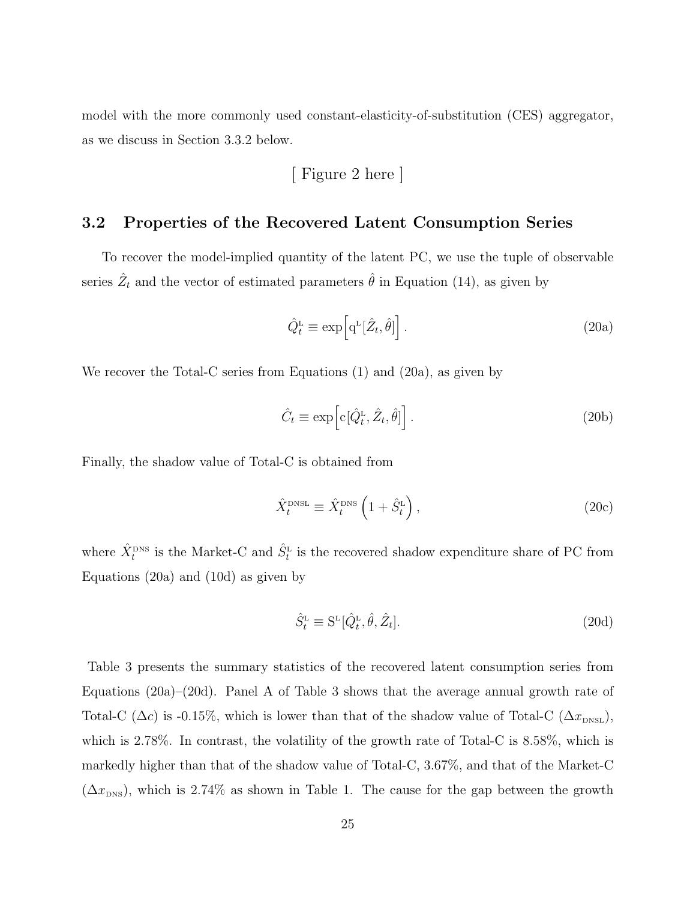model with the more commonly used constant-elasticity-of-substitution (CES) aggregator, as we discuss in Section 3.3.2 below.

[ Figure 2 here ]

## 3.2 Properties of the Recovered Latent Consumption Series

To recover the model-implied quantity of the latent PC, we use the tuple of observable series $\hat{Z}_t$ and the vector of estimated parameters $\hat{\theta}$ in Equation (14), as given by

$$\hat{Q}_t^{\mathrm{L}} \equiv \exp\Big[\mathrm{q}^{\mathrm{L}}[\hat{Z}_t, \hat{\theta}]\Big]. \tag{20a}$$

We recover the Total-C series from Equations (1) and (20a), as given by

$$\hat{C}_t \equiv \exp\Big[\mathrm{c}[\hat{Q}_t^{\mathrm{L}}, \hat{Z}_t, \hat{\theta}]\Big]. \tag{20b}$$

Finally, the shadow value of Total-C is obtained from

$$\hat{X}_t^{\mathrm{DNSL}} \equiv \hat{X}_t^{\mathrm{DNS}}\left(1 + \hat{S}_t^{\mathrm{L}}\right), \tag{20c}$$

where $\hat{X}_t^{\mathrm{DNS}}$ is the Market-C and $\hat{S}_t^{\mathrm{L}}$ is the recovered shadow expenditure share of PC from Equations (20a) and (10d) as given by

$$\hat{S}_t^{\mathrm{L}} \equiv \mathrm{S}^{\mathrm{L}}[\hat{Q}_t^{\mathrm{L}}, \hat{\theta}, \hat{Z}_t]. \tag{20d}$$

Table 3 presents the summary statistics of the recovered latent consumption series from Equations (20a)–(20d). Panel A of Table 3 shows that the average annual growth rate of Total-C ($\Delta c$) is -0.15%, which is lower than that of the shadow value of Total-C ($\Delta x_{\mathrm{DNSL}}$), which is 2.78%. In contrast, the volatility of the growth rate of Total-C is 8.58%, which is markedly higher than that of the shadow value of Total-C, 3.67%, and that of the Market-C ($\Delta x_{\mathrm{DNS}}$), which is 2.74% as shown in Table 1. The cause for the gap between the growth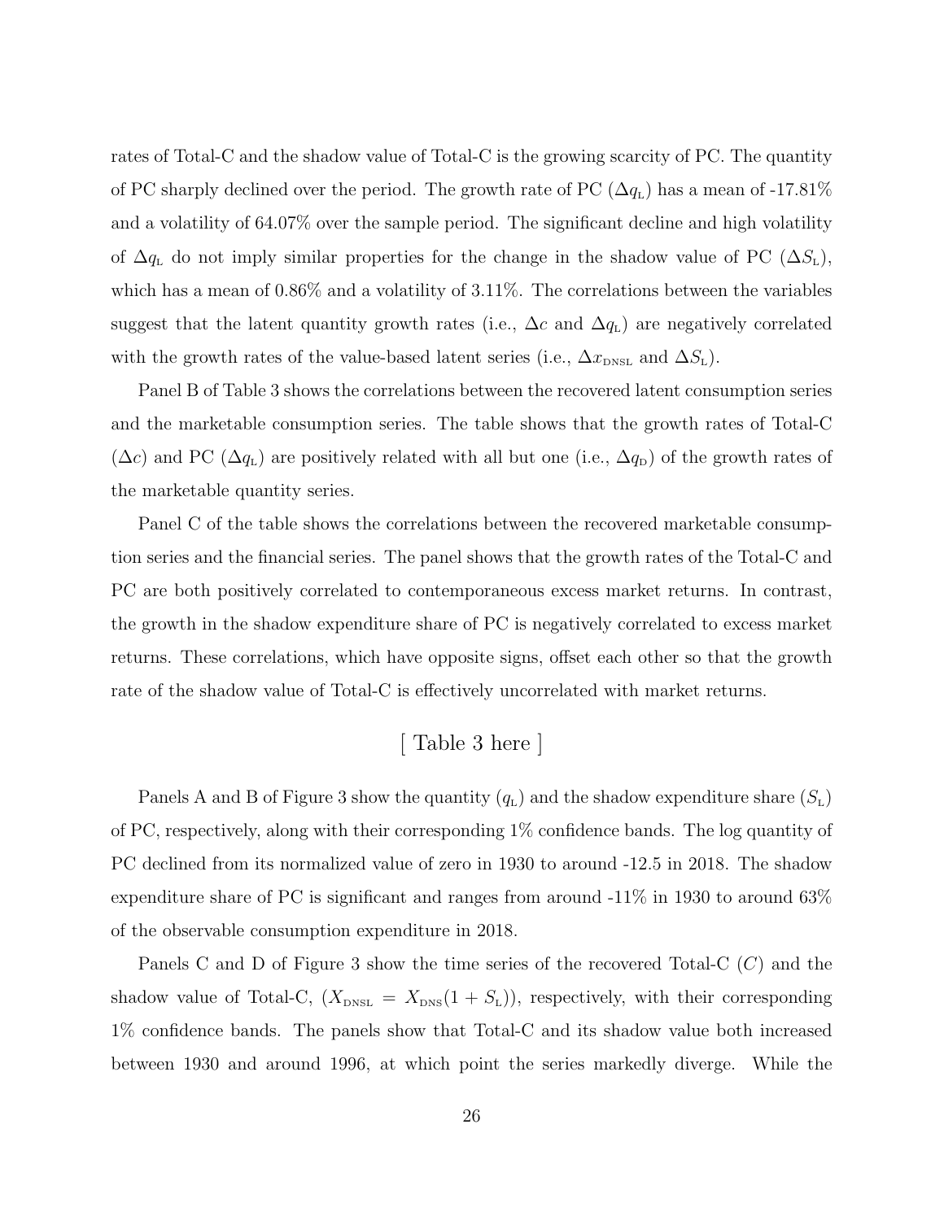rates of Total-C and the shadow value of Total-C is the growing scarcity of PC. The quantity of PC sharply declined over the period. The growth rate of PC ($\Delta q_{\text{L}}$) has a mean of -17.81% and a volatility of 64.07% over the sample period. The significant decline and high volatility of $\Delta q_{\text{L}}$ do not imply similar properties for the change in the shadow value of PC ($\Delta S_{\text{L}}$), which has a mean of 0.86% and a volatility of 3.11%. The correlations between the variables suggest that the latent quantity growth rates (i.e., $\Delta c$ and $\Delta q_{\text{L}}$) are negatively correlated with the growth rates of the value-based latent series (i.e., $\Delta x_{\text{DNSL}}$ and $\Delta S_{\text{L}}$).

Panel B of Table 3 shows the correlations between the recovered latent consumption series and the marketable consumption series. The table shows that the growth rates of Total-C ($\Delta c$) and PC ($\Delta q_{\text{L}}$) are positively related with all but one (i.e., $\Delta q_{\text{D}}$) of the growth rates of the marketable quantity series.

Panel C of the table shows the correlations between the recovered marketable consumption series and the financial series. The panel shows that the growth rates of the Total-C and PC are both positively correlated to contemporaneous excess market returns. In contrast, the growth in the shadow expenditure share of PC is negatively correlated to excess market returns. These correlations, which have opposite signs, offset each other so that the growth rate of the shadow value of Total-C is effectively uncorrelated with market returns.

[ Table 3 here ]

Panels A and B of Figure 3 show the quantity ($q_{\text{L}}$) and the shadow expenditure share ($S_{\text{L}}$) of PC, respectively, along with their corresponding 1% confidence bands. The log quantity of PC declined from its normalized value of zero in 1930 to around -12.5 in 2018. The shadow expenditure share of PC is significant and ranges from around -11% in 1930 to around 63% of the observable consumption expenditure in 2018.

Panels C and D of Figure 3 show the time series of the recovered Total-C ($C$) and the shadow value of Total-C, ($X_{\text{DNSL}} = X_{\text{DNS}}(1 + S_{\text{L}})$), respectively, with their corresponding 1% confidence bands. The panels show that Total-C and its shadow value both increased between 1930 and around 1996, at which point the series markedly diverge. While the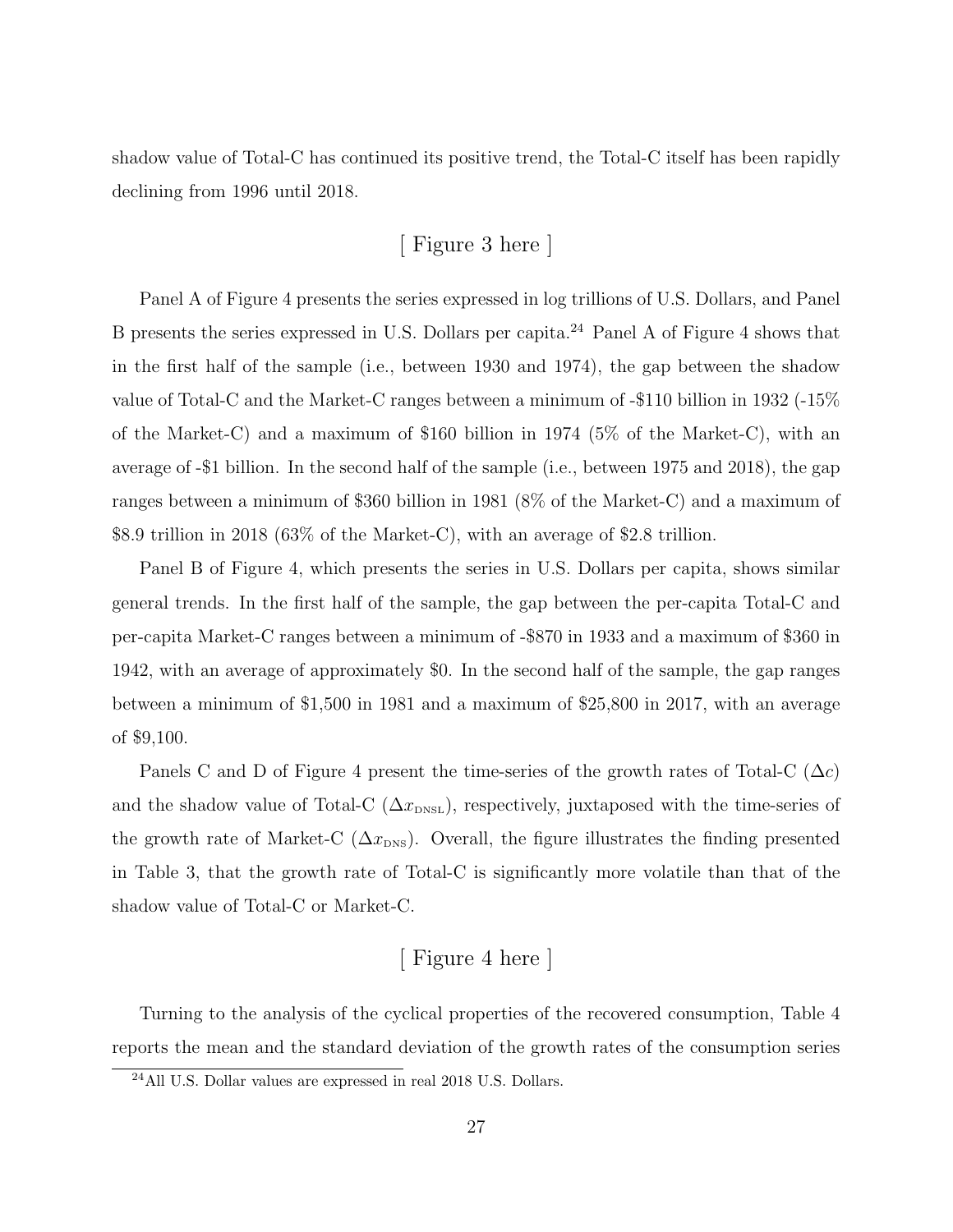shadow value of Total-C has continued its positive trend, the Total-C itself has been rapidly declining from 1996 until 2018.

[ Figure 3 here ]

Panel A of Figure 4 presents the series expressed in log trillions of U.S. Dollars, and Panel B presents the series expressed in U.S. Dollars per capita.[24] Panel A of Figure 4 shows that in the first half of the sample (i.e., between 1930 and 1974), the gap between the shadow value of Total-C and the Market-C ranges between a minimum of -$110 billion in 1932 (-15% of the Market-C) and a maximum of $160 billion in 1974 (5% of the Market-C), with an average of -$1 billion. In the second half of the sample (i.e., between 1975 and 2018), the gap ranges between a minimum of $360 billion in 1981 (8% of the Market-C) and a maximum of $8.9 trillion in 2018 (63% of the Market-C), with an average of $2.8 trillion.

Panel B of Figure 4, which presents the series in U.S. Dollars per capita, shows similar general trends. In the first half of the sample, the gap between the per-capita Total-C and per-capita Market-C ranges between a minimum of -$870 in 1933 and a maximum of $360 in 1942, with an average of approximately $0. In the second half of the sample, the gap ranges between a minimum of $1,500 in 1981 and a maximum of $25,800 in 2017, with an average of $9,100.

Panels C and D of Figure 4 present the time-series of the growth rates of Total-C ($\Delta c$) and the shadow value of Total-C ($\Delta x_{\text{DNSL}}$), respectively, juxtaposed with the time-series of the growth rate of Market-C ($\Delta x_{\text{DNS}}$). Overall, the figure illustrates the finding presented in Table 3, that the growth rate of Total-C is significantly more volatile than that of the shadow value of Total-C or Market-C.

[ Figure 4 here ]

Turning to the analysis of the cyclical properties of the recovered consumption, Table 4 reports the mean and the standard deviation of the growth rates of the consumption series

[24] All U.S. Dollar values are expressed in real 2018 U.S. Dollars.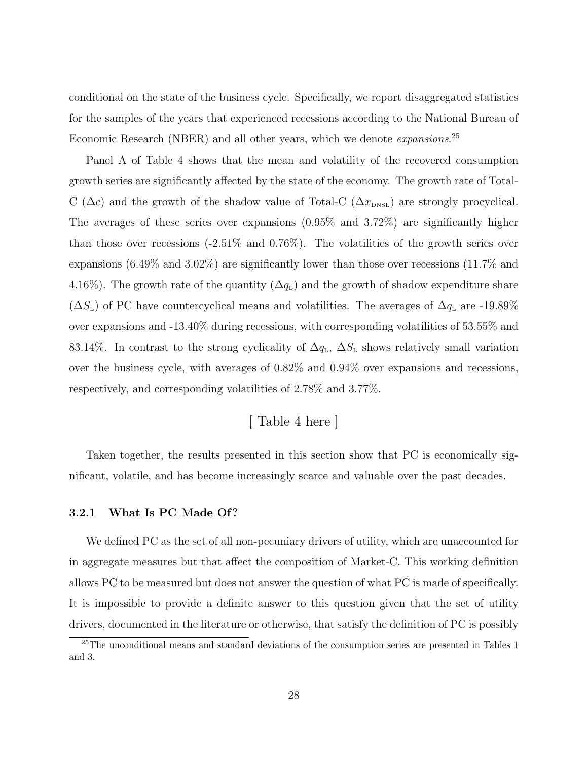conditional on the state of the business cycle. Specifically, we report disaggregated statistics for the samples of the years that experienced recessions according to the National Bureau of Economic Research (NBER) and all other years, which we denote *expansions*.[25]

Panel A of Table 4 shows that the mean and volatility of the recovered consumption growth series are significantly affected by the state of the economy. The growth rate of Total-C ($\Delta c$) and the growth of the shadow value of Total-C ($\Delta x_{\text{DNSL}}$) are strongly procyclical. The averages of these series over expansions (0.95% and 3.72%) are significantly higher than those over recessions (-2.51% and 0.76%). The volatilities of the growth series over expansions (6.49% and 3.02%) are significantly lower than those over recessions (11.7% and 4.16%). The growth rate of the quantity ($\Delta q_{\text{L}}$) and the growth of shadow expenditure share ($\Delta S_{\text{L}}$) of PC have countercyclical means and volatilities. The averages of $\Delta q_{\text{L}}$ are -19.89% over expansions and -13.40% during recessions, with corresponding volatilities of 53.55% and 83.14%. In contrast to the strong cyclicality of $\Delta q_{\text{L}}$, $\Delta S_{\text{L}}$ shows relatively small variation over the business cycle, with averages of 0.82% and 0.94% over expansions and recessions, respectively, and corresponding volatilities of 2.78% and 3.77%.

[ Table 4 here ]

Taken together, the results presented in this section show that PC is economically significant, volatile, and has become increasingly scarce and valuable over the past decades.

### 3.2.1 What Is PC Made Of?

We defined PC as the set of all non-pecuniary drivers of utility, which are unaccounted for in aggregate measures but that affect the composition of Market-C. This working definition allows PC to be measured but does not answer the question of what PC is made of specifically. It is impossible to provide a definite answer to this question given that the set of utility drivers, documented in the literature or otherwise, that satisfy the definition of PC is possibly

[25] The unconditional means and standard deviations of the consumption series are presented in Tables 1 and 3.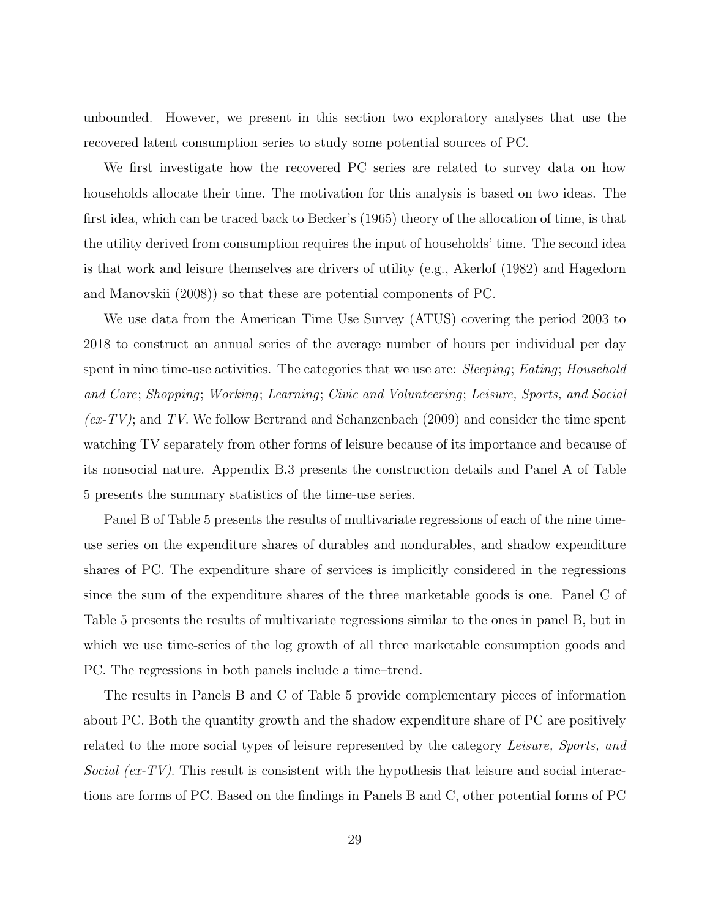unbounded. However, we present in this section two exploratory analyses that use the recovered latent consumption series to study some potential sources of PC.

We first investigate how the recovered PC series are related to survey data on how households allocate their time. The motivation for this analysis is based on two ideas. The first idea, which can be traced back to Becker's (1965) theory of the allocation of time, is that the utility derived from consumption requires the input of households' time. The second idea is that work and leisure themselves are drivers of utility (e.g., Akerlof (1982) and Hagedorn and Manovskii (2008)) so that these are potential components of PC.

We use data from the American Time Use Survey (ATUS) covering the period 2003 to 2018 to construct an annual series of the average number of hours per individual per day spent in nine time-use activities. The categories that we use are: *Sleeping*; *Eating*; *Household and Care*; *Shopping*; *Working*; *Learning*; *Civic and Volunteering*; *Leisure, Sports, and Social (ex-TV)*; and *TV*. We follow Bertrand and Schanzenbach (2009) and consider the time spent watching TV separately from other forms of leisure because of its importance and because of its nonsocial nature. Appendix B.3 presents the construction details and Panel A of Table 5 presents the summary statistics of the time-use series.

Panel B of Table 5 presents the results of multivariate regressions of each of the nine time-use series on the expenditure shares of durables and nondurables, and shadow expenditure shares of PC. The expenditure share of services is implicitly considered in the regressions since the sum of the expenditure shares of the three marketable goods is one. Panel C of Table 5 presents the results of multivariate regressions similar to the ones in panel B, but in which we use time-series of the log growth of all three marketable consumption goods and PC. The regressions in both panels include a time–trend.

The results in Panels B and C of Table 5 provide complementary pieces of information about PC. Both the quantity growth and the shadow expenditure share of PC are positively related to the more social types of leisure represented by the category *Leisure, Sports, and Social (ex-TV)*. This result is consistent with the hypothesis that leisure and social interactions are forms of PC. Based on the findings in Panels B and C, other potential forms of PC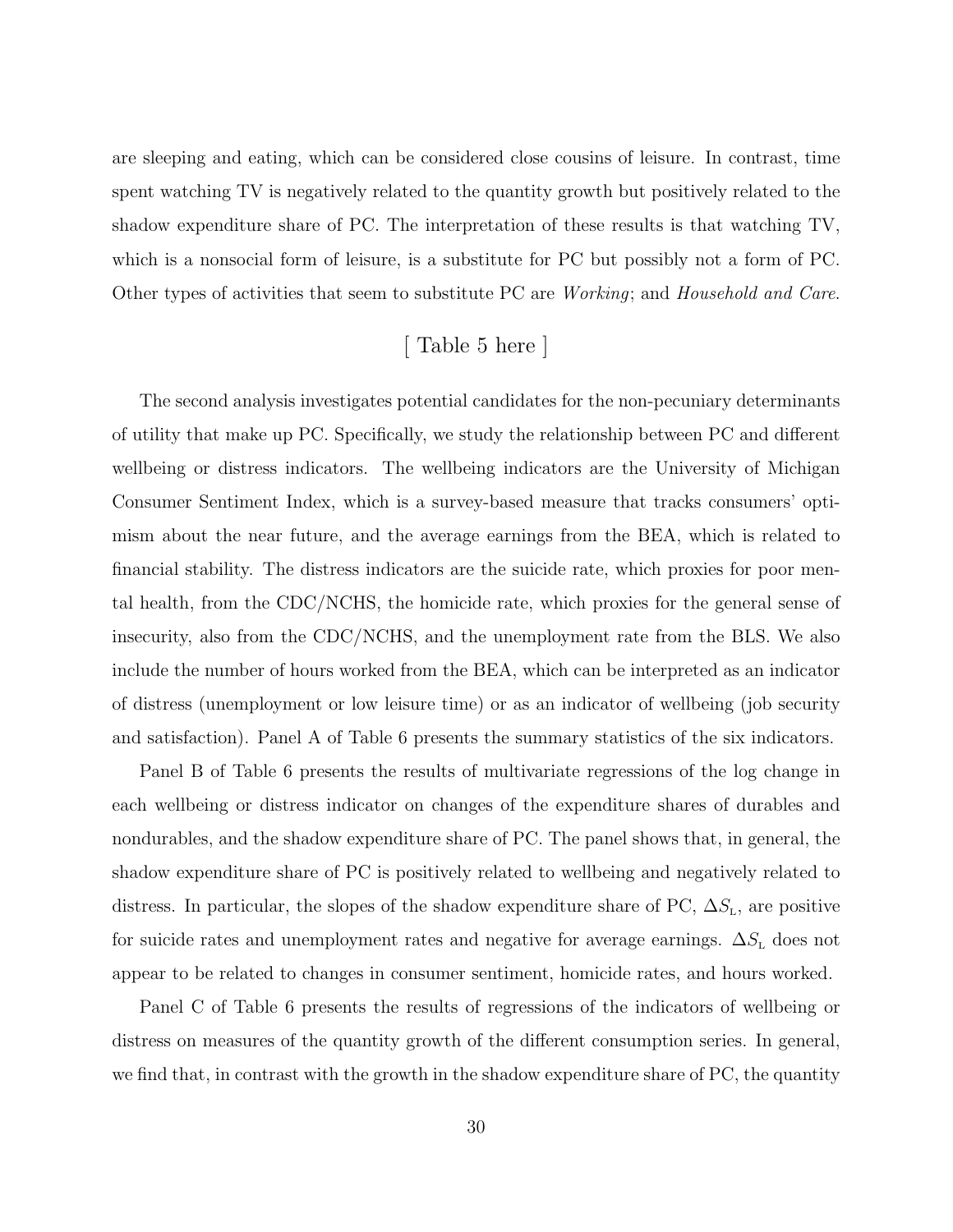are sleeping and eating, which can be considered close cousins of leisure. In contrast, time spent watching TV is negatively related to the quantity growth but positively related to the shadow expenditure share of PC. The interpretation of these results is that watching TV, which is a nonsocial form of leisure, is a substitute for PC but possibly not a form of PC. Other types of activities that seem to substitute PC are *Working*; and *Household and Care*.

[ Table 5 here ]

The second analysis investigates potential candidates for the non-pecuniary determinants of utility that make up PC. Specifically, we study the relationship between PC and different wellbeing or distress indicators. The wellbeing indicators are the University of Michigan Consumer Sentiment Index, which is a survey-based measure that tracks consumers' optimism about the near future, and the average earnings from the BEA, which is related to financial stability. The distress indicators are the suicide rate, which proxies for poor mental health, from the CDC/NCHS, the homicide rate, which proxies for the general sense of insecurity, also from the CDC/NCHS, and the unemployment rate from the BLS. We also include the number of hours worked from the BEA, which can be interpreted as an indicator of distress (unemployment or low leisure time) or as an indicator of wellbeing (job security and satisfaction). Panel A of Table 6 presents the summary statistics of the six indicators.

Panel B of Table 6 presents the results of multivariate regressions of the log change in each wellbeing or distress indicator on changes of the expenditure shares of durables and nondurables, and the shadow expenditure share of PC. The panel shows that, in general, the shadow expenditure share of PC is positively related to wellbeing and negatively related to distress. In particular, the slopes of the shadow expenditure share of PC, $\Delta S_{\text{L}}$, are positive for suicide rates and unemployment rates and negative for average earnings. $\Delta S_{\text{L}}$ does not appear to be related to changes in consumer sentiment, homicide rates, and hours worked.

Panel C of Table 6 presents the results of regressions of the indicators of wellbeing or distress on measures of the quantity growth of the different consumption series. In general, we find that, in contrast with the growth in the shadow expenditure share of PC, the quantity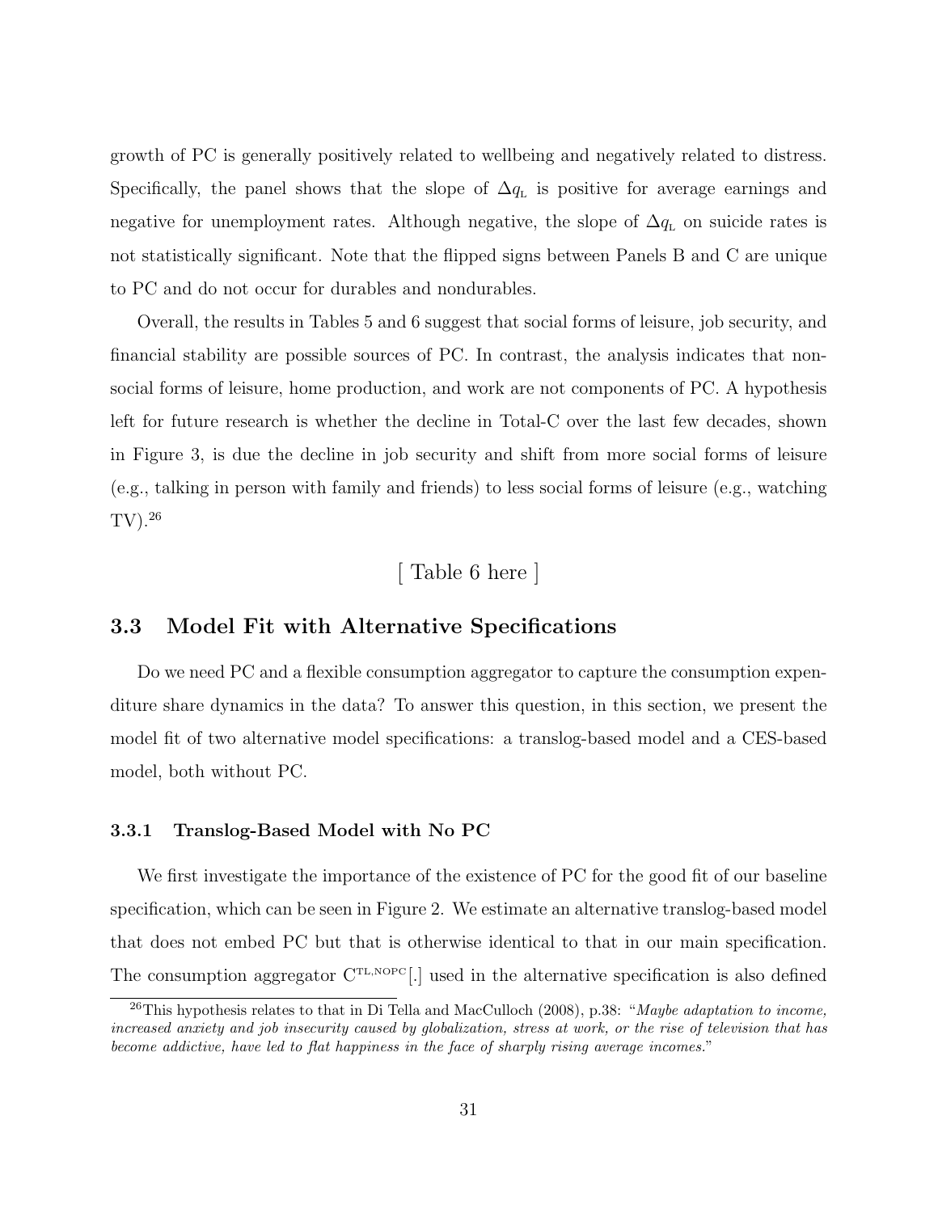growth of PC is generally positively related to wellbeing and negatively related to distress. Specifically, the panel shows that the slope of $\Delta q_{\text{L}}$ is positive for average earnings and negative for unemployment rates. Although negative, the slope of $\Delta q_{\text{L}}$ on suicide rates is not statistically significant. Note that the flipped signs between Panels B and C are unique to PC and do not occur for durables and nondurables.

Overall, the results in Tables 5 and 6 suggest that social forms of leisure, job security, and financial stability are possible sources of PC. In contrast, the analysis indicates that non-social forms of leisure, home production, and work are not components of PC. A hypothesis left for future research is whether the decline in Total-C over the last few decades, shown in Figure 3, is due the decline in job security and shift from more social forms of leisure (e.g., talking in person with family and friends) to less social forms of leisure (e.g., watching TV).[26]

[ Table 6 here ]

### 3.3 Model Fit with Alternative Specifications

Do we need PC and a flexible consumption aggregator to capture the consumption expenditure share dynamics in the data? To answer this question, in this section, we present the model fit of two alternative model specifications: a translog-based model and a CES-based model, both without PC.

#### 3.3.1 Translog-Based Model with No PC

We first investigate the importance of the existence of PC for the good fit of our baseline specification, which can be seen in Figure 2. We estimate an alternative translog-based model that does not embed PC but that is otherwise identical to that in our main specification. The consumption aggregator $C^{\text{TL,NOPC}}[.]$ used in the alternative specification is also defined

[26] This hypothesis relates to that in Di Tella and MacCulloch (2008), p.38: "*Maybe adaptation to income, increased anxiety and job insecurity caused by globalization, stress at work, or the rise of television that has become addictive, have led to flat happiness in the face of sharply rising average incomes.*"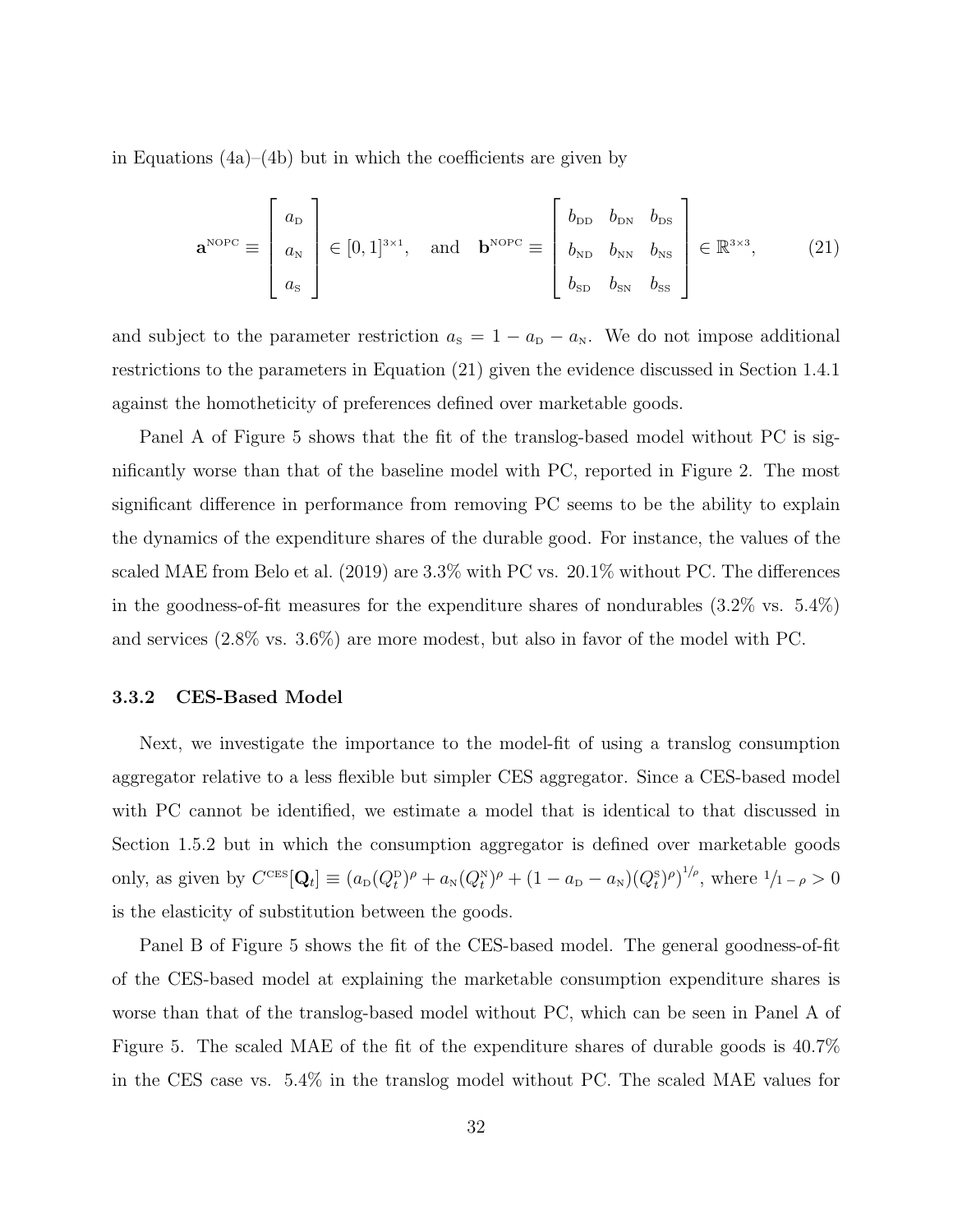in Equations (4a)–(4b) but in which the coefficients are given by

$$
\mathbf{a}^{\text{NOPC}} \equiv \begin{bmatrix} a_{\text{D}} \\ a_{\text{N}} \\ a_{\text{S}} \end{bmatrix} \in [0,1]^{3\times 1}, \quad \text{and} \quad \mathbf{b}^{\text{NOPC}} \equiv \begin{bmatrix} b_{\text{DD}} & b_{\text{DN}} & b_{\text{DS}} \\ b_{\text{ND}} & b_{\text{NN}} & b_{\text{NS}} \\ b_{\text{SD}} & b_{\text{SN}} & b_{\text{SS}} \end{bmatrix} \in \mathbb{R}^{3\times 3}, \tag{21}
$$

and subject to the parameter restriction $a_{\text{S}} = 1 - a_{\text{D}} - a_{\text{N}}$. We do not impose additional restrictions to the parameters in Equation (21) given the evidence discussed in Section 1.4.1 against the homotheticity of preferences defined over marketable goods.

Panel A of Figure 5 shows that the fit of the translog-based model without PC is significantly worse than that of the baseline model with PC, reported in Figure 2. The most significant difference in performance from removing PC seems to be the ability to explain the dynamics of the expenditure shares of the durable good. For instance, the values of the scaled MAE from Belo et al. (2019) are 3.3% with PC vs. 20.1% without PC. The differences in the goodness-of-fit measures for the expenditure shares of nondurables (3.2% vs. 5.4%) and services (2.8% vs. 3.6%) are more modest, but also in favor of the model with PC.

### 3.3.2 CES-Based Model

Next, we investigate the importance to the model-fit of using a translog consumption aggregator relative to a less flexible but simpler CES aggregator. Since a CES-based model with PC cannot be identified, we estimate a model that is identical to that discussed in Section 1.5.2 but in which the consumption aggregator is defined over marketable goods only, as given by $C^{\text{CES}}[\mathbf{Q}_t] \equiv \left(a_{\text{D}}(Q_t^{\text{D}})^{\rho} + a_{\text{N}}(Q_t^{\text{N}})^{\rho} + (1 - a_{\text{D}} - a_{\text{N}})(Q_t^{\text{S}})^{\rho}\right)^{1/\rho}$, where $1/1-\rho > 0$ is the elasticity of substitution between the goods.

Panel B of Figure 5 shows the fit of the CES-based model. The general goodness-of-fit of the CES-based model at explaining the marketable consumption expenditure shares is worse than that of the translog-based model without PC, which can be seen in Panel A of Figure 5. The scaled MAE of the fit of the expenditure shares of durable goods is 40.7% in the CES case vs. 5.4% in the translog model without PC. The scaled MAE values for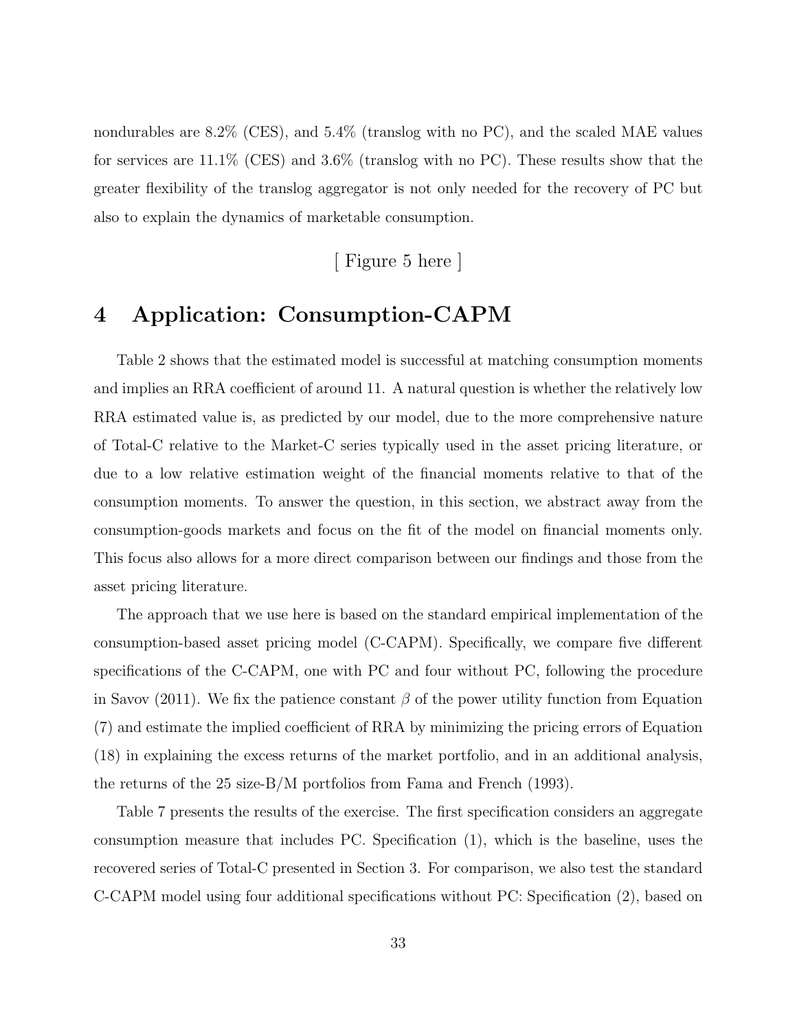nondurables are 8.2% (CES), and 5.4% (translog with no PC), and the scaled MAE values for services are 11.1% (CES) and 3.6% (translog with no PC). These results show that the greater flexibility of the translog aggregator is not only needed for the recovery of PC but also to explain the dynamics of marketable consumption.

[ Figure 5 here ]

# 4 Application: Consumption-CAPM

Table 2 shows that the estimated model is successful at matching consumption moments and implies an RRA coefficient of around 11. A natural question is whether the relatively low RRA estimated value is, as predicted by our model, due to the more comprehensive nature of Total-C relative to the Market-C series typically used in the asset pricing literature, or due to a low relative estimation weight of the financial moments relative to that of the consumption moments. To answer the question, in this section, we abstract away from the consumption-goods markets and focus on the fit of the model on financial moments only. This focus also allows for a more direct comparison between our findings and those from the asset pricing literature.

The approach that we use here is based on the standard empirical implementation of the consumption-based asset pricing model (C-CAPM). Specifically, we compare five different specifications of the C-CAPM, one with PC and four without PC, following the procedure in Savov (2011). We fix the patience constant $\beta$ of the power utility function from Equation (7) and estimate the implied coefficient of RRA by minimizing the pricing errors of Equation (18) in explaining the excess returns of the market portfolio, and in an additional analysis, the returns of the 25 size-B/M portfolios from Fama and French (1993).

Table 7 presents the results of the exercise. The first specification considers an aggregate consumption measure that includes PC. Specification (1), which is the baseline, uses the recovered series of Total-C presented in Section 3. For comparison, we also test the standard C-CAPM model using four additional specifications without PC: Specification (2), based on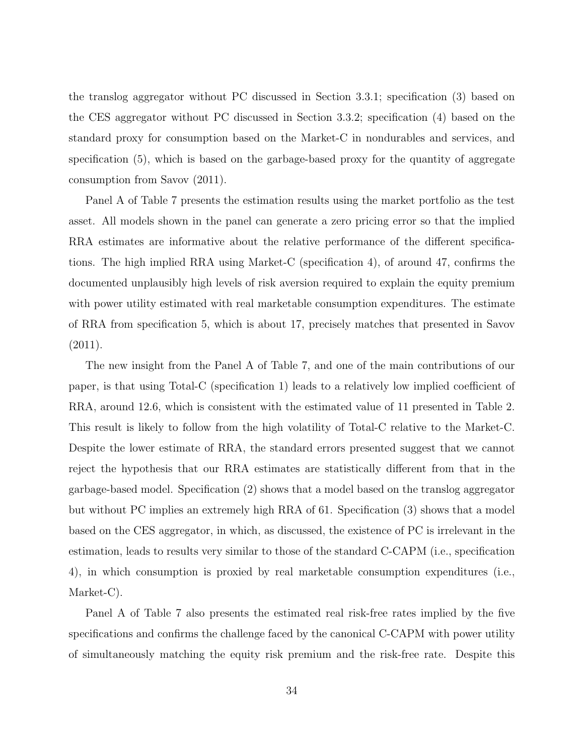the translog aggregator without PC discussed in Section 3.3.1; specification (3) based on the CES aggregator without PC discussed in Section 3.3.2; specification (4) based on the standard proxy for consumption based on the Market-C in nondurables and services, and specification (5), which is based on the garbage-based proxy for the quantity of aggregate consumption from Savov (2011).

Panel A of Table 7 presents the estimation results using the market portfolio as the test asset. All models shown in the panel can generate a zero pricing error so that the implied RRA estimates are informative about the relative performance of the different specifications. The high implied RRA using Market-C (specification 4), of around 47, confirms the documented unplausibly high levels of risk aversion required to explain the equity premium with power utility estimated with real marketable consumption expenditures. The estimate of RRA from specification 5, which is about 17, precisely matches that presented in Savov (2011).

The new insight from the Panel A of Table 7, and one of the main contributions of our paper, is that using Total-C (specification 1) leads to a relatively low implied coefficient of RRA, around 12.6, which is consistent with the estimated value of 11 presented in Table 2. This result is likely to follow from the high volatility of Total-C relative to the Market-C. Despite the lower estimate of RRA, the standard errors presented suggest that we cannot reject the hypothesis that our RRA estimates are statistically different from that in the garbage-based model. Specification (2) shows that a model based on the translog aggregator but without PC implies an extremely high RRA of 61. Specification (3) shows that a model based on the CES aggregator, in which, as discussed, the existence of PC is irrelevant in the estimation, leads to results very similar to those of the standard C-CAPM (i.e., specification 4), in which consumption is proxied by real marketable consumption expenditures (i.e., Market-C).

Panel A of Table 7 also presents the estimated real risk-free rates implied by the five specifications and confirms the challenge faced by the canonical C-CAPM with power utility of simultaneously matching the equity risk premium and the risk-free rate. Despite this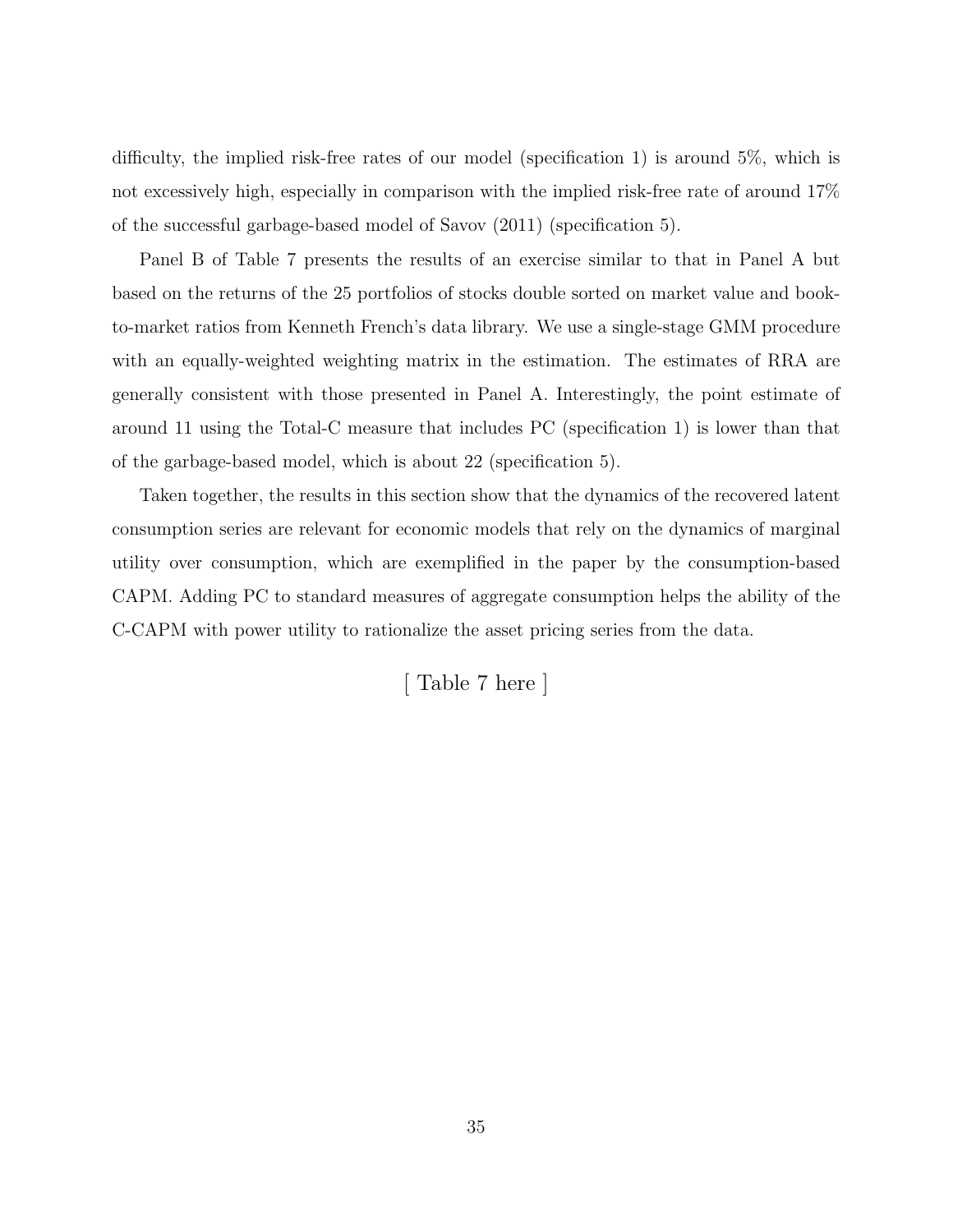difficulty, the implied risk-free rates of our model (specification 1) is around 5%, which is not excessively high, especially in comparison with the implied risk-free rate of around 17% of the successful garbage-based model of Savov (2011) (specification 5).

Panel B of Table 7 presents the results of an exercise similar to that in Panel A but based on the returns of the 25 portfolios of stocks double sorted on market value and book-to-market ratios from Kenneth French's data library. We use a single-stage GMM procedure with an equally-weighted weighting matrix in the estimation. The estimates of RRA are generally consistent with those presented in Panel A. Interestingly, the point estimate of around 11 using the Total-C measure that includes PC (specification 1) is lower than that of the garbage-based model, which is about 22 (specification 5).

Taken together, the results in this section show that the dynamics of the recovered latent consumption series are relevant for economic models that rely on the dynamics of marginal utility over consumption, which are exemplified in the paper by the consumption-based CAPM. Adding PC to standard measures of aggregate consumption helps the ability of the C-CAPM with power utility to rationalize the asset pricing series from the data.

[ Table 7 here ]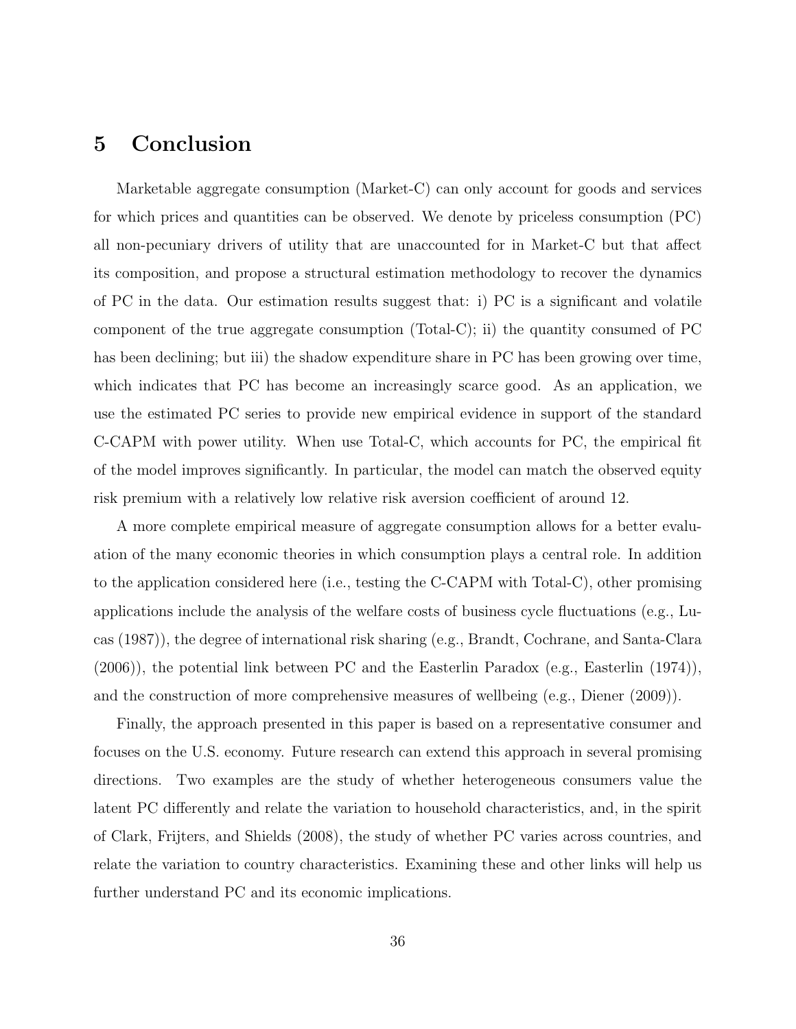# 5 Conclusion

Marketable aggregate consumption (Market-C) can only account for goods and services for which prices and quantities can be observed. We denote by priceless consumption (PC) all non-pecuniary drivers of utility that are unaccounted for in Market-C but that affect its composition, and propose a structural estimation methodology to recover the dynamics of PC in the data. Our estimation results suggest that: i) PC is a significant and volatile component of the true aggregate consumption (Total-C); ii) the quantity consumed of PC has been declining; but iii) the shadow expenditure share in PC has been growing over time, which indicates that PC has become an increasingly scarce good. As an application, we use the estimated PC series to provide new empirical evidence in support of the standard C-CAPM with power utility. When use Total-C, which accounts for PC, the empirical fit of the model improves significantly. In particular, the model can match the observed equity risk premium with a relatively low relative risk aversion coefficient of around 12.

A more complete empirical measure of aggregate consumption allows for a better evaluation of the many economic theories in which consumption plays a central role. In addition to the application considered here (i.e., testing the C-CAPM with Total-C), other promising applications include the analysis of the welfare costs of business cycle fluctuations (e.g., Lucas (1987)), the degree of international risk sharing (e.g., Brandt, Cochrane, and Santa-Clara (2006)), the potential link between PC and the Easterlin Paradox (e.g., Easterlin (1974)), and the construction of more comprehensive measures of wellbeing (e.g., Diener (2009)).

Finally, the approach presented in this paper is based on a representative consumer and focuses on the U.S. economy. Future research can extend this approach in several promising directions. Two examples are the study of whether heterogeneous consumers value the latent PC differently and relate the variation to household characteristics, and, in the spirit of Clark, Frijters, and Shields (2008), the study of whether PC varies across countries, and relate the variation to country characteristics. Examining these and other links will help us further understand PC and its economic implications.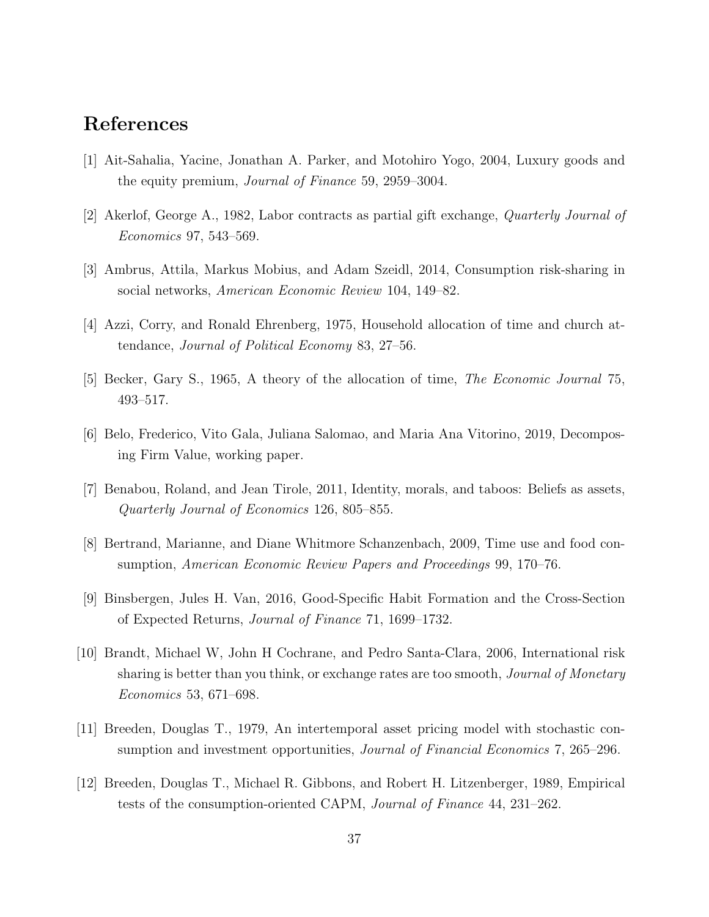# References

[1] Ait-Sahalia, Yacine, Jonathan A. Parker, and Motohiro Yogo, 2004, Luxury goods and the equity premium, *Journal of Finance* 59, 2959–3004.

[2] Akerlof, George A., 1982, Labor contracts as partial gift exchange, *Quarterly Journal of Economics* 97, 543–569.

[3] Ambrus, Attila, Markus Mobius, and Adam Szeidl, 2014, Consumption risk-sharing in social networks, *American Economic Review* 104, 149–82.

[4] Azzi, Corry, and Ronald Ehrenberg, 1975, Household allocation of time and church attendance, *Journal of Political Economy* 83, 27–56.

[5] Becker, Gary S., 1965, A theory of the allocation of time, *The Economic Journal* 75, 493–517.

[6] Belo, Frederico, Vito Gala, Juliana Salomao, and Maria Ana Vitorino, 2019, Decomposing Firm Value, working paper.

[7] Benabou, Roland, and Jean Tirole, 2011, Identity, morals, and taboos: Beliefs as assets, *Quarterly Journal of Economics* 126, 805–855.

[8] Bertrand, Marianne, and Diane Whitmore Schanzenbach, 2009, Time use and food consumption, *American Economic Review Papers and Proceedings* 99, 170–76.

[9] Binsbergen, Jules H. Van, 2016, Good-Specific Habit Formation and the Cross-Section of Expected Returns, *Journal of Finance* 71, 1699–1732.

[10] Brandt, Michael W, John H Cochrane, and Pedro Santa-Clara, 2006, International risk sharing is better than you think, or exchange rates are too smooth, *Journal of Monetary Economics* 53, 671–698.

[11] Breeden, Douglas T., 1979, An intertemporal asset pricing model with stochastic consumption and investment opportunities, *Journal of Financial Economics* 7, 265–296.

[12] Breeden, Douglas T., Michael R. Gibbons, and Robert H. Litzenberger, 1989, Empirical tests of the consumption-oriented CAPM, *Journal of Finance* 44, 231–262.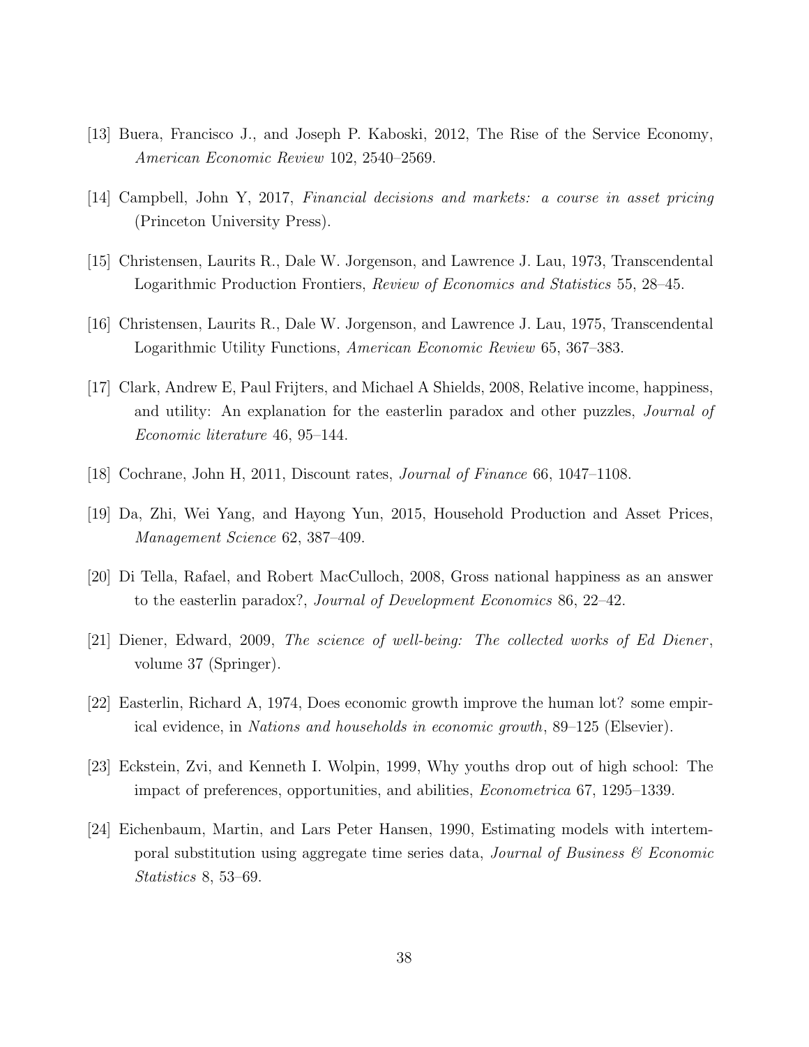[13] Buera, Francisco J., and Joseph P. Kaboski, 2012, The Rise of the Service Economy, *American Economic Review* 102, 2540–2569.

[14] Campbell, John Y, 2017, *Financial decisions and markets: a course in asset pricing* (Princeton University Press).

[15] Christensen, Laurits R., Dale W. Jorgenson, and Lawrence J. Lau, 1973, Transcendental Logarithmic Production Frontiers, *Review of Economics and Statistics* 55, 28–45.

[16] Christensen, Laurits R., Dale W. Jorgenson, and Lawrence J. Lau, 1975, Transcendental Logarithmic Utility Functions, *American Economic Review* 65, 367–383.

[17] Clark, Andrew E, Paul Frijters, and Michael A Shields, 2008, Relative income, happiness, and utility: An explanation for the easterlin paradox and other puzzles, *Journal of Economic literature* 46, 95–144.

[18] Cochrane, John H, 2011, Discount rates, *Journal of Finance* 66, 1047–1108.

[19] Da, Zhi, Wei Yang, and Hayong Yun, 2015, Household Production and Asset Prices, *Management Science* 62, 387–409.

[20] Di Tella, Rafael, and Robert MacCulloch, 2008, Gross national happiness as an answer to the easterlin paradox?, *Journal of Development Economics* 86, 22–42.

[21] Diener, Edward, 2009, *The science of well-being: The collected works of Ed Diener*, volume 37 (Springer).

[22] Easterlin, Richard A, 1974, Does economic growth improve the human lot? some empirical evidence, in *Nations and households in economic growth*, 89–125 (Elsevier).

[23] Eckstein, Zvi, and Kenneth I. Wolpin, 1999, Why youths drop out of high school: The impact of preferences, opportunities, and abilities, *Econometrica* 67, 1295–1339.

[24] Eichenbaum, Martin, and Lars Peter Hansen, 1990, Estimating models with intertemporal substitution using aggregate time series data, *Journal of Business & Economic Statistics* 8, 53–69.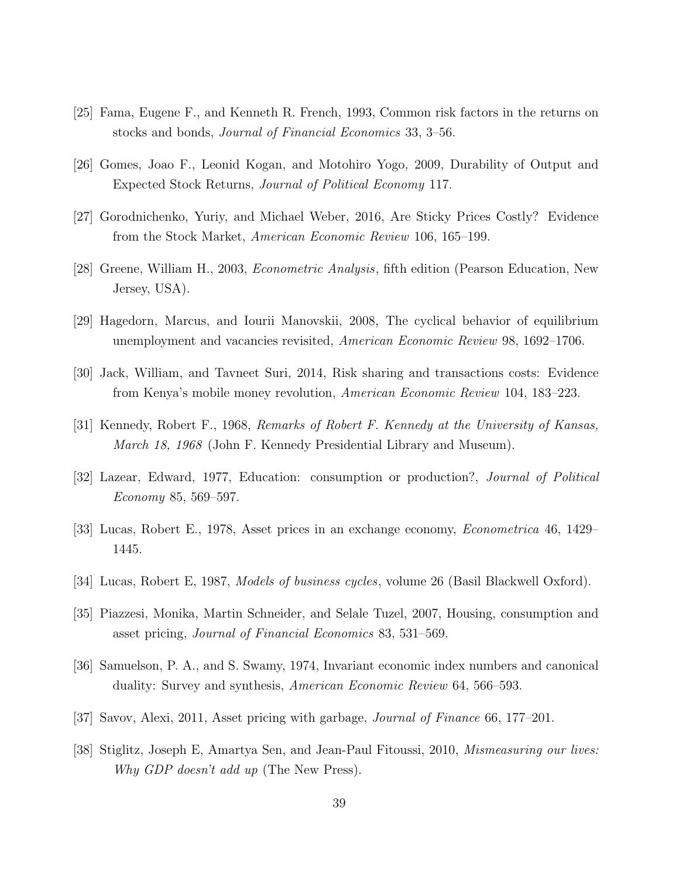[25] Fama, Eugene F., and Kenneth R. French, 1993, Common risk factors in the returns on stocks and bonds, *Journal of Financial Economics* 33, 3–56.

[26] Gomes, Joao F., Leonid Kogan, and Motohiro Yogo, 2009, Durability of Output and Expected Stock Returns, *Journal of Political Economy* 117.

[27] Gorodnichenko, Yuriy, and Michael Weber, 2016, Are Sticky Prices Costly? Evidence from the Stock Market, *American Economic Review* 106, 165–199.

[28] Greene, William H., 2003, *Econometric Analysis*, fifth edition (Pearson Education, New Jersey, USA).

[29] Hagedorn, Marcus, and Iourii Manovskii, 2008, The cyclical behavior of equilibrium unemployment and vacancies revisited, *American Economic Review* 98, 1692–1706.

[30] Jack, William, and Tavneet Suri, 2014, Risk sharing and transactions costs: Evidence from Kenya's mobile money revolution, *American Economic Review* 104, 183–223.

[31] Kennedy, Robert F., 1968, *Remarks of Robert F. Kennedy at the University of Kansas, March 18, 1968* (John F. Kennedy Presidential Library and Museum).

[32] Lazear, Edward, 1977, Education: consumption or production?, *Journal of Political Economy* 85, 569–597.

[33] Lucas, Robert E., 1978, Asset prices in an exchange economy, *Econometrica* 46, 1429–1445.

[34] Lucas, Robert E, 1987, *Models of business cycles*, volume 26 (Basil Blackwell Oxford).

[35] Piazzesi, Monika, Martin Schneider, and Selale Tuzel, 2007, Housing, consumption and asset pricing, *Journal of Financial Economics* 83, 531–569.

[36] Samuelson, P. A., and S. Swamy, 1974, Invariant economic index numbers and canonical duality: Survey and synthesis, *American Economic Review* 64, 566–593.

[37] Savov, Alexi, 2011, Asset pricing with garbage, *Journal of Finance* 66, 177–201.

[38] Stiglitz, Joseph E, Amartya Sen, and Jean-Paul Fitoussi, 2010, *Mismeasuring our lives: Why GDP doesn't add up* (The New Press).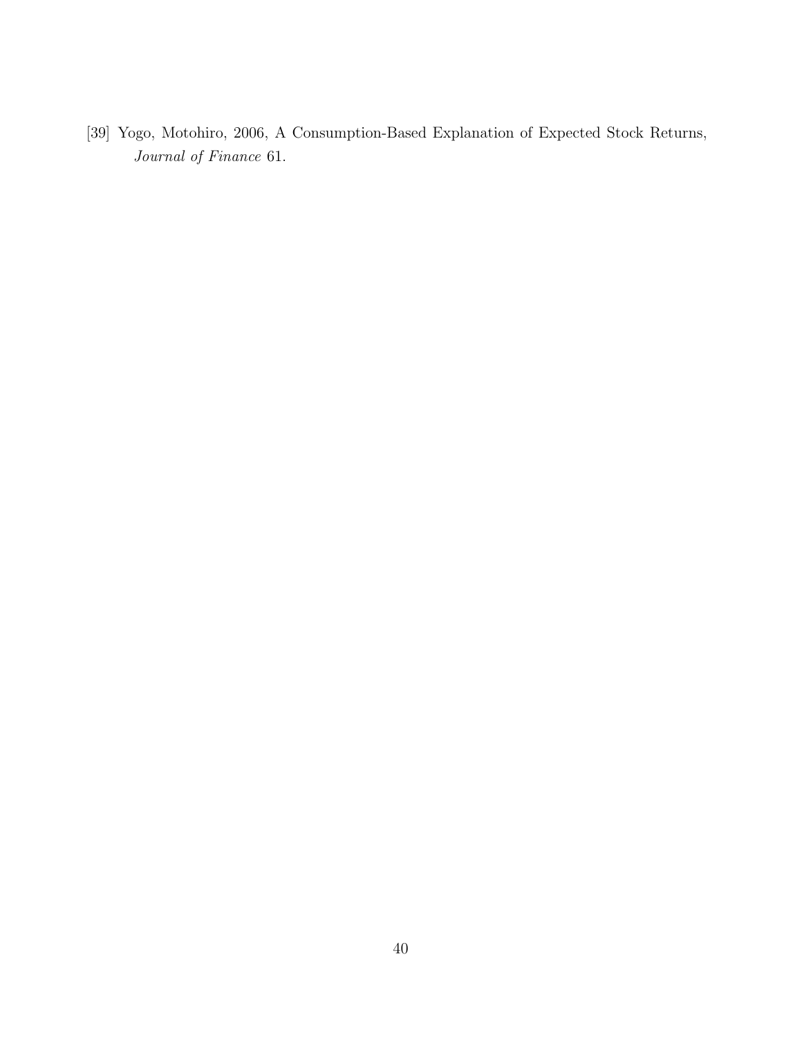[39] Yogo, Motohiro, 2006, A Consumption-Based Explanation of Expected Stock Returns, *Journal of Finance* 61.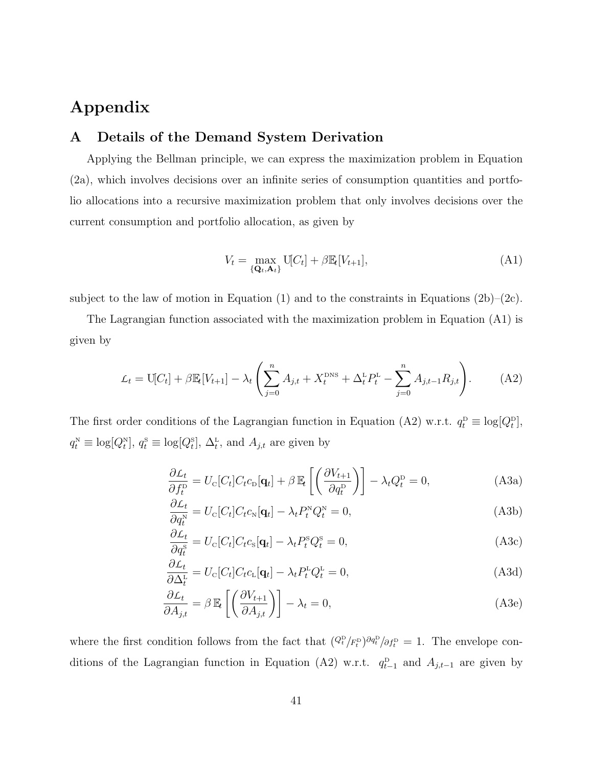# Appendix

## A Details of the Demand System Derivation

Applying the Bellman principle, we can express the maximization problem in Equation (2a), which involves decisions over an infinite series of consumption quantities and portfolio allocations into a recursive maximization problem that only involves decisions over the current consumption and portfolio allocation, as given by

$$V_t = \max_{\{\mathbf{Q}_t, \mathbf{A}_t\}} \mathrm{U}[C_t] + \beta \mathbb{E}_t[V_{t+1}], \tag{A1}$$

subject to the law of motion in Equation (1) and to the constraints in Equations (2b)–(2c).

The Lagrangian function associated with the maximization problem in Equation (A1) is given by

$$\mathcal{L}_t = \mathrm{U}[C_t] + \beta \mathbb{E}_t[V_{t+1}] - \lambda_t \left( \sum_{j=0}^{n} A_{j,t} + X_t^{\text{DNS}} + \Delta_t^{\text{L}} P_t^{\text{L}} - \sum_{j=0}^{n} A_{j,t-1} R_{j,t} \right). \tag{A2}$$

The first order conditions of the Lagrangian function in Equation (A2) w.r.t. $q_t^{\text{D}} \equiv \log[Q_t^{\text{D}}]$, $q_t^{\text{N}} \equiv \log[Q_t^{\text{N}}]$, $q_t^{\text{S}} \equiv \log[Q_t^{\text{S}}]$, $\Delta_t^{\text{L}}$, and $A_{j,t}$ are given by

$$\frac{\partial \mathcal{L}_t}{\partial f_t^{\text{D}}} = U_{\text{C}}[C_t] C_t c_{\text{D}}[\mathbf{q}_t] + \beta \, \mathbb{E}_t \left[ \left( \frac{\partial V_{t+1}}{\partial q_t^{\text{D}}} \right) \right] - \lambda_t Q_t^{\text{D}} = 0, \tag{A3a}$$

$$\frac{\partial \mathcal{L}_t}{\partial q_t^{\text{N}}} = U_{\text{C}}[C_t] C_t c_{\text{N}}[\mathbf{q}_t] - \lambda_t P_t^{\text{N}} Q_t^{\text{N}} = 0, \tag{A3b}$$

$$\frac{\partial \mathcal{L}_t}{\partial q_t^{\text{S}}} = U_{\text{C}}[C_t] C_t c_{\text{S}}[\mathbf{q}_t] - \lambda_t P_t^{\text{S}} Q_t^{\text{S}} = 0, \tag{A3c}$$

$$\frac{\partial \mathcal{L}_t}{\partial \Delta_t^{\text{L}}} = U_{\text{C}}[C_t] C_t c_{\text{L}}[\mathbf{q}_t] - \lambda_t P_t^{\text{L}} Q_t^{\text{L}} = 0, \tag{A3d}$$

$$\frac{\partial \mathcal{L}_t}{\partial A_{j,t}} = \beta \, \mathbb{E}_t \left[ \left( \frac{\partial V_{t+1}}{\partial A_{j,t}} \right) \right] - \lambda_t = 0, \tag{A3e}$$

where the first condition follows from the fact that $({Q_t^{\text{D}}}/{F_t^{\text{D}}}){\partial q_t^{\text{D}}}/{\partial f_t^{\text{D}}} = 1$. The envelope conditions of the Lagrangian function in Equation (A2) w.r.t. $q_{t-1}^{\text{D}}$ and $A_{j,t-1}$ are given by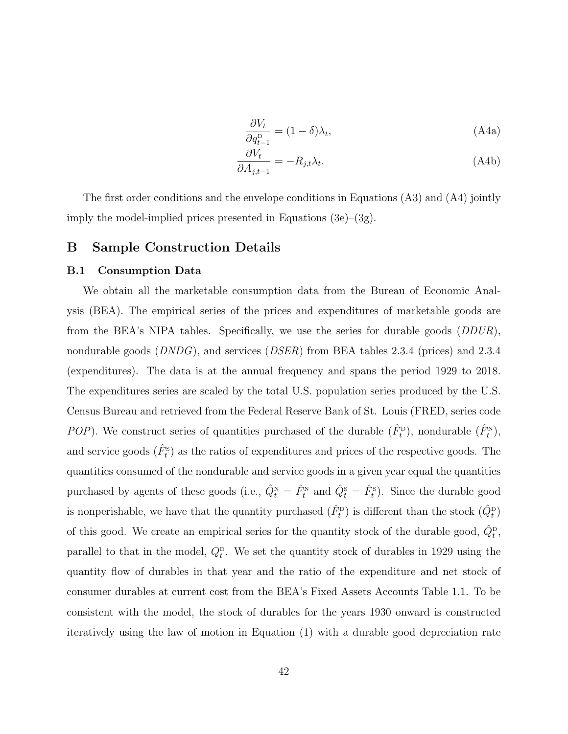$$\frac{\partial V_t}{\partial q^{\text{D}}_{t-1}} = (1-\delta)\lambda_t, \tag{A4a}$$

$$\frac{\partial V_t}{\partial A_{j,t-1}} = -R_{j,t}\lambda_t. \tag{A4b}$$

The first order conditions and the envelope conditions in Equations (A3) and (A4) jointly imply the model-implied prices presented in Equations (3e)–(3g).

# B Sample Construction Details

## B.1 Consumption Data

We obtain all the marketable consumption data from the Bureau of Economic Analysis (BEA). The empirical series of the prices and expenditures of marketable goods are from the BEA's NIPA tables. Specifically, we use the series for durable goods (*DDUR*), nondurable goods (*DNDG*), and services (*DSER*) from BEA tables 2.3.4 (prices) and 2.3.4 (expenditures). The data is at the annual frequency and spans the period 1929 to 2018. The expenditures series are scaled by the total U.S. population series produced by the U.S. Census Bureau and retrieved from the Federal Reserve Bank of St. Louis (FRED, series code *POP*). We construct series of quantities purchased of the durable ($\hat{F}^{\text{D}}_t$), nondurable ($\hat{F}^{\text{N}}_t$), and service goods ($\hat{F}^{\text{S}}_t$) as the ratios of expenditures and prices of the respective goods. The quantities consumed of the nondurable and service goods in a given year equal the quantities purchased by agents of these goods (i.e., $\hat{Q}^{\text{N}}_t = \hat{F}^{\text{N}}_t$ and $\hat{Q}^{\text{S}}_t = \hat{F}^{\text{S}}_t$). Since the durable good is nonperishable, we have that the quantity purchased ($\hat{F}^{\text{D}}_t$) is different than the stock ($\hat{Q}^{\text{D}}_t$) of this good. We create an empirical series for the quantity stock of the durable good, $\hat{Q}^{\text{D}}_t$, parallel to that in the model, $Q^{\text{D}}_t$. We set the quantity stock of durables in 1929 using the quantity flow of durables in that year and the ratio of the expenditure and net stock of consumer durables at current cost from the BEA's Fixed Assets Accounts Table 1.1. To be consistent with the model, the stock of durables for the years 1930 onward is constructed iteratively using the law of motion in Equation (1) with a durable good depreciation rate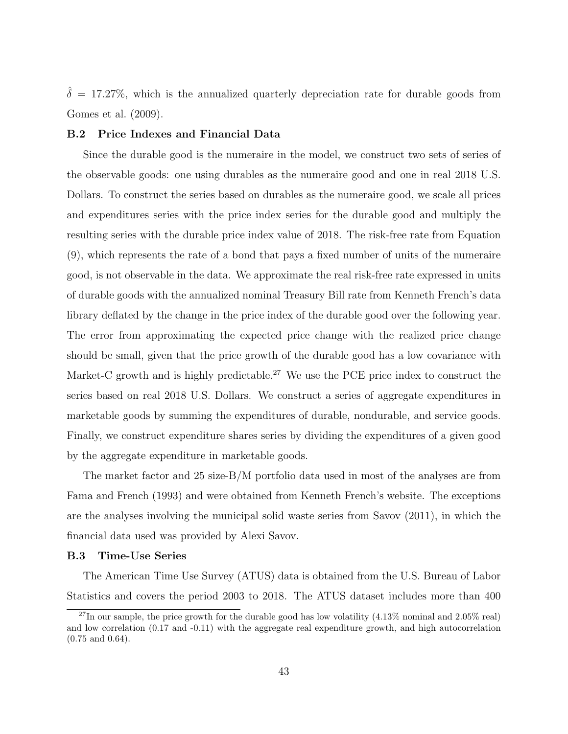$\hat{\delta} = 17.27\%$, which is the annualized quarterly depreciation rate for durable goods from Gomes et al. (2009).

### B.2 Price Indexes and Financial Data

Since the durable good is the numeraire in the model, we construct two sets of series of the observable goods: one using durables as the numeraire good and one in real 2018 U.S. Dollars. To construct the series based on durables as the numeraire good, we scale all prices and expenditures series with the price index series for the durable good and multiply the resulting series with the durable price index value of 2018. The risk-free rate from Equation (9), which represents the rate of a bond that pays a fixed number of units of the numeraire good, is not observable in the data. We approximate the real risk-free rate expressed in units of durable goods with the annualized nominal Treasury Bill rate from Kenneth French's data library deflated by the change in the price index of the durable good over the following year. The error from approximating the expected price change with the realized price change should be small, given that the price growth of the durable good has a low covariance with Market-C growth and is highly predictable.[27] We use the PCE price index to construct the series based on real 2018 U.S. Dollars. We construct a series of aggregate expenditures in marketable goods by summing the expenditures of durable, nondurable, and service goods. Finally, we construct expenditure shares series by dividing the expenditures of a given good by the aggregate expenditure in marketable goods.

The market factor and 25 size-B/M portfolio data used in most of the analyses are from Fama and French (1993) and were obtained from Kenneth French's website. The exceptions are the analyses involving the municipal solid waste series from Savov (2011), in which the financial data used was provided by Alexi Savov.

### B.3 Time-Use Series

The American Time Use Survey (ATUS) data is obtained from the U.S. Bureau of Labor Statistics and covers the period 2003 to 2018. The ATUS dataset includes more than 400

[27] In our sample, the price growth for the durable good has low volatility (4.13% nominal and 2.05% real) and low correlation (0.17 and -0.11) with the aggregate real expenditure growth, and high autocorrelation (0.75 and 0.64).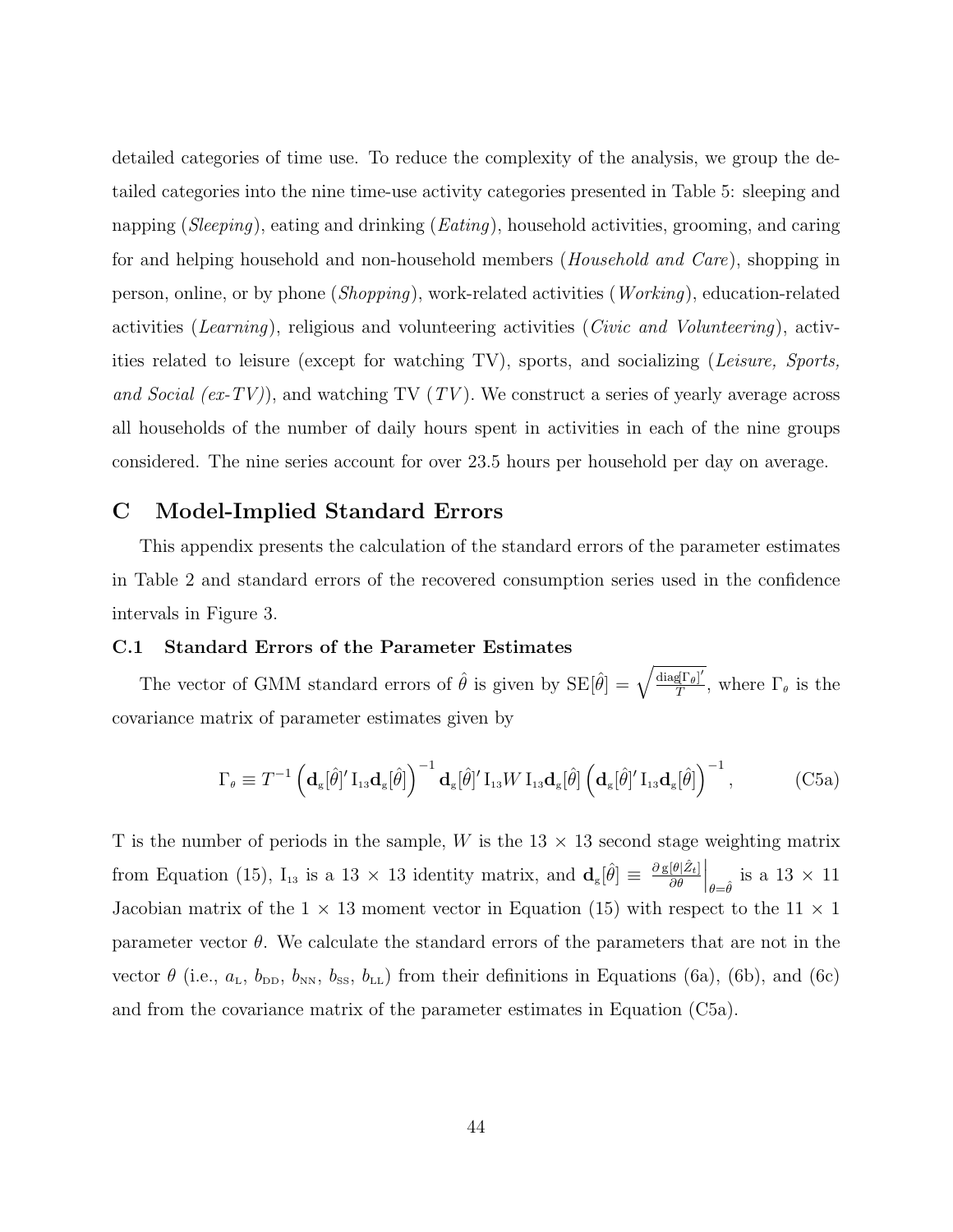detailed categories of time use. To reduce the complexity of the analysis, we group the detailed categories into the nine time-use activity categories presented in Table 5: sleeping and napping (*Sleeping*), eating and drinking (*Eating*), household activities, grooming, and caring for and helping household and non-household members (*Household and Care*), shopping in person, online, or by phone (*Shopping*), work-related activities (*Working*), education-related activities (*Learning*), religious and volunteering activities (*Civic and Volunteering*), activities related to leisure (except for watching TV), sports, and socializing (*Leisure, Sports, and Social (ex-TV)*), and watching TV (*TV*). We construct a series of yearly average across all households of the number of daily hours spent in activities in each of the nine groups considered. The nine series account for over 23.5 hours per household per day on average.

## C Model-Implied Standard Errors

This appendix presents the calculation of the standard errors of the parameter estimates in Table 2 and standard errors of the recovered consumption series used in the confidence intervals in Figure 3.

### C.1 Standard Errors of the Parameter Estimates

The vector of GMM standard errors of $\hat{\theta}$ is given by $\mathrm{SE}[\hat{\theta}] = \sqrt{\frac{\mathrm{diag}[\Gamma_\theta]'}{T}}$, where $\Gamma_\theta$ is the covariance matrix of parameter estimates given by

$$\Gamma_\theta \equiv T^{-1} \left( \mathbf{d}_{\mathrm{g}}[\hat{\theta}]' \, \mathrm{I}_{13} \mathbf{d}_{\mathrm{g}}[\hat{\theta}] \right)^{-1} \mathbf{d}_{\mathrm{g}}[\hat{\theta}]' \, \mathrm{I}_{13} W \, \mathrm{I}_{13} \mathbf{d}_{\mathrm{g}}[\hat{\theta}] \left( \mathbf{d}_{\mathrm{g}}[\hat{\theta}]' \, \mathrm{I}_{13} \mathbf{d}_{\mathrm{g}}[\hat{\theta}] \right)^{-1}, \tag{C5a}$$

T is the number of periods in the sample, $W$ is the $13 \times 13$ second stage weighting matrix from Equation (15), $\mathrm{I}_{13}$ is a $13 \times 13$ identity matrix, and $\mathbf{d}_{\mathrm{g}}[\hat{\theta}] \equiv \left. \frac{\partial \, \mathrm{g}[\theta | \hat{Z}_t]}{\partial \theta} \right|_{\theta = \hat{\theta}}$ is a $13 \times 11$ Jacobian matrix of the $1 \times 13$ moment vector in Equation (15) with respect to the $11 \times 1$ parameter vector $\theta$. We calculate the standard errors of the parameters that are not in the vector $\theta$ (i.e., $a_{\mathrm{L}}$, $b_{\mathrm{DD}}$, $b_{\mathrm{NN}}$, $b_{\mathrm{SS}}$, $b_{\mathrm{LL}}$) from their definitions in Equations (6a), (6b), and (6c) and from the covariance matrix of the parameter estimates in Equation (C5a).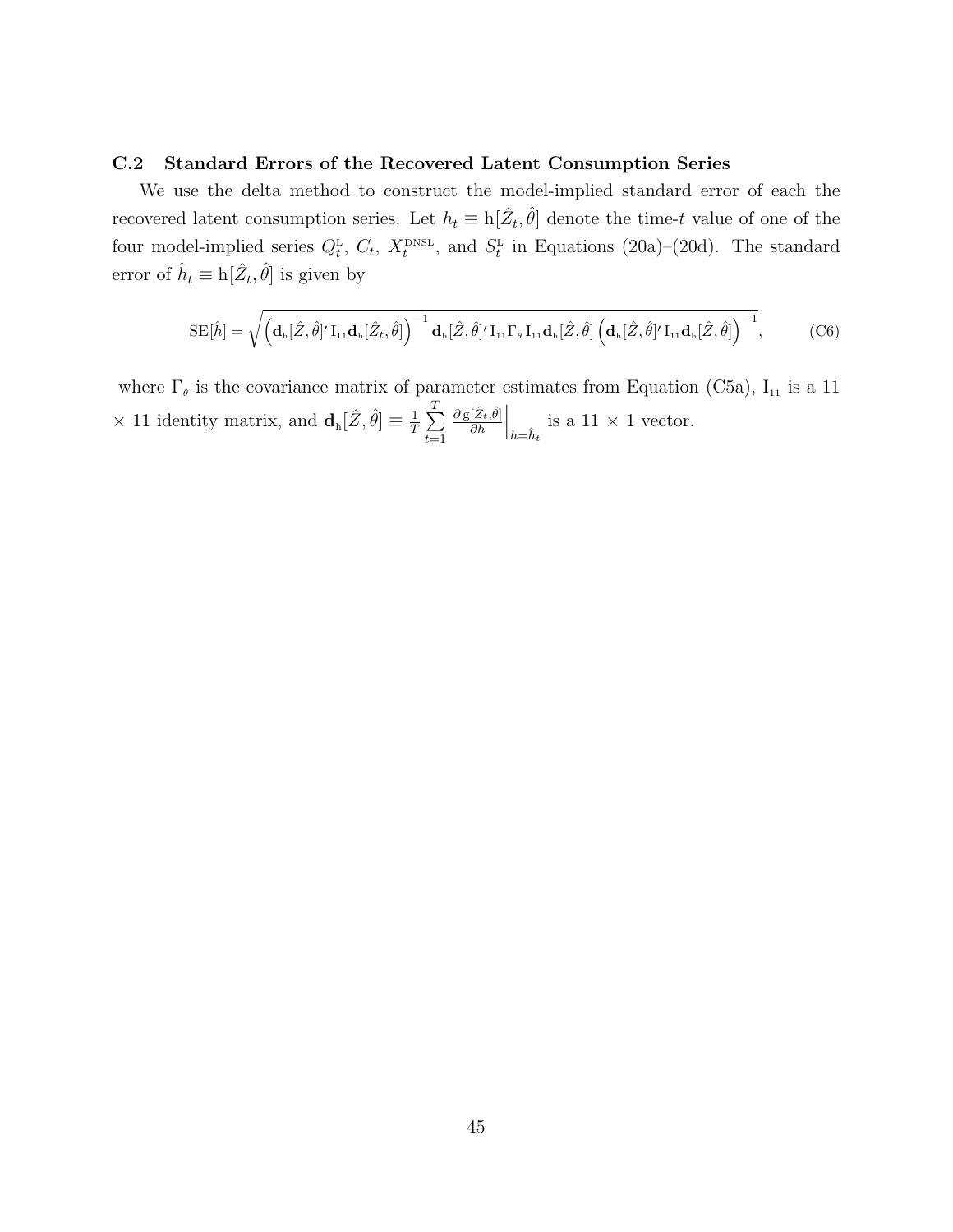### C.2 Standard Errors of the Recovered Latent Consumption Series

We use the delta method to construct the model-implied standard error of each the recovered latent consumption series. Let $h_t \equiv \mathrm{h}[\hat{Z}_t, \hat{\theta}]$ denote the time-$t$ value of one of the four model-implied series $Q_t^{\mathrm{L}}$, $C_t$, $X_t^{\mathrm{DNSL}}$, and $S_t^{\mathrm{L}}$ in Equations (20a)–(20d). The standard error of $\hat{h}_t \equiv \mathrm{h}[\hat{Z}_t, \hat{\theta}]$ is given by

$$\mathrm{SE}[\hat{h}] = \sqrt{\left(\mathbf{d}_{\mathrm{h}}[\hat{Z}, \hat{\theta}]' \, \mathrm{I}_{11} \mathbf{d}_{\mathrm{h}}[\hat{Z}_t, \hat{\theta}]\right)^{-1} \mathbf{d}_{\mathrm{h}}[\hat{Z}, \hat{\theta}]' \, \mathrm{I}_{11} \Gamma_{\theta} \, \mathrm{I}_{11} \mathbf{d}_{\mathrm{h}}[\hat{Z}, \hat{\theta}] \left(\mathbf{d}_{\mathrm{h}}[\hat{Z}, \hat{\theta}]' \, \mathrm{I}_{11} \mathbf{d}_{\mathrm{h}}[\hat{Z}, \hat{\theta}]\right)^{-1}}, \qquad \text{(C6)}$$

where $\Gamma_{\theta}$ is the covariance matrix of parameter estimates from Equation (C5a), $\mathrm{I}_{11}$ is a 11 $\times$ 11 identity matrix, and $\mathbf{d}_{\mathrm{h}}[\hat{Z}, \hat{\theta}] \equiv \frac{1}{T} \sum_{t=1}^{T} \frac{\partial \, \mathrm{g}[\hat{Z}_t, \hat{\theta}]}{\partial h}\Big|_{h=\hat{h}_t}$ is a 11 $\times$ 1 vector.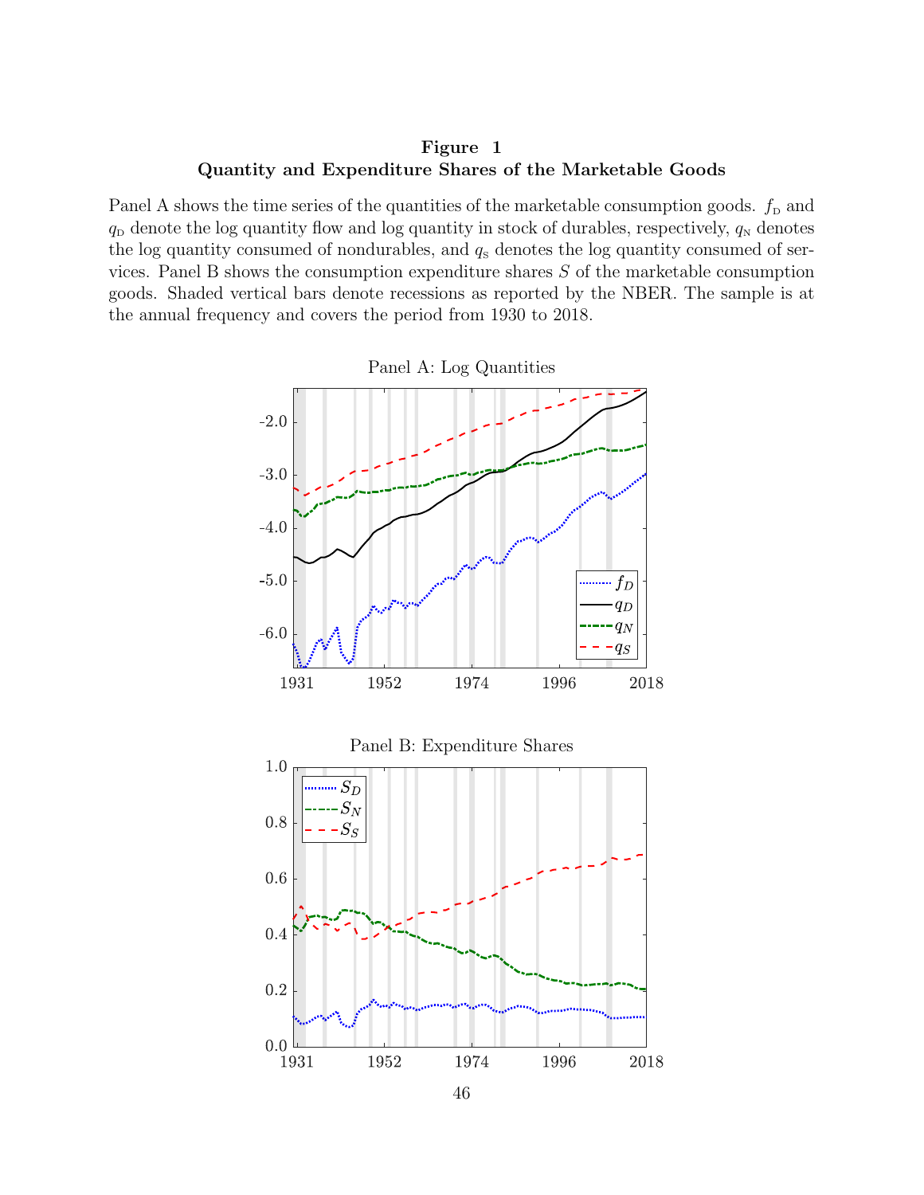**Figure 1**
**Quantity and Expenditure Shares of the Marketable Goods**

Panel A shows the time series of the quantities of the marketable consumption goods. $f_D$ and $q_D$ denote the log quantity flow and log quantity in stock of durables, respectively, $q_N$ denotes the log quantity consumed of nondurables, and $q_S$ denotes the log quantity consumed of services. Panel B shows the consumption expenditure shares $S$ of the marketable consumption goods. Shaded vertical bars denote recessions as reported by the NBER. The sample is at the annual frequency and covers the period from 1930 to 2018.

Panel A: Log Quantities

Panel B: Expenditure Shares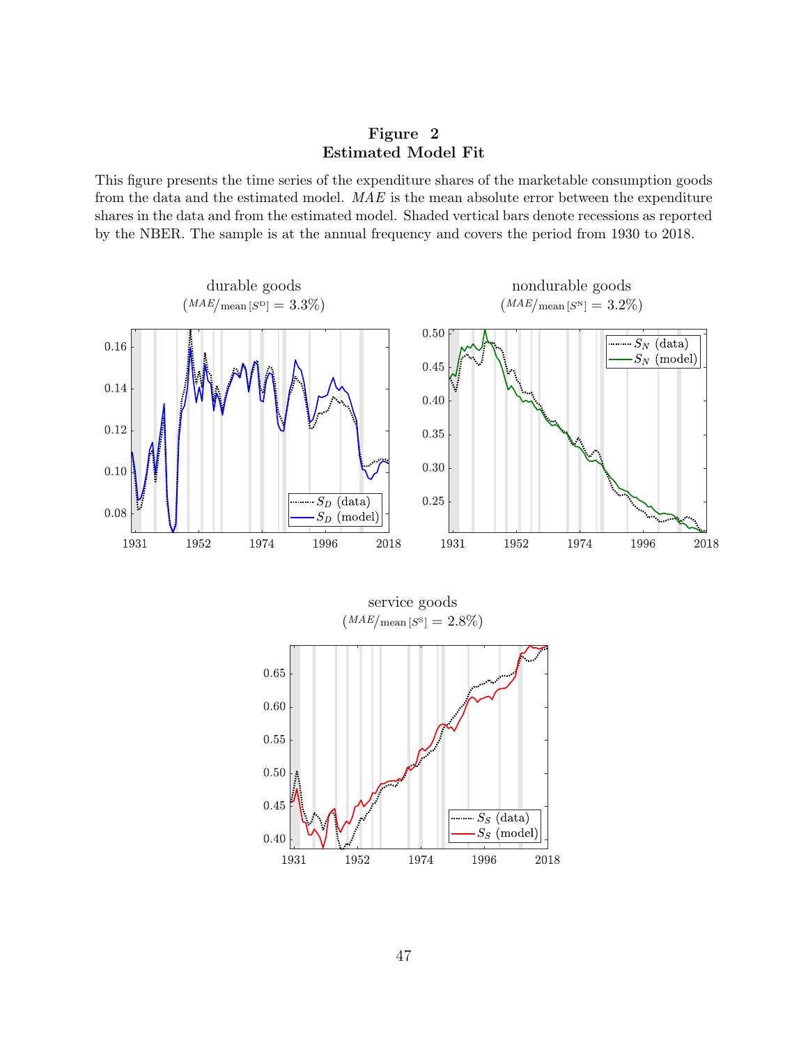**Figure 2**
**Estimated Model Fit**

This figure presents the time series of the expenditure shares of the marketable consumption goods from the data and the estimated model. *MAE* is the mean absolute error between the expenditure shares in the data and from the estimated model. Shaded vertical bars denote recessions as reported by the NBER. The sample is at the annual frequency and covers the period from 1930 to 2018.

durable goods
($^{MAE}/_{\text{mean}\,[S^{\text{D}}]} = 3.3\%$)

nondurable goods
($^{MAE}/_{\text{mean}\,[S^{\text{N}}]} = 3.2\%$)

service goods
($^{MAE}/_{\text{mean}\,[S^{\text{S}}]} = 2.8\%$)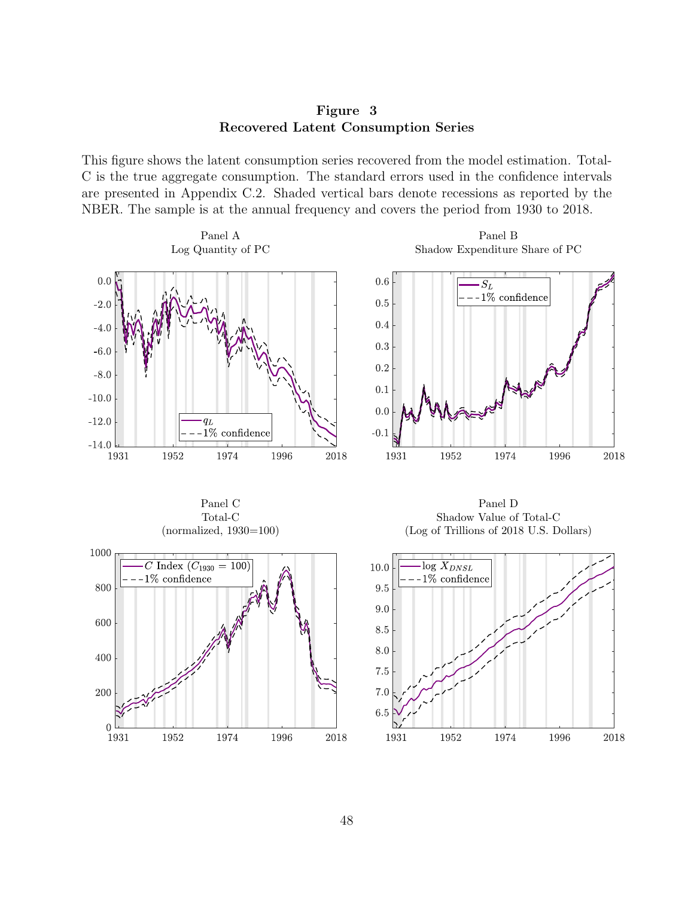# Figure 3
## Recovered Latent Consumption Series

This figure shows the latent consumption series recovered from the model estimation. Total-C is the true aggregate consumption. The standard errors used in the confidence intervals are presented in Appendix C.2. Shaded vertical bars denote recessions as reported by the NBER. The sample is at the annual frequency and covers the period from 1930 to 2018.

Panel A
Log Quantity of PC

Panel B
Shadow Expenditure Share of PC

Panel C
Total-C
(normalized, 1930=100)

Panel D
Shadow Value of Total-C
(Log of Trillions of 2018 U.S. Dollars)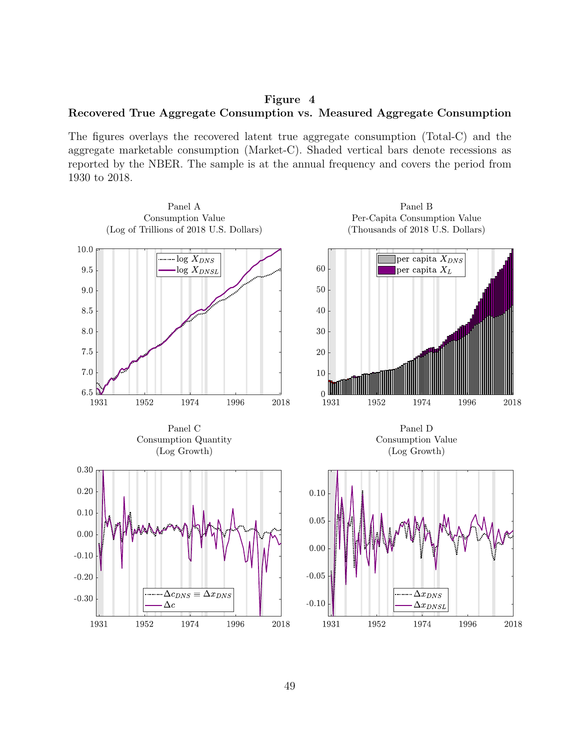**Figure 4**

**Recovered True Aggregate Consumption vs. Measured Aggregate Consumption**

The figures overlays the recovered latent true aggregate consumption (Total-C) and the aggregate marketable consumption (Market-C). Shaded vertical bars denote recessions as reported by the NBER. The sample is at the annual frequency and covers the period from 1930 to 2018.

Panel A
Consumption Value
(Log of Trillions of 2018 U.S. Dollars)

Legend: $\log X_{DNS}$; $\log X_{DNSL}$

Panel B
Per-Capita Consumption Value
(Thousands of 2018 U.S. Dollars)

Legend: per capita $X_{DNS}$; per capita $X_L$

Panel C
Consumption Quantity
(Log Growth)

Legend: $\Delta c_{DNS} \equiv \Delta x_{DNS}$; $\Delta c$

Panel D
Consumption Value
(Log Growth)

Legend: $\Delta x_{DNS}$; $\Delta x_{DNSL}$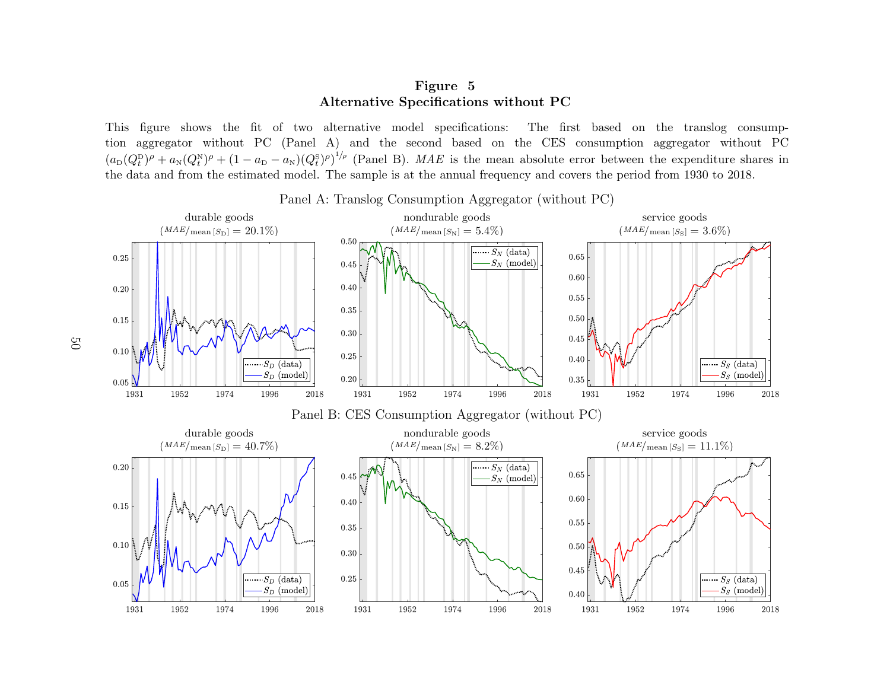# Figure 5
## Alternative Specifications without PC

This figure shows the fit of two alternative model specifications: The first based on the translog consumption aggregator without PC (Panel A) and the second based on the CES consumption aggregator without PC $\left(a_{\text{D}}(Q_t^{\text{D}})^\rho + a_{\text{N}}(Q_t^{\text{N}})^\rho + (1 - a_{\text{D}} - a_{\text{N}})(Q_t^{\text{S}})^\rho\right)^{1/\rho}$ (Panel B). *MAE* is the mean absolute error between the expenditure shares in the data and from the estimated model. The sample is at the annual frequency and covers the period from 1930 to 2018.

### Panel A: Translog Consumption Aggregator (without PC)

durable goods ($^{MAE}/_{\text{mean}\,[S_{\text{D}}]} = 20.1\%$)

nondurable goods ($^{MAE}/_{\text{mean}\,[S_{\text{N}}]} = 5.4\%$)

service goods ($^{MAE}/_{\text{mean}\,[S_{\text{S}}]} = 3.6\%$)

### Panel B: CES Consumption Aggregator (without PC)

durable goods ($^{MAE}/_{\text{mean}\,[S_{\text{D}}]} = 40.7\%$)

nondurable goods ($^{MAE}/_{\text{mean}\,[S_{\text{N}}]} = 8.2\%$)

service goods ($^{MAE}/_{\text{mean}\,[S_{\text{S}}]} = 11.1\%$)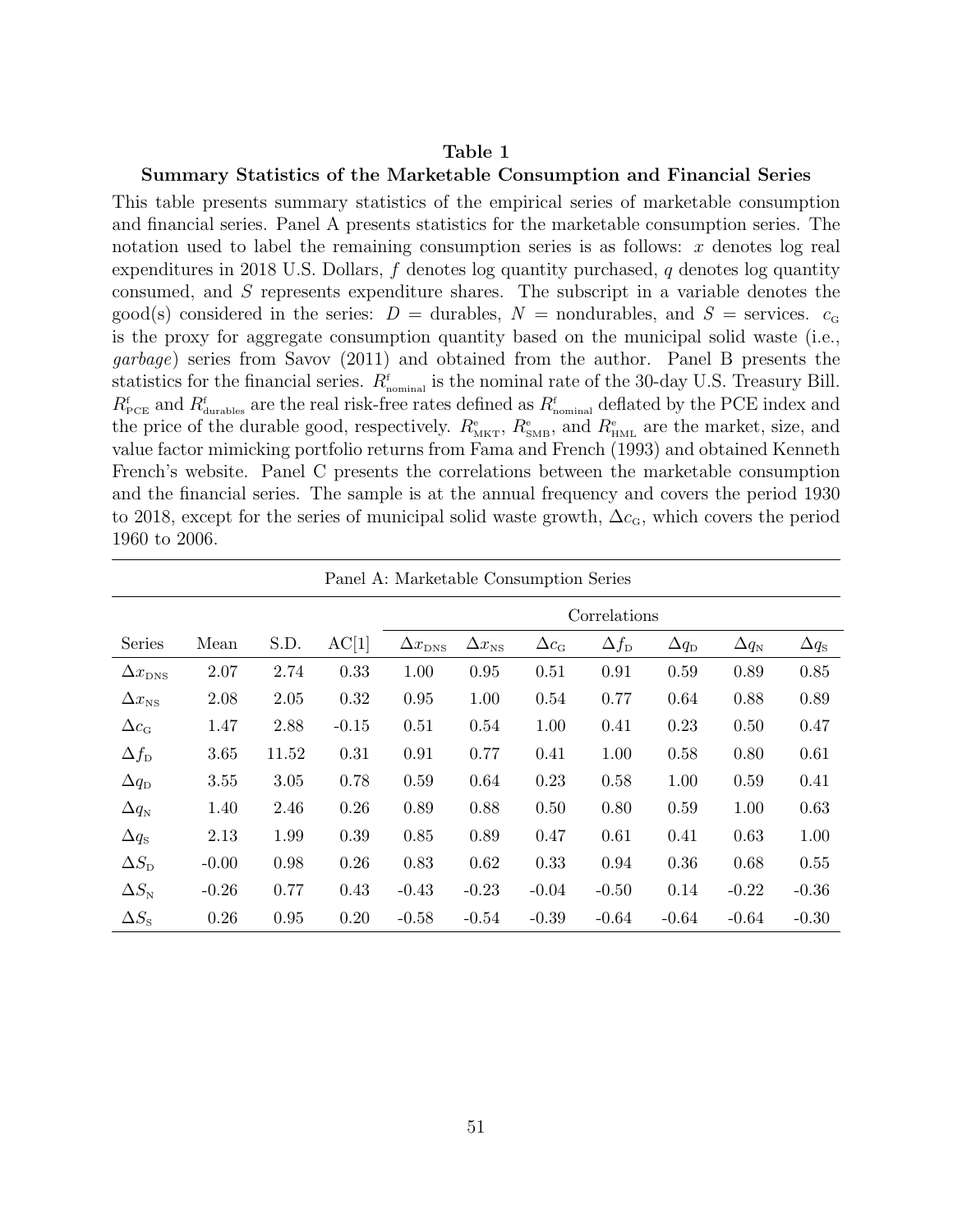**Table 1**

**Summary Statistics of the Marketable Consumption and Financial Series**

This table presents summary statistics of the empirical series of marketable consumption and financial series. Panel A presents statistics for the marketable consumption series. The notation used to label the remaining consumption series is as follows: $x$ denotes log real expenditures in 2018 U.S. Dollars, $f$ denotes log quantity purchased, $q$ denotes log quantity consumed, and $S$ represents expenditure shares. The subscript in a variable denotes the good(s) considered in the series: $D$ = durables, $N$ = nondurables, and $S$ = services. $c_{\text{G}}$ is the proxy for aggregate consumption quantity based on the municipal solid waste (i.e., *garbage*) series from Savov (2011) and obtained from the author. Panel B presents the statistics for the financial series. $R^{\text{f}}_{\text{nominal}}$ is the nominal rate of the 30-day U.S. Treasury Bill. $R^{\text{f}}_{\text{PCE}}$ and $R^{\text{f}}_{\text{durables}}$ are the real risk-free rates defined as $R^{\text{f}}_{\text{nominal}}$ deflated by the PCE index and the price of the durable good, respectively. $R^{\text{e}}_{\text{MKT}}$, $R^{\text{e}}_{\text{SMB}}$, and $R^{\text{e}}_{\text{HML}}$ are the market, size, and value factor mimicking portfolio returns from Fama and French (1993) and obtained Kenneth French's website. Panel C presents the correlations between the marketable consumption and the financial series. The sample is at the annual frequency and covers the period 1930 to 2018, except for the series of municipal solid waste growth, $\Delta c_{\text{G}}$, which covers the period 1960 to 2006.

Panel A: Marketable Consumption Series

| | | | | Correlations | | | | | | |
|---|---|---|---|---|---|---|---|---|---|---|
| Series | Mean | S.D. | AC[1] | $\Delta x_{\text{DNS}}$ | $\Delta x_{\text{NS}}$ | $\Delta c_{\text{G}}$ | $\Delta f_{\text{D}}$ | $\Delta q_{\text{D}}$ | $\Delta q_{\text{N}}$ | $\Delta q_{\text{S}}$ |
| $\Delta x_{\text{DNS}}$ | 2.07 | 2.74 | 0.33 | 1.00 | 0.95 | 0.51 | 0.91 | 0.59 | 0.89 | 0.85 |
| $\Delta x_{\text{NS}}$ | 2.08 | 2.05 | 0.32 | 0.95 | 1.00 | 0.54 | 0.77 | 0.64 | 0.88 | 0.89 |
| $\Delta c_{\text{G}}$ | 1.47 | 2.88 | -0.15 | 0.51 | 0.54 | 1.00 | 0.41 | 0.23 | 0.50 | 0.47 |
| $\Delta f_{\text{D}}$ | 3.65 | 11.52 | 0.31 | 0.91 | 0.77 | 0.41 | 1.00 | 0.58 | 0.80 | 0.61 |
| $\Delta q_{\text{D}}$ | 3.55 | 3.05 | 0.78 | 0.59 | 0.64 | 0.23 | 0.58 | 1.00 | 0.59 | 0.41 |
| $\Delta q_{\text{N}}$ | 1.40 | 2.46 | 0.26 | 0.89 | 0.88 | 0.50 | 0.80 | 0.59 | 1.00 | 0.63 |
| $\Delta q_{\text{S}}$ | 2.13 | 1.99 | 0.39 | 0.85 | 0.89 | 0.47 | 0.61 | 0.41 | 0.63 | 1.00 |
| $\Delta S_{\text{D}}$ | -0.00 | 0.98 | 0.26 | 0.83 | 0.62 | 0.33 | 0.94 | 0.36 | 0.68 | 0.55 |
| $\Delta S_{\text{N}}$ | -0.26 | 0.77 | 0.43 | -0.43 | -0.23 | -0.04 | -0.50 | 0.14 | -0.22 | -0.36 |
| $\Delta S_{\text{S}}$ | 0.26 | 0.95 | 0.20 | -0.58 | -0.54 | -0.39 | -0.64 | -0.64 | -0.64 | -0.30 |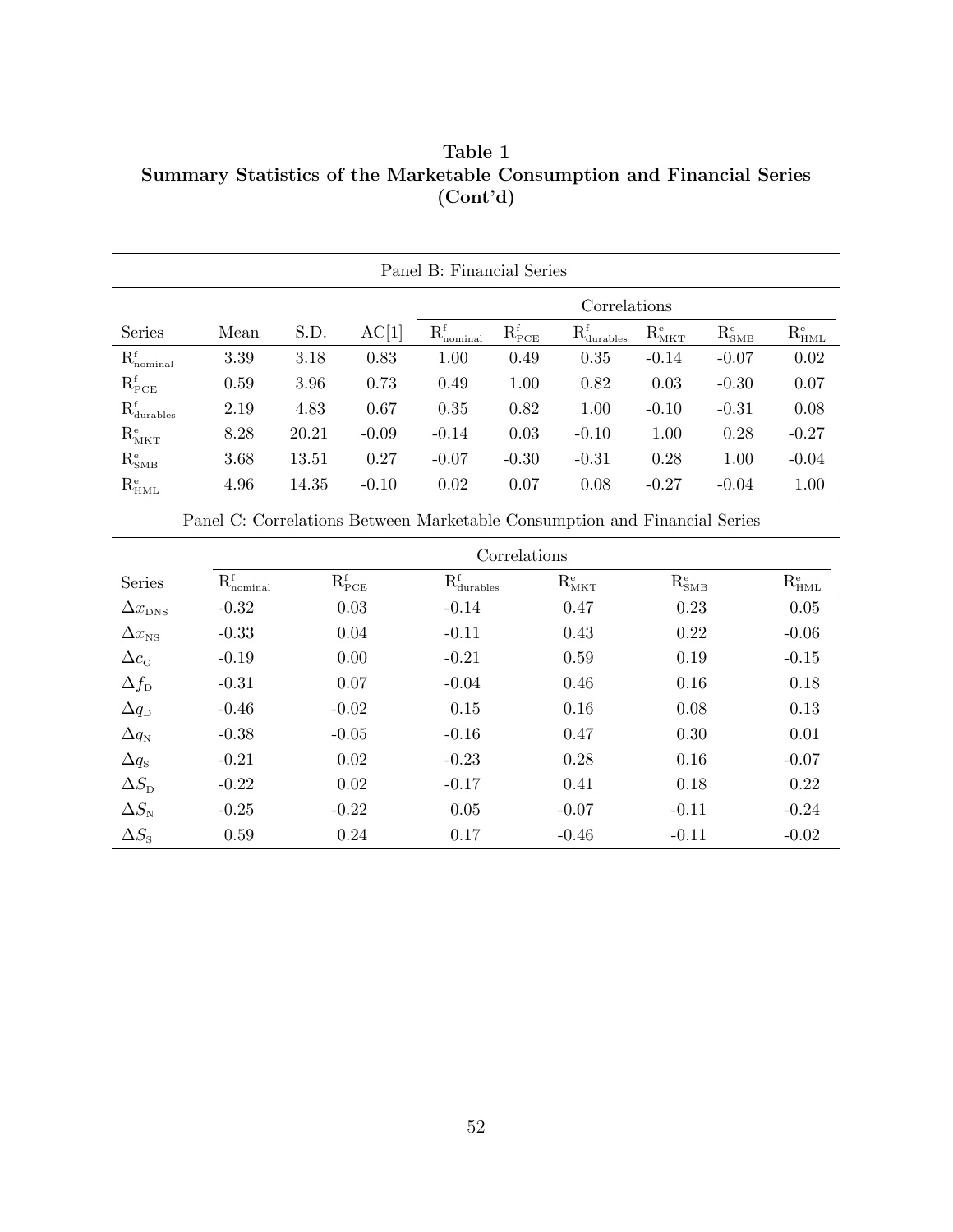**Table 1**
**Summary Statistics of the Marketable Consumption and Financial Series (Cont'd)**

| Panel B: Financial Series | | | | | | | | | |
|---|---|---|---|---|---|---|---|---|---|
| | | | | Correlations | | | | | |
| Series | Mean | S.D. | AC[1] | $R^f_{nominal}$ | $R^f_{PCE}$ | $R^f_{durables}$ | $R^e_{MKT}$ | $R^e_{SMB}$ | $R^e_{HML}$ |
| $R^f_{nominal}$ | 3.39 | 3.18 | 0.83 | 1.00 | 0.49 | 0.35 | -0.14 | -0.07 | 0.02 |
| $R^f_{PCE}$ | 0.59 | 3.96 | 0.73 | 0.49 | 1.00 | 0.82 | 0.03 | -0.30 | 0.07 |
| $R^f_{durables}$ | 2.19 | 4.83 | 0.67 | 0.35 | 0.82 | 1.00 | -0.10 | -0.31 | 0.08 |
| $R^e_{MKT}$ | 8.28 | 20.21 | -0.09 | -0.14 | 0.03 | -0.10 | 1.00 | 0.28 | -0.27 |
| $R^e_{SMB}$ | 3.68 | 13.51 | 0.27 | -0.07 | -0.30 | -0.31 | 0.28 | 1.00 | -0.04 |
| $R^e_{HML}$ | 4.96 | 14.35 | -0.10 | 0.02 | 0.07 | 0.08 | -0.27 | -0.04 | 1.00 |

| Panel C: Correlations Between Marketable Consumption and Financial Series | | | | | | |
|---|---|---|---|---|---|---|
| | Correlations | | | | | |
| Series | $R^f_{nominal}$ | $R^f_{PCE}$ | $R^f_{durables}$ | $R^e_{MKT}$ | $R^e_{SMB}$ | $R^e_{HML}$ |
| $\Delta x_{DNS}$ | -0.32 | 0.03 | -0.14 | 0.47 | 0.23 | 0.05 |
| $\Delta x_{NS}$ | -0.33 | 0.04 | -0.11 | 0.43 | 0.22 | -0.06 |
| $\Delta c_G$ | -0.19 | 0.00 | -0.21 | 0.59 | 0.19 | -0.15 |
| $\Delta f_D$ | -0.31 | 0.07 | -0.04 | 0.46 | 0.16 | 0.18 |
| $\Delta q_D$ | -0.46 | -0.02 | 0.15 | 0.16 | 0.08 | 0.13 |
| $\Delta q_N$ | -0.38 | -0.05 | -0.16 | 0.47 | 0.30 | 0.01 |
| $\Delta q_S$ | -0.21 | 0.02 | -0.23 | 0.28 | 0.16 | -0.07 |
| $\Delta S_D$ | -0.22 | 0.02 | -0.17 | 0.41 | 0.18 | 0.22 |
| $\Delta S_N$ | -0.25 | -0.22 | 0.05 | -0.07 | -0.11 | -0.24 |
| $\Delta S_S$ | 0.59 | 0.24 | 0.17 | -0.46 | -0.11 | -0.02 |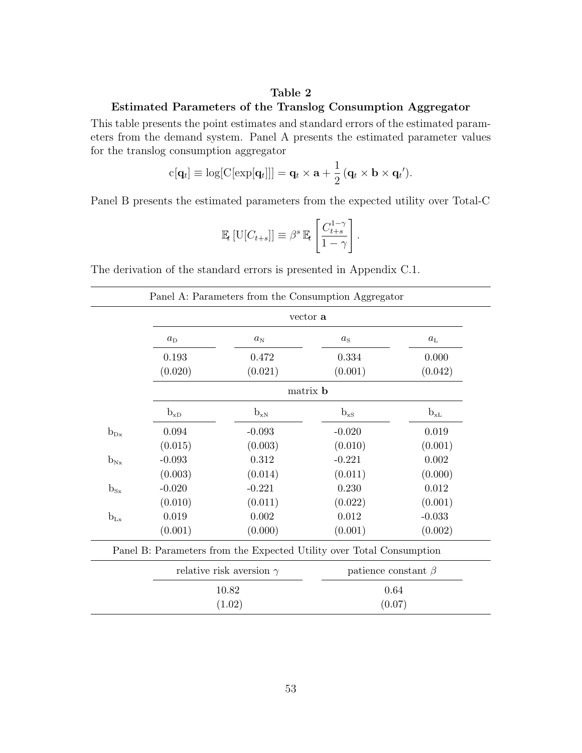**Table 2**

**Estimated Parameters of the Translog Consumption Aggregator**

This table presents the point estimates and standard errors of the estimated parameters from the demand system. Panel A presents the estimated parameter values for the translog consumption aggregator

$$\mathrm{c}[\mathbf{q}_t] \equiv \log[\mathrm{C}[\exp[\mathbf{q}_t]]] = \mathbf{q}_t \times \mathbf{a} + \frac{1}{2}\left(\mathbf{q}_t \times \mathbf{b} \times \mathbf{q}_t{}'\right).$$

Panel B presents the estimated parameters from the expected utility over Total-C

$$\mathbb{E}_t\left[\mathrm{U}[C_{t+s}]\right] \equiv \beta^s\, \mathbb{E}_t\left[\frac{C_{t+s}^{1-\gamma}}{1-\gamma}\right].$$

The derivation of the standard errors is presented in Appendix C.1.

| Panel A: Parameters from the Consumption Aggregator | | | | |
|---|---|---|---|---|
| | vector **a** | | | |
| | $a_{\mathrm{D}}$ | $a_{\mathrm{N}}$ | $a_{\mathrm{S}}$ | $a_{\mathrm{L}}$ |
| | 0.193 | 0.472 | 0.334 | 0.000 |
| | (0.020) | (0.021) | (0.001) | (0.042) |
| | matrix **b** | | | |
| | $\mathrm{b}_{\mathrm{xD}}$ | $\mathrm{b}_{\mathrm{xN}}$ | $\mathrm{b}_{\mathrm{xS}}$ | $\mathrm{b}_{\mathrm{xL}}$ |
| $\mathrm{b}_{\mathrm{Dx}}$ | 0.094 | -0.093 | -0.020 | 0.019 |
| | (0.015) | (0.003) | (0.010) | (0.001) |
| $\mathrm{b}_{\mathrm{Nx}}$ | -0.093 | 0.312 | -0.221 | 0.002 |
| | (0.003) | (0.014) | (0.011) | (0.000) |
| $\mathrm{b}_{\mathrm{Sx}}$ | -0.020 | -0.221 | 0.230 | 0.012 |
| | (0.010) | (0.011) | (0.022) | (0.001) |
| $\mathrm{b}_{\mathrm{Lx}}$ | 0.019 | 0.002 | 0.012 | -0.033 |
| | (0.001) | (0.000) | (0.001) | (0.002) |

| Panel B: Parameters from the Expected Utility over Total Consumption | |
|---|---|
| relative risk aversion $\gamma$ | patience constant $\beta$ |
| 10.82 | 0.64 |
| (1.02) | (0.07) |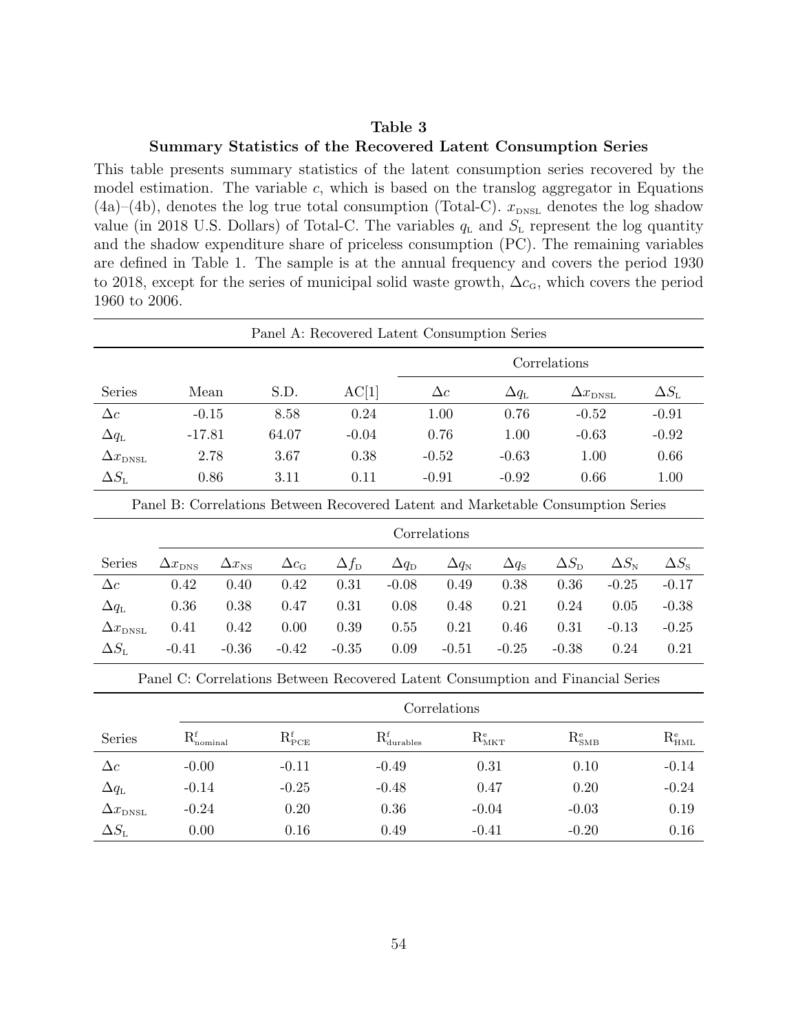**Table 3**

**Summary Statistics of the Recovered Latent Consumption Series**

This table presents summary statistics of the latent consumption series recovered by the model estimation. The variable $c$, which is based on the translog aggregator in Equations (4a)–(4b), denotes the log true total consumption (Total-C). $x_{\text{DNSL}}$ denotes the log shadow value (in 2018 U.S. Dollars) of Total-C. The variables $q_{\text{L}}$ and $S_{\text{L}}$ represent the log quantity and the shadow expenditure share of priceless consumption (PC). The remaining variables are defined in Table 1. The sample is at the annual frequency and covers the period 1930 to 2018, except for the series of municipal solid waste growth, $\Delta c_{\text{G}}$, which covers the period 1960 to 2006.

Panel A: Recovered Latent Consumption Series

| | | | | Correlations | | | |
|---|---|---|---|---|---|---|---|
| Series | Mean | S.D. | AC[1] | $\Delta c$ | $\Delta q_{\text{L}}$ | $\Delta x_{\text{DNSL}}$ | $\Delta S_{\text{L}}$ |
| $\Delta c$ | -0.15 | 8.58 | 0.24 | 1.00 | 0.76 | -0.52 | -0.91 |
| $\Delta q_{\text{L}}$ | -17.81 | 64.07 | -0.04 | 0.76 | 1.00 | -0.63 | -0.92 |
| $\Delta x_{\text{DNSL}}$ | 2.78 | 3.67 | 0.38 | -0.52 | -0.63 | 1.00 | 0.66 |
| $\Delta S_{\text{L}}$ | 0.86 | 3.11 | 0.11 | -0.91 | -0.92 | 0.66 | 1.00 |

Panel B: Correlations Between Recovered Latent and Marketable Consumption Series

| | Correlations | | | | | | | | | |
|---|---|---|---|---|---|---|---|---|---|---|
| Series | $\Delta x_{\text{DNS}}$ | $\Delta x_{\text{NS}}$ | $\Delta c_{\text{G}}$ | $\Delta f_{\text{D}}$ | $\Delta q_{\text{D}}$ | $\Delta q_{\text{N}}$ | $\Delta q_{\text{S}}$ | $\Delta S_{\text{D}}$ | $\Delta S_{\text{N}}$ | $\Delta S_{\text{S}}$ |
| $\Delta c$ | 0.42 | 0.40 | 0.42 | 0.31 | -0.08 | 0.49 | 0.38 | 0.36 | -0.25 | -0.17 |
| $\Delta q_{\text{L}}$ | 0.36 | 0.38 | 0.47 | 0.31 | 0.08 | 0.48 | 0.21 | 0.24 | 0.05 | -0.38 |
| $\Delta x_{\text{DNSL}}$ | 0.41 | 0.42 | 0.00 | 0.39 | 0.55 | 0.21 | 0.46 | 0.31 | -0.13 | -0.25 |
| $\Delta S_{\text{L}}$ | -0.41 | -0.36 | -0.42 | -0.35 | 0.09 | -0.51 | -0.25 | -0.38 | 0.24 | 0.21 |

Panel C: Correlations Between Recovered Latent Consumption and Financial Series

| | Correlations | | | | | |
|---|---|---|---|---|---|---|
| Series | $\text{R}^{\text{f}}_{\text{nominal}}$ | $\text{R}^{\text{f}}_{\text{PCE}}$ | $\text{R}^{\text{f}}_{\text{durables}}$ | $\text{R}^{\text{e}}_{\text{MKT}}$ | $\text{R}^{\text{e}}_{\text{SMB}}$ | $\text{R}^{\text{e}}_{\text{HML}}$ |
| $\Delta c$ | -0.00 | -0.11 | -0.49 | 0.31 | 0.10 | -0.14 |
| $\Delta q_{\text{L}}$ | -0.14 | -0.25 | -0.48 | 0.47 | 0.20 | -0.24 |
| $\Delta x_{\text{DNSL}}$ | -0.24 | 0.20 | 0.36 | -0.04 | -0.03 | 0.19 |
| $\Delta S_{\text{L}}$ | 0.00 | 0.16 | 0.49 | -0.41 | -0.20 | 0.16 |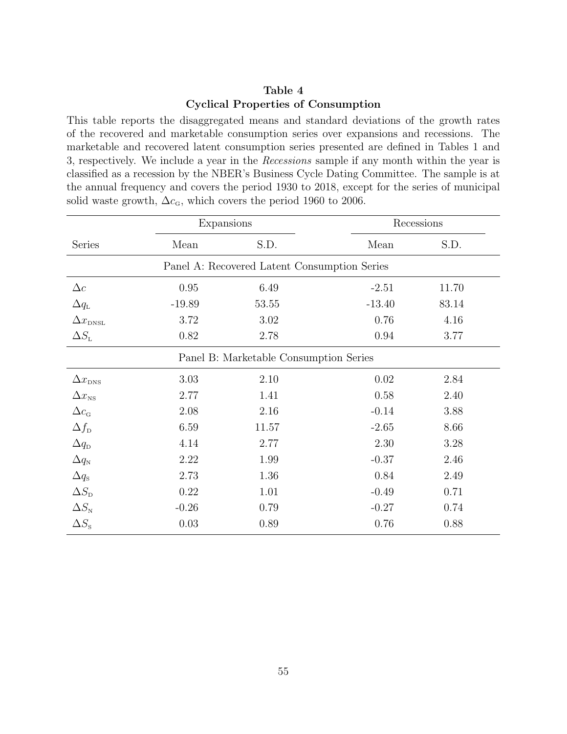**Table 4**
**Cyclical Properties of Consumption**

This table reports the disaggregated means and standard deviations of the growth rates of the recovered and marketable consumption series over expansions and recessions. The marketable and recovered latent consumption series presented are defined in Tables 1 and 3, respectively. We include a year in the *Recessions* sample if any month within the year is classified as a recession by the NBER's Business Cycle Dating Committee. The sample is at the annual frequency and covers the period 1930 to 2018, except for the series of municipal solid waste growth, $\Delta c_{\text{G}}$, which covers the period 1960 to 2006.

| | Expansions | | Recessions | |
|---|---|---|---|---|
| Series | Mean | S.D. | Mean | S.D. |
| **Panel A: Recovered Latent Consumption Series** | | | | |
| $\Delta c$ | 0.95 | 6.49 | -2.51 | 11.70 |
| $\Delta q_{\text{L}}$ | -19.89 | 53.55 | -13.40 | 83.14 |
| $\Delta x_{\text{DNSL}}$ | 3.72 | 3.02 | 0.76 | 4.16 |
| $\Delta S_{\text{L}}$ | 0.82 | 2.78 | 0.94 | 3.77 |
| **Panel B: Marketable Consumption Series** | | | | |
| $\Delta x_{\text{DNS}}$ | 3.03 | 2.10 | 0.02 | 2.84 |
| $\Delta x_{\text{NS}}$ | 2.77 | 1.41 | 0.58 | 2.40 |
| $\Delta c_{\text{G}}$ | 2.08 | 2.16 | -0.14 | 3.88 |
| $\Delta f_{\text{D}}$ | 6.59 | 11.57 | -2.65 | 8.66 |
| $\Delta q_{\text{D}}$ | 4.14 | 2.77 | 2.30 | 3.28 |
| $\Delta q_{\text{N}}$ | 2.22 | 1.99 | -0.37 | 2.46 |
| $\Delta q_{\text{S}}$ | 2.73 | 1.36 | 0.84 | 2.49 |
| $\Delta S_{\text{D}}$ | 0.22 | 1.01 | -0.49 | 0.71 |
| $\Delta S_{\text{N}}$ | -0.26 | 0.79 | -0.27 | 0.74 |
| $\Delta S_{\text{S}}$ | 0.03 | 0.89 | 0.76 | 0.88 |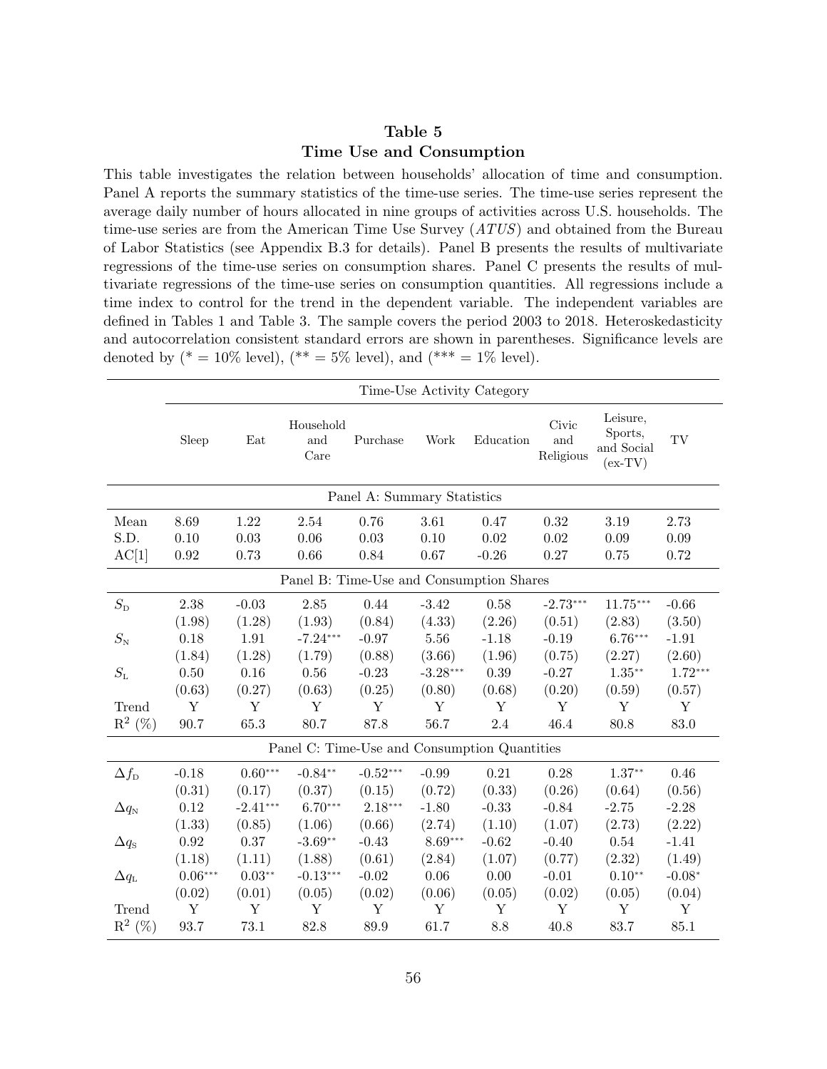## Table 5
## Time Use and Consumption

This table investigates the relation between households' allocation of time and consumption. Panel A reports the summary statistics of the time-use series. The time-use series represent the average daily number of hours allocated in nine groups of activities across U.S. households. The time-use series are from the American Time Use Survey (*ATUS*) and obtained from the Bureau of Labor Statistics (see Appendix B.3 for details). Panel B presents the results of multivariate regressions of the time-use series on consumption shares. Panel C presents the results of multivariate regressions of the time-use series on consumption quantities. All regressions include a time index to control for the trend in the dependent variable. The independent variables are defined in Tables 1 and Table 3. The sample covers the period 2003 to 2018. Heteroskedasticity and autocorrelation consistent standard errors are shown in parentheses. Significance levels are denoted by (* = 10% level), (** = 5% level), and (*** = 1% level).

| | Time-Use Activity Category | | | | | | | | |
|---|---|---|---|---|---|---|---|---|---|
| | Sleep | Eat | Household and Care | Purchase | Work | Education | Civic and Religious | Leisure, Sports, and Social (ex-TV) | TV |
| **Panel A: Summary Statistics** | | | | | | | | | |
| Mean | 8.69 | 1.22 | 2.54 | 0.76 | 3.61 | 0.47 | 0.32 | 3.19 | 2.73 |
| S.D. | 0.10 | 0.03 | 0.06 | 0.03 | 0.10 | 0.02 | 0.02 | 0.09 | 0.09 |
| AC[1] | 0.92 | 0.73 | 0.66 | 0.84 | 0.67 | -0.26 | 0.27 | 0.75 | 0.72 |
| **Panel B: Time-Use and Consumption Shares** | | | | | | | | | |
| $S_{\text{D}}$ | 2.38 | -0.03 | 2.85 | 0.44 | -3.42 | 0.58 | -2.73*** | 11.75*** | -0.66 |
| | (1.98) | (1.28) | (1.93) | (0.84) | (4.33) | (2.26) | (0.51) | (2.83) | (3.50) |
| $S_{\text{N}}$ | 0.18 | 1.91 | -7.24*** | -0.97 | 5.56 | -1.18 | -0.19 | 6.76*** | -1.91 |
| | (1.84) | (1.28) | (1.79) | (0.88) | (3.66) | (1.96) | (0.75) | (2.27) | (2.60) |
| $S_{\text{L}}$ | 0.50 | 0.16 | 0.56 | -0.23 | -3.28*** | 0.39 | -0.27 | 1.35** | 1.72*** |
| | (0.63) | (0.27) | (0.63) | (0.25) | (0.80) | (0.68) | (0.20) | (0.59) | (0.57) |
| Trend | Y | Y | Y | Y | Y | Y | Y | Y | Y |
| $R^2$ (%) | 90.7 | 65.3 | 80.7 | 87.8 | 56.7 | 2.4 | 46.4 | 80.8 | 83.0 |
| **Panel C: Time-Use and Consumption Quantities** | | | | | | | | | |
| $\Delta f_{\text{D}}$ | -0.18 | 0.60*** | -0.84** | -0.52*** | -0.99 | 0.21 | 0.28 | 1.37** | 0.46 |
| | (0.31) | (0.17) | (0.37) | (0.15) | (0.72) | (0.33) | (0.26) | (0.64) | (0.56) |
| $\Delta q_{\text{N}}$ | 0.12 | -2.41*** | 6.70*** | 2.18*** | -1.80 | -0.33 | -0.84 | -2.75 | -2.28 |
| | (1.33) | (0.85) | (1.06) | (0.66) | (2.74) | (1.10) | (1.07) | (2.73) | (2.22) |
| $\Delta q_{\text{S}}$ | 0.92 | 0.37 | -3.69** | -0.43 | 8.69*** | -0.62 | -0.40 | 0.54 | -1.41 |
| | (1.18) | (1.11) | (1.88) | (0.61) | (2.84) | (1.07) | (0.77) | (2.32) | (1.49) |
| $\Delta q_{\text{L}}$ | 0.06*** | 0.03** | -0.13*** | -0.02 | 0.06 | 0.00 | -0.01 | 0.10** | -0.08* |
| | (0.02) | (0.01) | (0.05) | (0.02) | (0.06) | (0.05) | (0.02) | (0.05) | (0.04) |
| Trend | Y | Y | Y | Y | Y | Y | Y | Y | Y |
| $R^2$ (%) | 93.7 | 73.1 | 82.8 | 89.9 | 61.7 | 8.8 | 40.8 | 83.7 | 85.1 |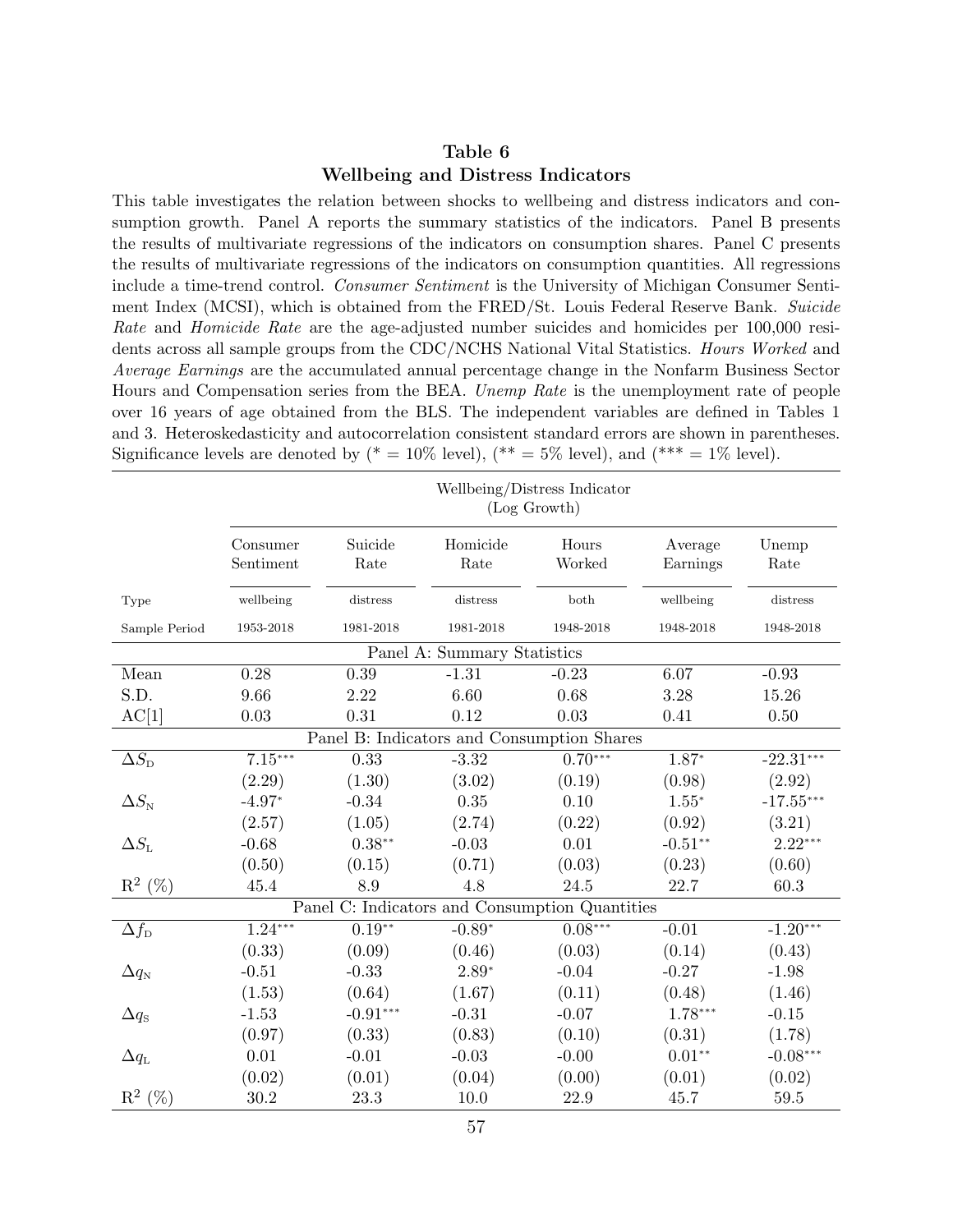## Table 6
## Wellbeing and Distress Indicators

This table investigates the relation between shocks to wellbeing and distress indicators and consumption growth. Panel A reports the summary statistics of the indicators. Panel B presents the results of multivariate regressions of the indicators on consumption shares. Panel C presents the results of multivariate regressions of the indicators on consumption quantities. All regressions include a time-trend control. *Consumer Sentiment* is the University of Michigan Consumer Sentiment Index (MCSI), which is obtained from the FRED/St. Louis Federal Reserve Bank. *Suicide Rate* and *Homicide Rate* are the age-adjusted number suicides and homicides per 100,000 residents across all sample groups from the CDC/NCHS National Vital Statistics. *Hours Worked* and *Average Earnings* are the accumulated annual percentage change in the Nonfarm Business Sector Hours and Compensation series from the BEA. *Unemp Rate* is the unemployment rate of people over 16 years of age obtained from the BLS. The independent variables are defined in Tables 1 and 3. Heteroskedasticity and autocorrelation consistent standard errors are shown in parentheses. Significance levels are denoted by (* = 10% level), (** = 5% level), and (*** = 1% level).

| | Wellbeing/Distress Indicator (Log Growth) | | | | | |
|---|---|---|---|---|---|---|
| | Consumer Sentiment | Suicide Rate | Homicide Rate | Hours Worked | Average Earnings | Unemp Rate |
| Type | wellbeing | distress | distress | both | wellbeing | distress |
| Sample Period | 1953-2018 | 1981-2018 | 1981-2018 | 1948-2018 | 1948-2018 | 1948-2018 |
| **Panel A: Summary Statistics** | | | | | | |
| Mean | 0.28 | 0.39 | -1.31 | -0.23 | 6.07 | -0.93 |
| S.D. | 9.66 | 2.22 | 6.60 | 0.68 | 3.28 | 15.26 |
| AC[1] | 0.03 | 0.31 | 0.12 | 0.03 | 0.41 | 0.50 |
| **Panel B: Indicators and Consumption Shares** | | | | | | |
| $\Delta S_{\mathrm{D}}$ | 7.15*** | 0.33 | -3.32 | 0.70*** | 1.87* | -22.31*** |
| | (2.29) | (1.30) | (3.02) | (0.19) | (0.98) | (2.92) |
| $\Delta S_{\mathrm{N}}$ | -4.97* | -0.34 | 0.35 | 0.10 | 1.55* | -17.55*** |
| | (2.57) | (1.05) | (2.74) | (0.22) | (0.92) | (3.21) |
| $\Delta S_{\mathrm{L}}$ | -0.68 | 0.38** | -0.03 | 0.01 | -0.51** | 2.22*** |
| | (0.50) | (0.15) | (0.71) | (0.03) | (0.23) | (0.60) |
| $R^2$ (%) | 45.4 | 8.9 | 4.8 | 24.5 | 22.7 | 60.3 |
| **Panel C: Indicators and Consumption Quantities** | | | | | | |
| $\Delta f_{\mathrm{D}}$ | 1.24*** | 0.19** | -0.89* | 0.08*** | -0.01 | -1.20*** |
| | (0.33) | (0.09) | (0.46) | (0.03) | (0.14) | (0.43) |
| $\Delta q_{\mathrm{N}}$ | -0.51 | -0.33 | 2.89* | -0.04 | -0.27 | -1.98 |
| | (1.53) | (0.64) | (1.67) | (0.11) | (0.48) | (1.46) |
| $\Delta q_{\mathrm{S}}$ | -1.53 | -0.91*** | -0.31 | -0.07 | 1.78*** | -0.15 |
| | (0.97) | (0.33) | (0.83) | (0.10) | (0.31) | (1.78) |
| $\Delta q_{\mathrm{L}}$ | 0.01 | -0.01 | -0.03 | -0.00 | 0.01** | -0.08*** |
| | (0.02) | (0.01) | (0.04) | (0.00) | (0.01) | (0.02) |
| $R^2$ (%) | 30.2 | 23.3 | 10.0 | 22.9 | 45.7 | 59.5 |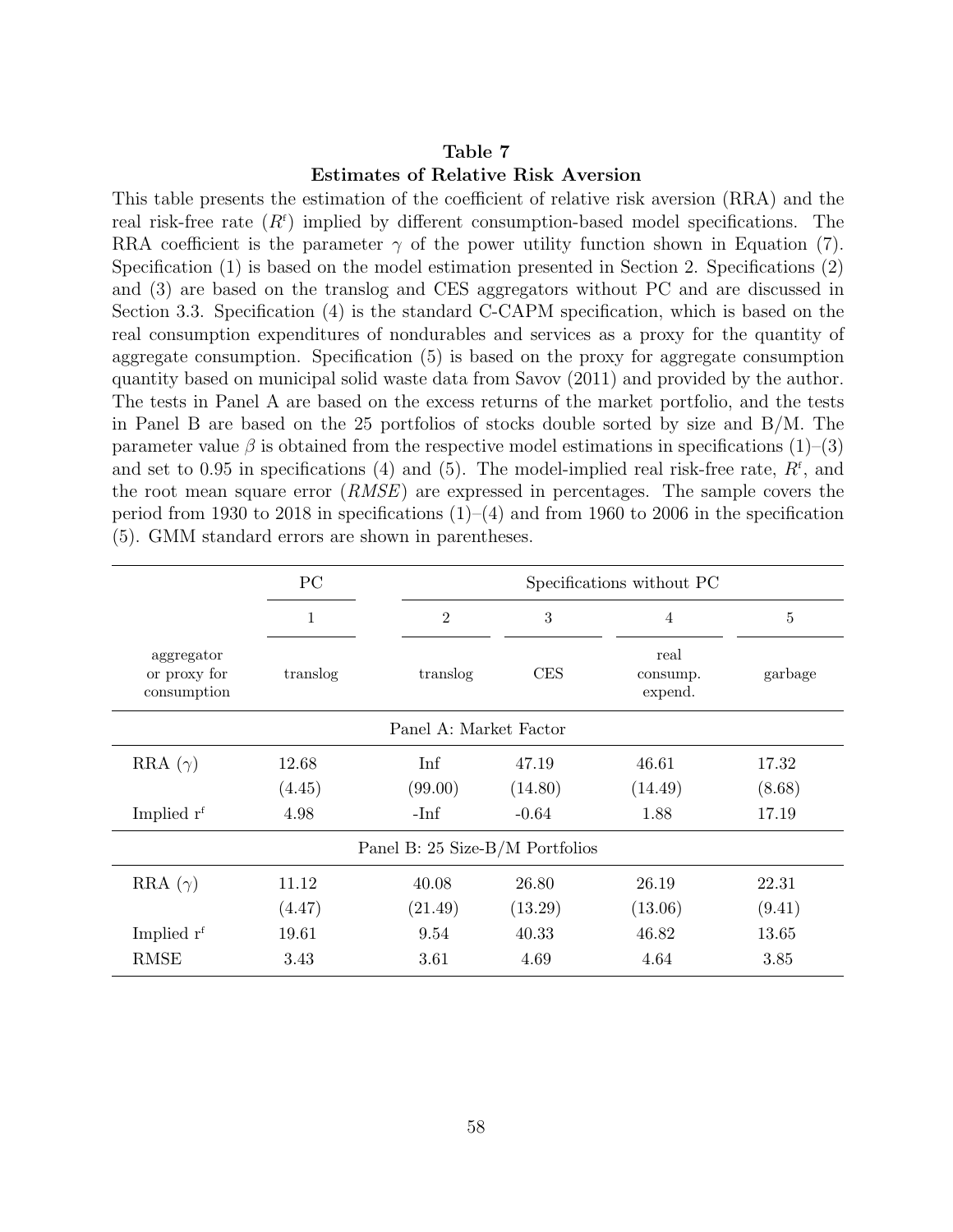## Table 7
## Estimates of Relative Risk Aversion

This table presents the estimation of the coefficient of relative risk aversion (RRA) and the real risk-free rate ($R^{\mathrm{f}}$) implied by different consumption-based model specifications. The RRA coefficient is the parameter $\gamma$ of the power utility function shown in Equation (7). Specification (1) is based on the model estimation presented in Section 2. Specifications (2) and (3) are based on the translog and CES aggregators without PC and are discussed in Section 3.3. Specification (4) is the standard C-CAPM specification, which is based on the real consumption expenditures of nondurables and services as a proxy for the quantity of aggregate consumption. Specification (5) is based on the proxy for aggregate consumption quantity based on municipal solid waste data from Savov (2011) and provided by the author. The tests in Panel A are based on the excess returns of the market portfolio, and the tests in Panel B are based on the 25 portfolios of stocks double sorted by size and B/M. The parameter value $\beta$ is obtained from the respective model estimations in specifications (1)–(3) and set to 0.95 in specifications (4) and (5). The model-implied real risk-free rate, $R^{\mathrm{f}}$, and the root mean square error (*RMSE*) are expressed in percentages. The sample covers the period from 1930 to 2018 in specifications (1)–(4) and from 1960 to 2006 in the specification (5). GMM standard errors are shown in parentheses.

| | PC | Specifications without PC | | | |
|---|---|---|---|---|---|
| | 1 | 2 | 3 | 4 | 5 |
| aggregator or proxy for consumption | translog | translog | CES | real consump. expend. | garbage |
| **Panel A: Market Factor** | | | | | |
| RRA ($\gamma$) | 12.68 | Inf | 47.19 | 46.61 | 17.32 |
| | (4.45) | (99.00) | (14.80) | (14.49) | (8.68) |
| Implied $r^{\mathrm{f}}$ | 4.98 | -Inf | -0.64 | 1.88 | 17.19 |
| **Panel B: 25 Size-B/M Portfolios** | | | | | |
| RRA ($\gamma$) | 11.12 | 40.08 | 26.80 | 26.19 | 22.31 |
| | (4.47) | (21.49) | (13.29) | (13.06) | (9.41) |
| Implied $r^{\mathrm{f}}$ | 19.61 | 9.54 | 40.33 | 46.82 | 13.65 |
| RMSE | 3.43 | 3.61 | 4.69 | 4.64 | 3.85 |